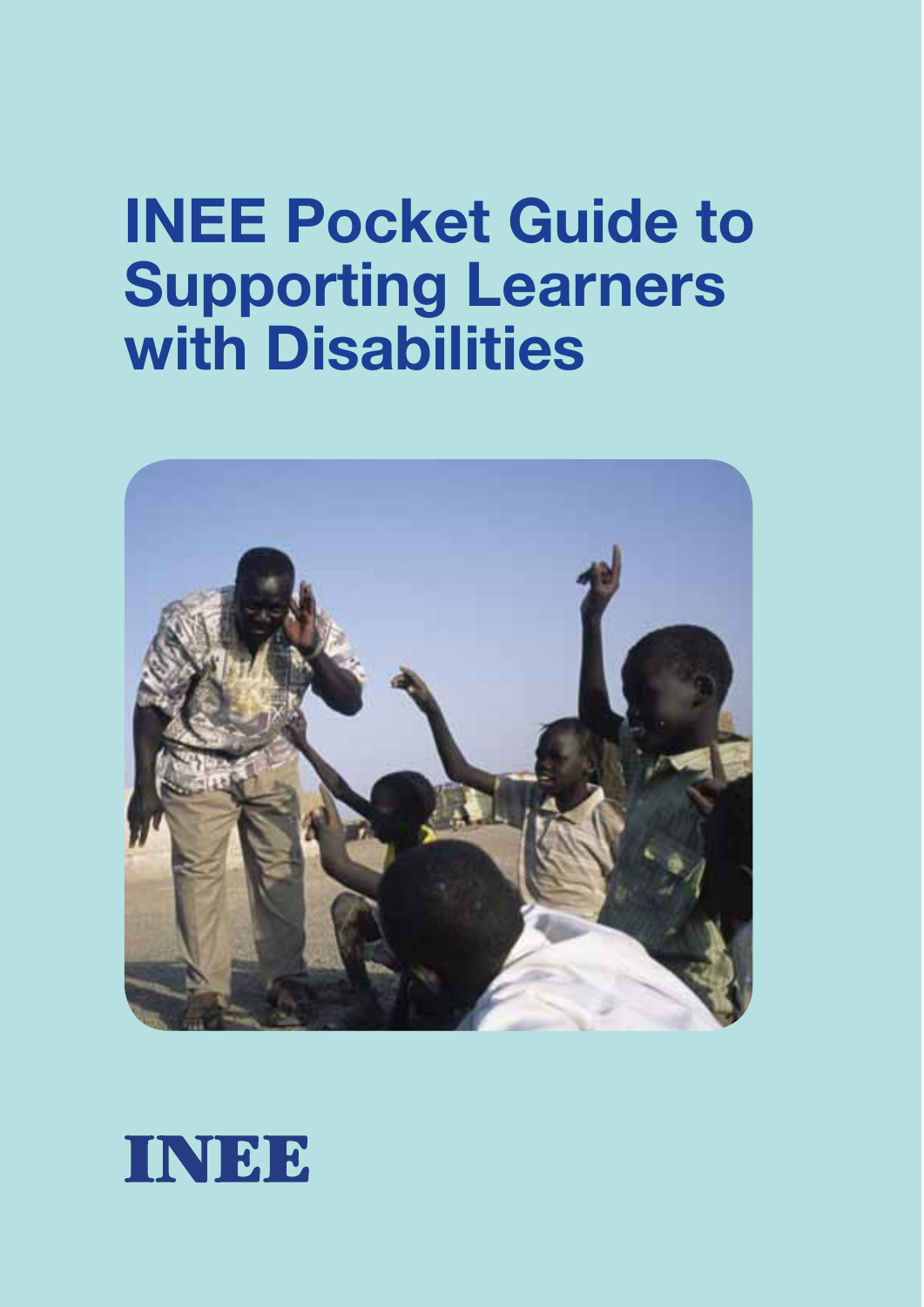# INEE Pocket Guide to Supporting Learners with Disabilities

INEE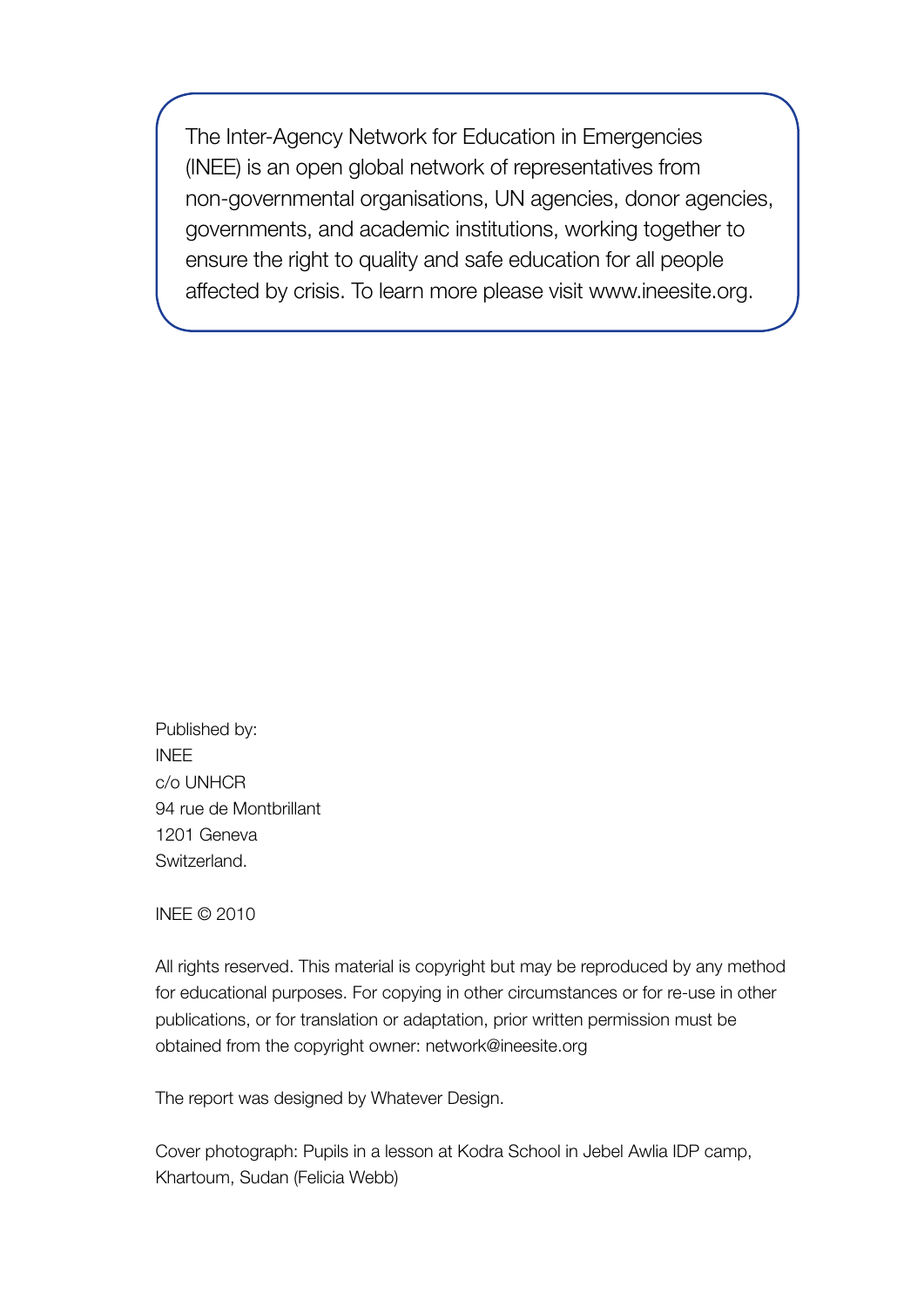The Inter-Agency Network for Education in Emergencies (INEE) is an open global network of representatives from non-governmental organisations, UN agencies, donor agencies, governments, and academic institutions, working together to ensure the right to quality and safe education for all people affected by crisis. To learn more please visit www.ineesite.org.

Published by:
INEE
c/o UNHCR
94 rue de Montbrillant
1201 Geneva
Switzerland.

INEE © 2010

All rights reserved. This material is copyright but may be reproduced by any method for educational purposes. For copying in other circumstances or for re-use in other publications, or for translation or adaptation, prior written permission must be obtained from the copyright owner: network@ineesite.org

The report was designed by Whatever Design.

Cover photograph: Pupils in a lesson at Kodra School in Jebel Awlia IDP camp, Khartoum, Sudan (Felicia Webb)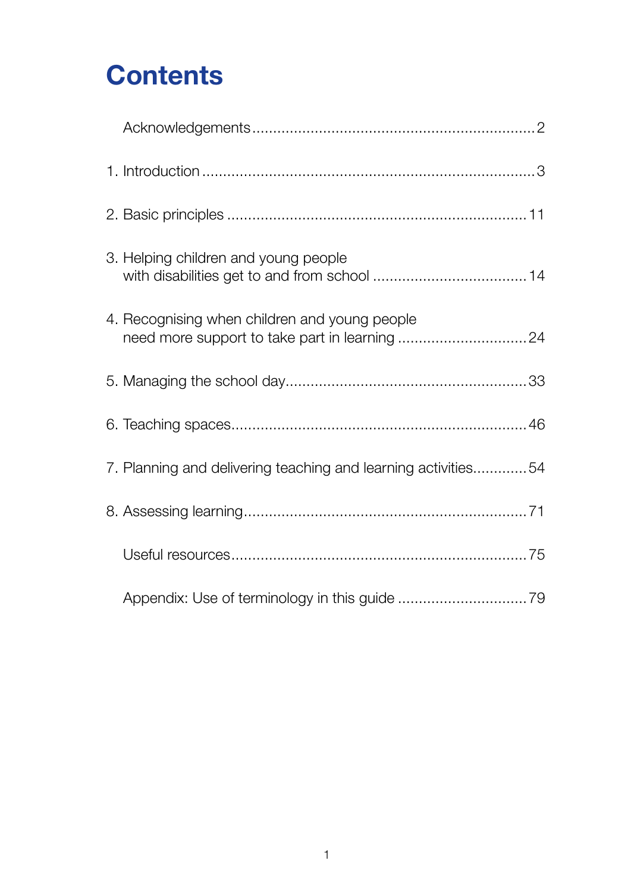# Contents

Acknowledgements .................................................................... 2

1. Introduction ............................................................................. 3

2. Basic principles ...................................................................... 11

3. Helping children and young people with disabilities get to and from school ..................................... 14

4. Recognising when children and young people need more support to take part in learning ............................... 24

5. Managing the school day........................................................... 33

6. Teaching spaces....................................................................... 46

7. Planning and delivering teaching and learning activities............. 54

8. Assessing learning.................................................................... 71

Useful resources........................................................................ 75

Appendix: Use of terminology in this guide ................................ 79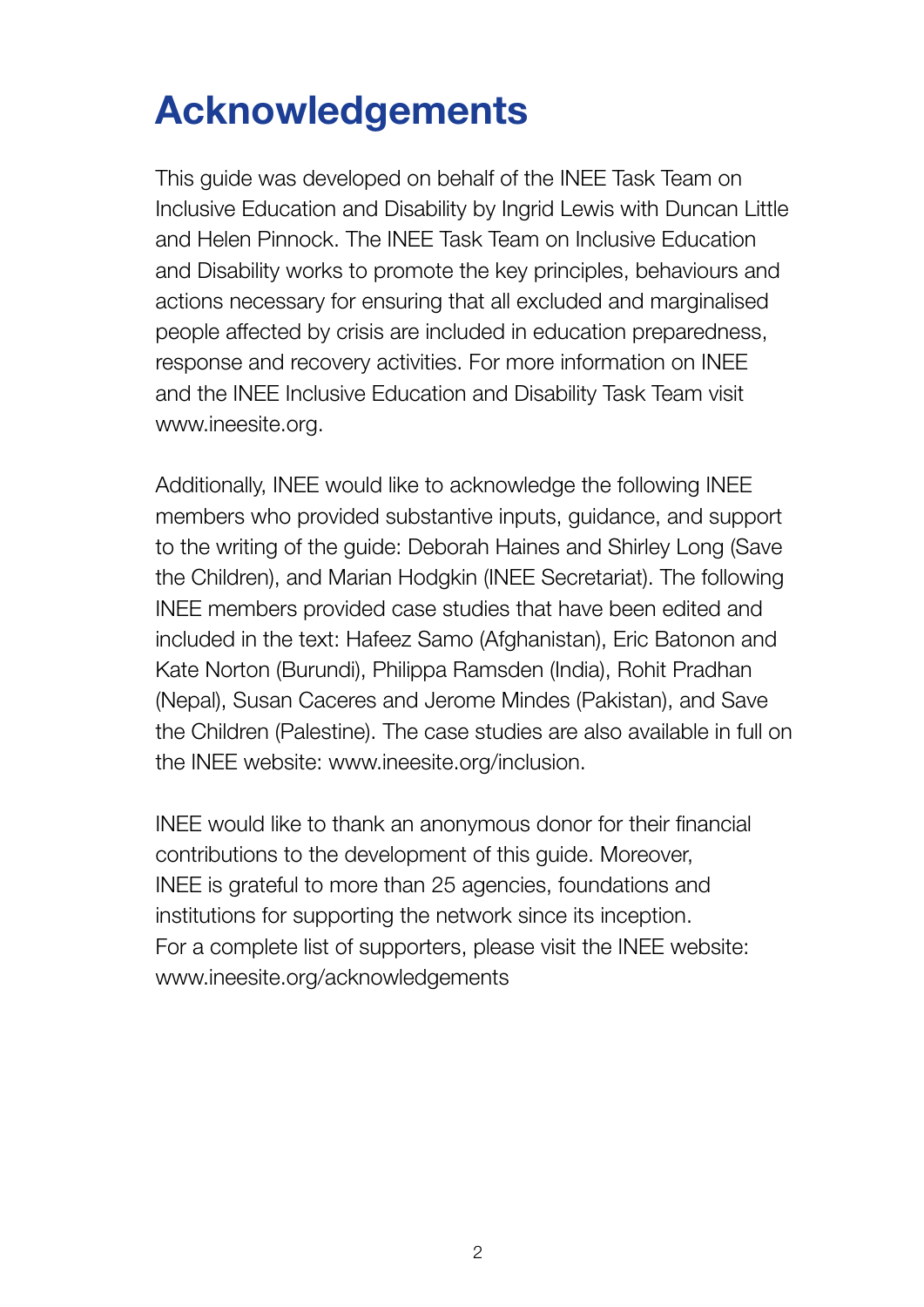# Acknowledgements

This guide was developed on behalf of the INEE Task Team on Inclusive Education and Disability by Ingrid Lewis with Duncan Little and Helen Pinnock. The INEE Task Team on Inclusive Education and Disability works to promote the key principles, behaviours and actions necessary for ensuring that all excluded and marginalised people affected by crisis are included in education preparedness, response and recovery activities. For more information on INEE and the INEE Inclusive Education and Disability Task Team visit www.ineesite.org.

Additionally, INEE would like to acknowledge the following INEE members who provided substantive inputs, guidance, and support to the writing of the guide: Deborah Haines and Shirley Long (Save the Children), and Marian Hodgkin (INEE Secretariat). The following INEE members provided case studies that have been edited and included in the text: Hafeez Samo (Afghanistan), Eric Batonon and Kate Norton (Burundi), Philippa Ramsden (India), Rohit Pradhan (Nepal), Susan Caceres and Jerome Mindes (Pakistan), and Save the Children (Palestine). The case studies are also available in full on the INEE website: www.ineesite.org/inclusion.

INEE would like to thank an anonymous donor for their financial contributions to the development of this guide. Moreover, INEE is grateful to more than 25 agencies, foundations and institutions for supporting the network since its inception. For a complete list of supporters, please visit the INEE website: www.ineesite.org/acknowledgements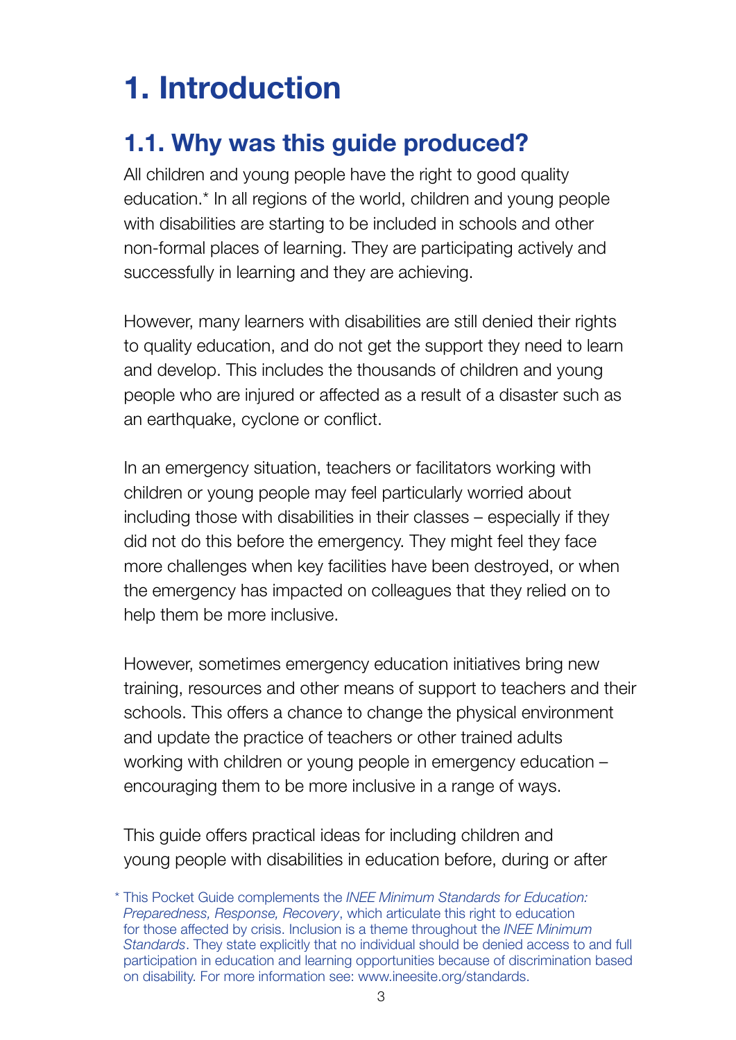# 1. Introduction

## 1.1. Why was this guide produced?

All children and young people have the right to good quality education.* In all regions of the world, children and young people with disabilities are starting to be included in schools and other non-formal places of learning. They are participating actively and successfully in learning and they are achieving.

However, many learners with disabilities are still denied their rights to quality education, and do not get the support they need to learn and develop. This includes the thousands of children and young people who are injured or affected as a result of a disaster such as an earthquake, cyclone or conflict.

In an emergency situation, teachers or facilitators working with children or young people may feel particularly worried about including those with disabilities in their classes – especially if they did not do this before the emergency. They might feel they face more challenges when key facilities have been destroyed, or when the emergency has impacted on colleagues that they relied on to help them be more inclusive.

However, sometimes emergency education initiatives bring new training, resources and other means of support to teachers and their schools. This offers a chance to change the physical environment and update the practice of teachers or other trained adults working with children or young people in emergency education – encouraging them to be more inclusive in a range of ways.

This guide offers practical ideas for including children and young people with disabilities in education before, during or after

* This Pocket Guide complements the *INEE Minimum Standards for Education: Preparedness, Response, Recovery*, which articulate this right to education for those affected by crisis. Inclusion is a theme throughout the *INEE Minimum Standards*. They state explicitly that no individual should be denied access to and full participation in education and learning opportunities because of discrimination based on disability. For more information see: www.ineesite.org/standards.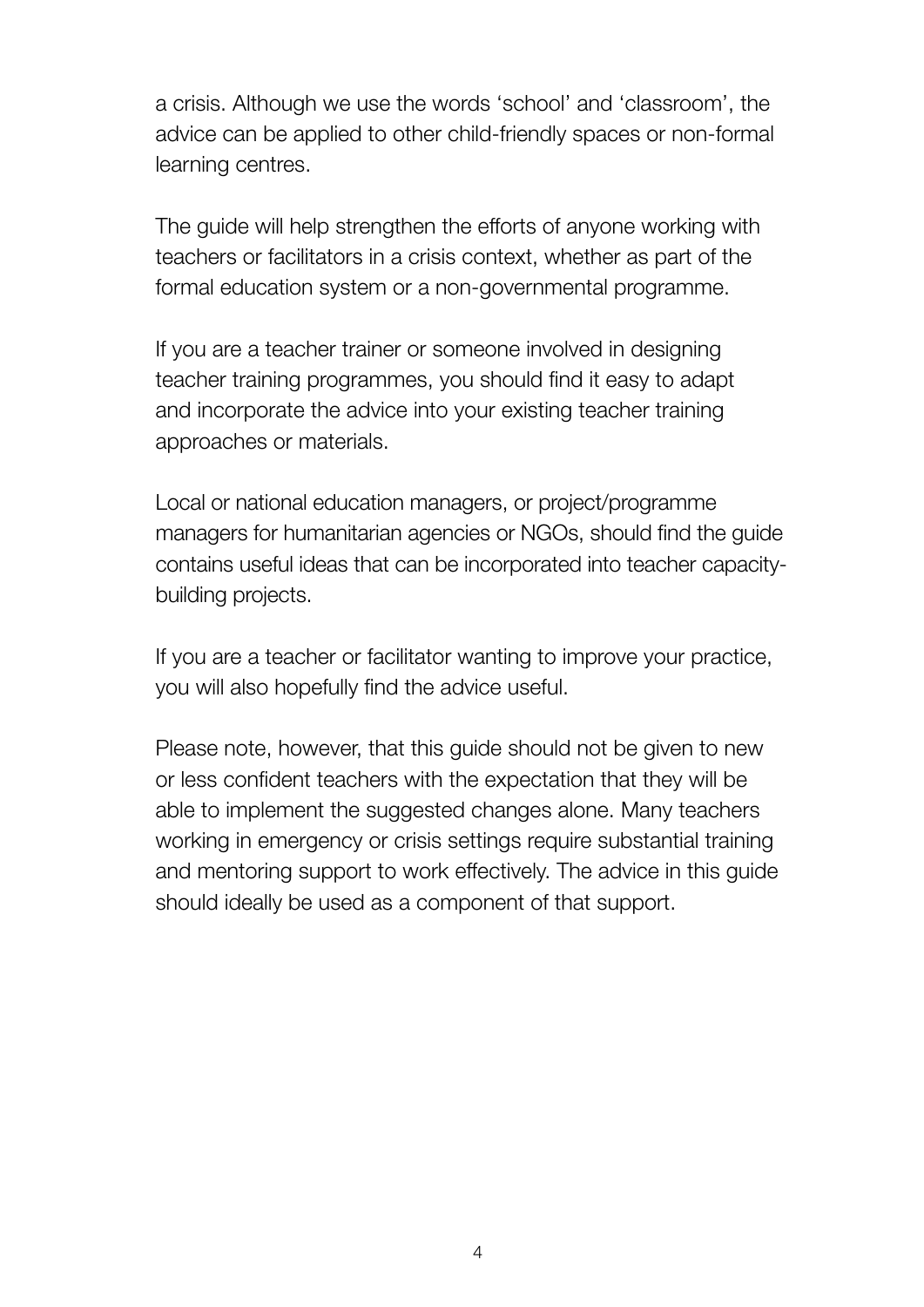a crisis. Although we use the words 'school' and 'classroom', the advice can be applied to other child-friendly spaces or non-formal learning centres.

The guide will help strengthen the efforts of anyone working with teachers or facilitators in a crisis context, whether as part of the formal education system or a non-governmental programme.

If you are a teacher trainer or someone involved in designing teacher training programmes, you should find it easy to adapt and incorporate the advice into your existing teacher training approaches or materials.

Local or national education managers, or project/programme managers for humanitarian agencies or NGOs, should find the guide contains useful ideas that can be incorporated into teacher capacity-building projects.

If you are a teacher or facilitator wanting to improve your practice, you will also hopefully find the advice useful.

Please note, however, that this guide should not be given to new or less confident teachers with the expectation that they will be able to implement the suggested changes alone. Many teachers working in emergency or crisis settings require substantial training and mentoring support to work effectively. The advice in this guide should ideally be used as a component of that support.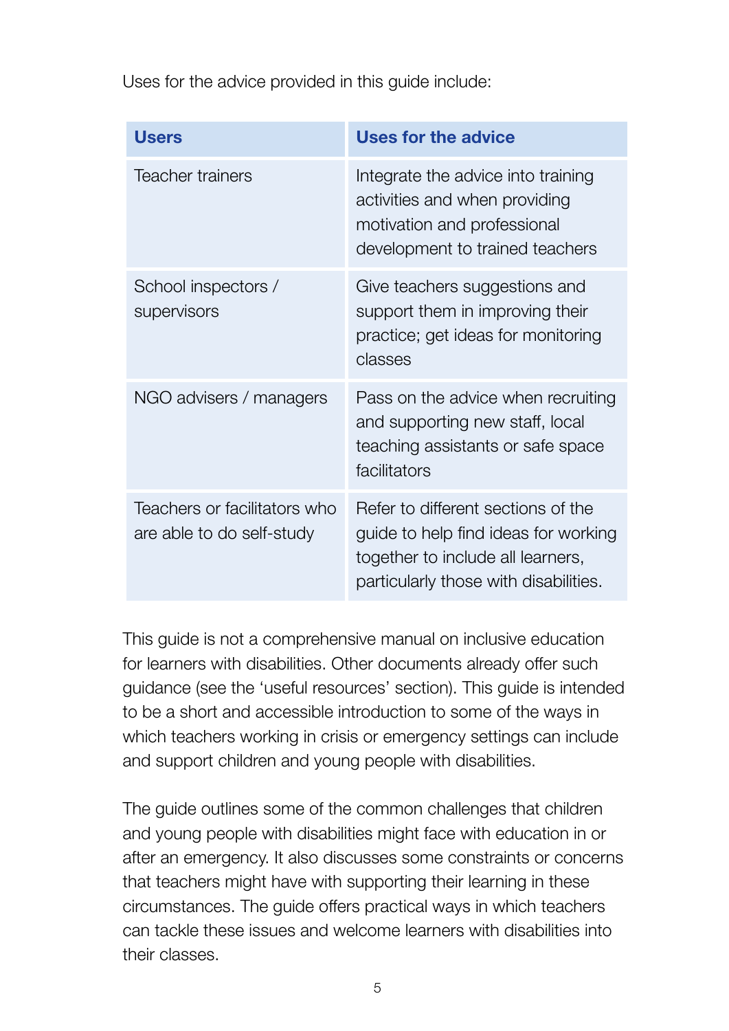Uses for the advice provided in this guide include:

| Users | Uses for the advice |
| --- | --- |
| Teacher trainers | Integrate the advice into training activities and when providing motivation and professional development to trained teachers |
| School inspectors / supervisors | Give teachers suggestions and support them in improving their practice; get ideas for monitoring classes |
| NGO advisers / managers | Pass on the advice when recruiting and supporting new staff, local teaching assistants or safe space facilitators |
| Teachers or facilitators who are able to do self-study | Refer to different sections of the guide to help find ideas for working together to include all learners, particularly those with disabilities. |

This guide is not a comprehensive manual on inclusive education for learners with disabilities. Other documents already offer such guidance (see the 'useful resources' section). This guide is intended to be a short and accessible introduction to some of the ways in which teachers working in crisis or emergency settings can include and support children and young people with disabilities.

The guide outlines some of the common challenges that children and young people with disabilities might face with education in or after an emergency. It also discusses some constraints or concerns that teachers might have with supporting their learning in these circumstances. The guide offers practical ways in which teachers can tackle these issues and welcome learners with disabilities into their classes.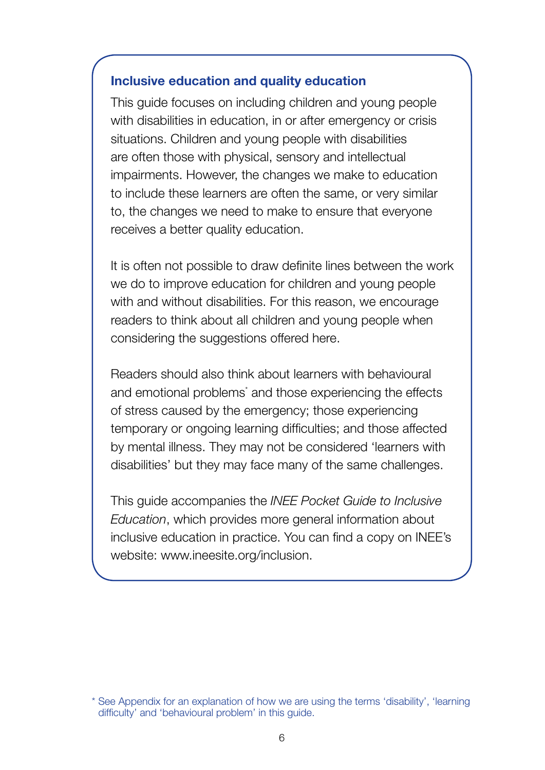### Inclusive education and quality education

This guide focuses on including children and young people with disabilities in education, in or after emergency or crisis situations. Children and young people with disabilities are often those with physical, sensory and intellectual impairments. However, the changes we make to education to include these learners are often the same, or very similar to, the changes we need to make to ensure that everyone receives a better quality education.

It is often not possible to draw definite lines between the work we do to improve education for children and young people with and without disabilities. For this reason, we encourage readers to think about all children and young people when considering the suggestions offered here.

Readers should also think about learners with behavioural and emotional problems* and those experiencing the effects of stress caused by the emergency; those experiencing temporary or ongoing learning difficulties; and those affected by mental illness. They may not be considered 'learners with disabilities' but they may face many of the same challenges.

This guide accompanies the *INEE Pocket Guide to Inclusive Education*, which provides more general information about inclusive education in practice. You can find a copy on INEE's website: www.ineesite.org/inclusion.

\* See Appendix for an explanation of how we are using the terms 'disability', 'learning difficulty' and 'behavioural problem' in this guide.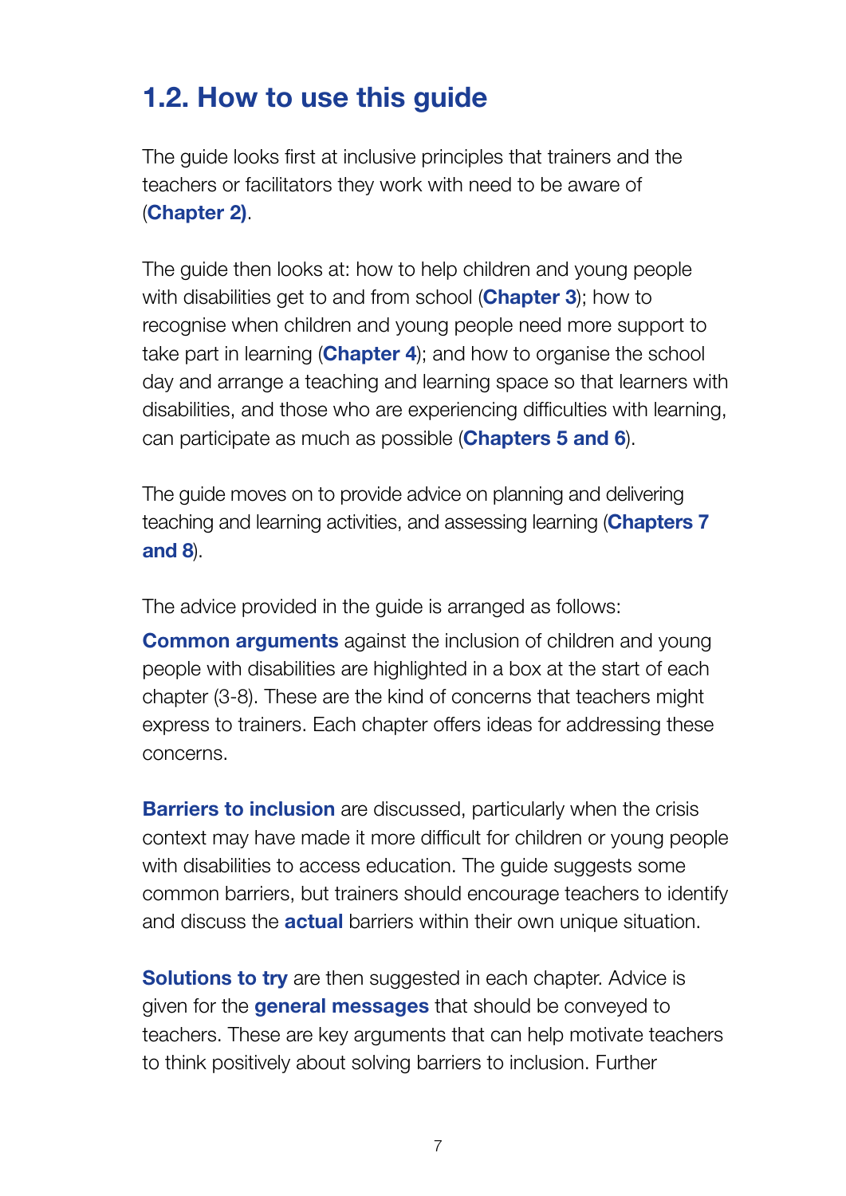## 1.2. How to use this guide

The guide looks first at inclusive principles that trainers and the teachers or facilitators they work with need to be aware of (**Chapter 2)**.

The guide then looks at: how to help children and young people with disabilities get to and from school (**Chapter 3**); how to recognise when children and young people need more support to take part in learning (**Chapter 4**); and how to organise the school day and arrange a teaching and learning space so that learners with disabilities, and those who are experiencing difficulties with learning, can participate as much as possible (**Chapters 5 and 6**).

The guide moves on to provide advice on planning and delivering teaching and learning activities, and assessing learning (**Chapters 7 and 8**).

The advice provided in the guide is arranged as follows:

**Common arguments** against the inclusion of children and young people with disabilities are highlighted in a box at the start of each chapter (3-8). These are the kind of concerns that teachers might express to trainers. Each chapter offers ideas for addressing these concerns.

**Barriers to inclusion** are discussed, particularly when the crisis context may have made it more difficult for children or young people with disabilities to access education. The guide suggests some common barriers, but trainers should encourage teachers to identify and discuss the **actual** barriers within their own unique situation.

**Solutions to try** are then suggested in each chapter. Advice is given for the **general messages** that should be conveyed to teachers. These are key arguments that can help motivate teachers to think positively about solving barriers to inclusion. Further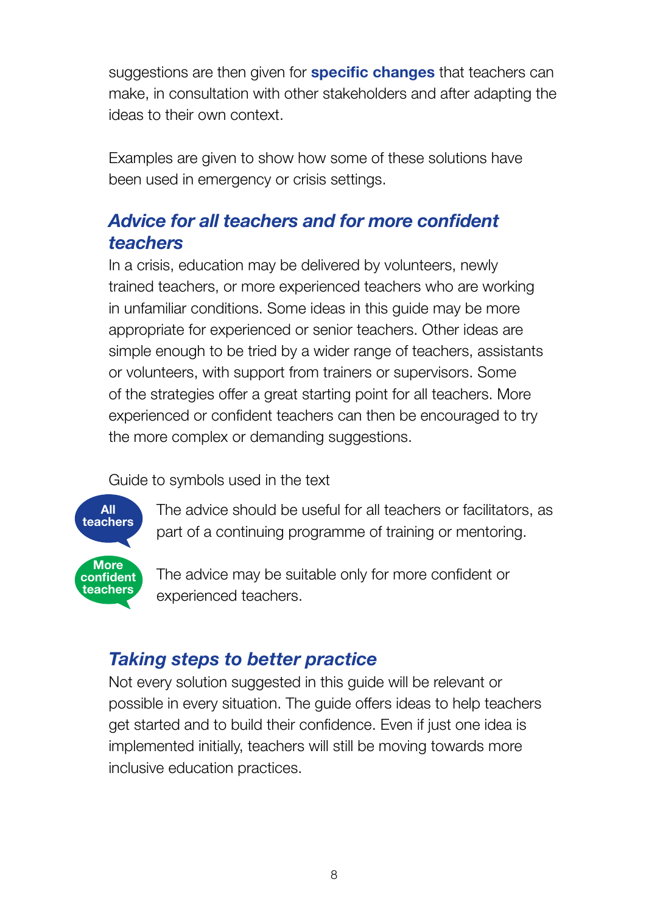suggestions are then given for **specific changes** that teachers can make, in consultation with other stakeholders and after adapting the ideas to their own context.

Examples are given to show how some of these solutions have been used in emergency or crisis settings.

## *Advice for all teachers and for more confident teachers*

In a crisis, education may be delivered by volunteers, newly trained teachers, or more experienced teachers who are working in unfamiliar conditions. Some ideas in this guide may be more appropriate for experienced or senior teachers. Other ideas are simple enough to be tried by a wider range of teachers, assistants or volunteers, with support from trainers or supervisors. Some of the strategies offer a great starting point for all teachers. More experienced or confident teachers can then be encouraged to try the more complex or demanding suggestions.

Guide to symbols used in the text

**All teachers** The advice should be useful for all teachers or facilitators, as part of a continuing programme of training or mentoring.

**More confident teachers** The advice may be suitable only for more confident or experienced teachers.

## *Taking steps to better practice*

Not every solution suggested in this guide will be relevant or possible in every situation. The guide offers ideas to help teachers get started and to build their confidence. Even if just one idea is implemented initially, teachers will still be moving towards more inclusive education practices.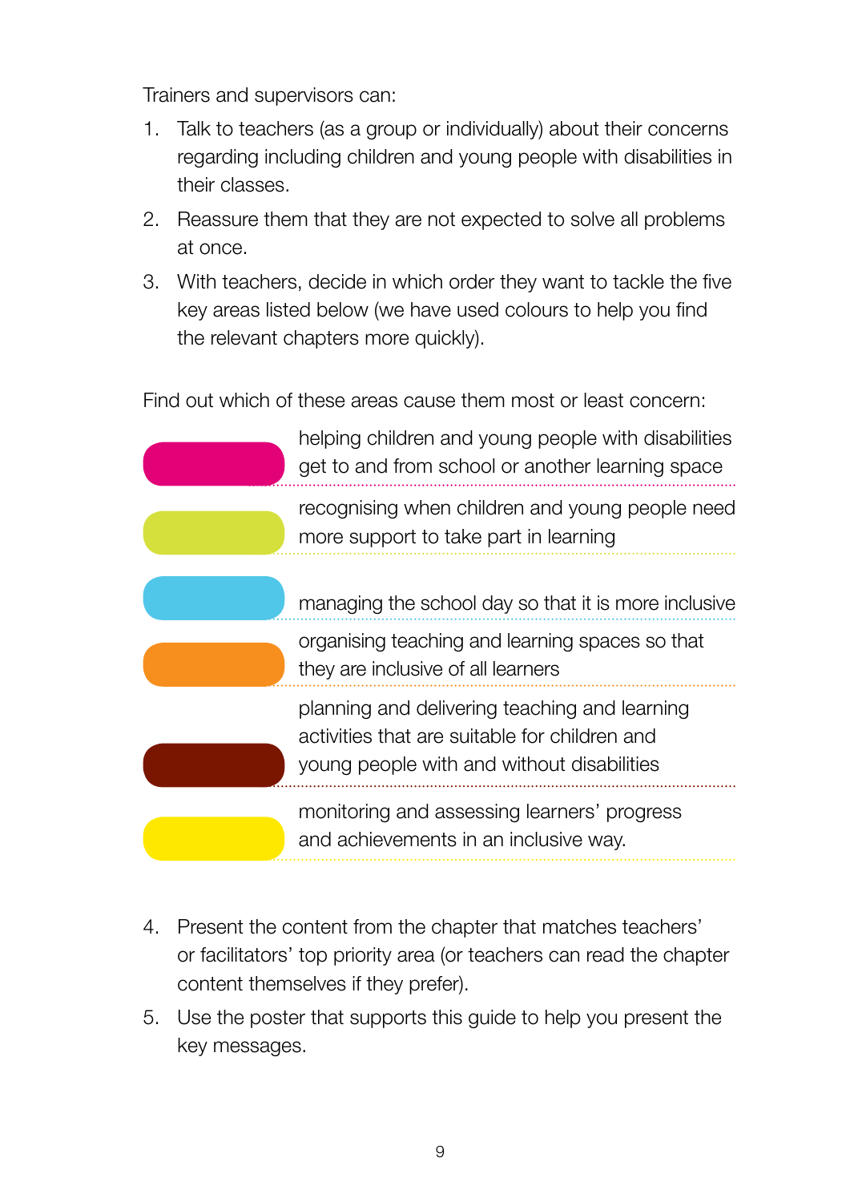Trainers and supervisors can:

1. Talk to teachers (as a group or individually) about their concerns regarding including children and young people with disabilities in their classes.
2. Reassure them that they are not expected to solve all problems at once.
3. With teachers, decide in which order they want to tackle the five key areas listed below (we have used colours to help you find the relevant chapters more quickly).

Find out which of these areas cause them most or least concern:

- helping children and young people with disabilities get to and from school or another learning space
- recognising when children and young people need more support to take part in learning
- managing the school day so that it is more inclusive
- organising teaching and learning spaces so that they are inclusive of all learners
- planning and delivering teaching and learning activities that are suitable for children and young people with and without disabilities
- monitoring and assessing learners' progress and achievements in an inclusive way.

4. Present the content from the chapter that matches teachers' or facilitators' top priority area (or teachers can read the chapter content themselves if they prefer).
5. Use the poster that supports this guide to help you present the key messages.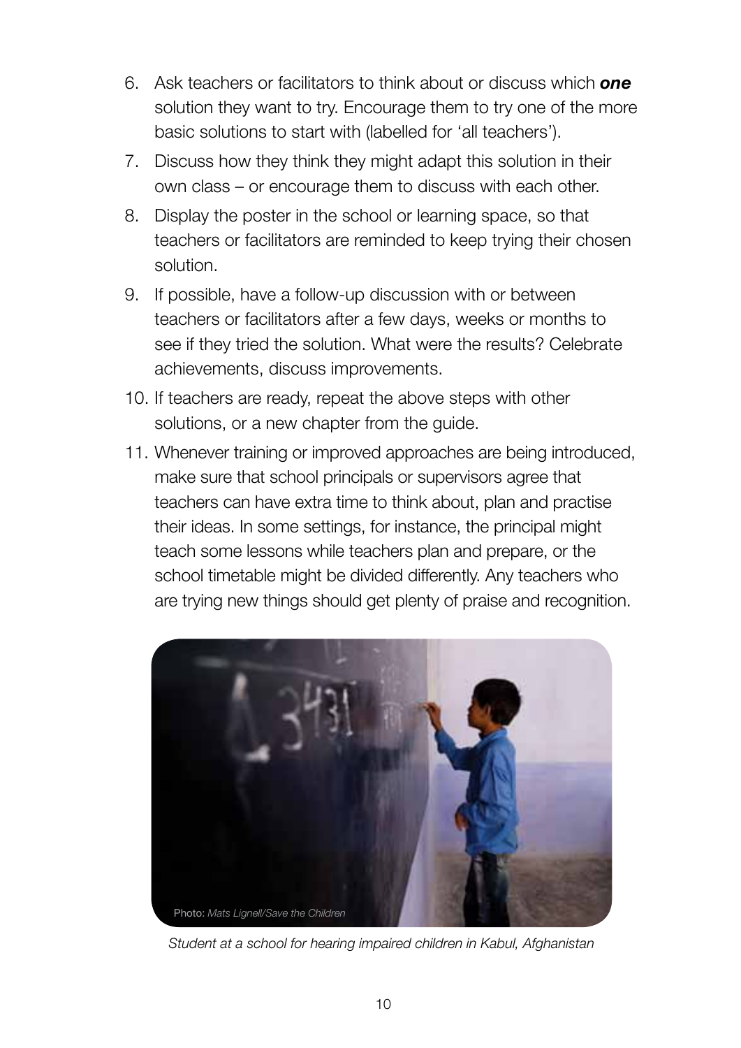6. Ask teachers or facilitators to think about or discuss which ***one*** solution they want to try. Encourage them to try one of the more basic solutions to start with (labelled for 'all teachers').
7. Discuss how they think they might adapt this solution in their own class – or encourage them to discuss with each other.
8. Display the poster in the school or learning space, so that teachers or facilitators are reminded to keep trying their chosen solution.
9. If possible, have a follow-up discussion with or between teachers or facilitators after a few days, weeks or months to see if they tried the solution. What were the results? Celebrate achievements, discuss improvements.
10. If teachers are ready, repeat the above steps with other solutions, or a new chapter from the guide.
11. Whenever training or improved approaches are being introduced, make sure that school principals or supervisors agree that teachers can have extra time to think about, plan and practise their ideas. In some settings, for instance, the principal might teach some lessons while teachers plan and prepare, or the school timetable might be divided differently. Any teachers who are trying new things should get plenty of praise and recognition.

Photo: *Mats Lignell/Save the Children*

*Student at a school for hearing impaired children in Kabul, Afghanistan*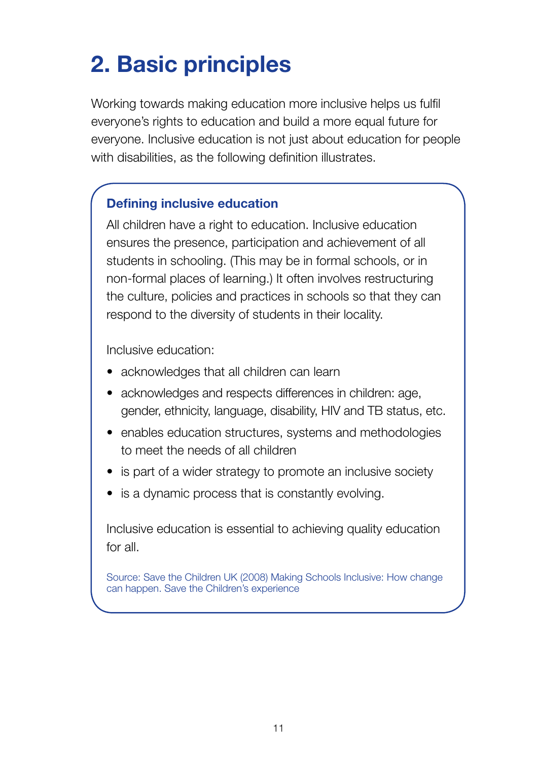# 2. Basic principles

Working towards making education more inclusive helps us fulfil everyone's rights to education and build a more equal future for everyone. Inclusive education is not just about education for people with disabilities, as the following definition illustrates.

### Defining inclusive education

All children have a right to education. Inclusive education ensures the presence, participation and achievement of all students in schooling. (This may be in formal schools, or in non-formal places of learning.) It often involves restructuring the culture, policies and practices in schools so that they can respond to the diversity of students in their locality.

Inclusive education:

- acknowledges that all children can learn
- acknowledges and respects differences in children: age, gender, ethnicity, language, disability, HIV and TB status, etc.
- enables education structures, systems and methodologies to meet the needs of all children
- is part of a wider strategy to promote an inclusive society
- is a dynamic process that is constantly evolving.

Inclusive education is essential to achieving quality education for all.

Source: Save the Children UK (2008) Making Schools Inclusive: How change can happen. Save the Children's experience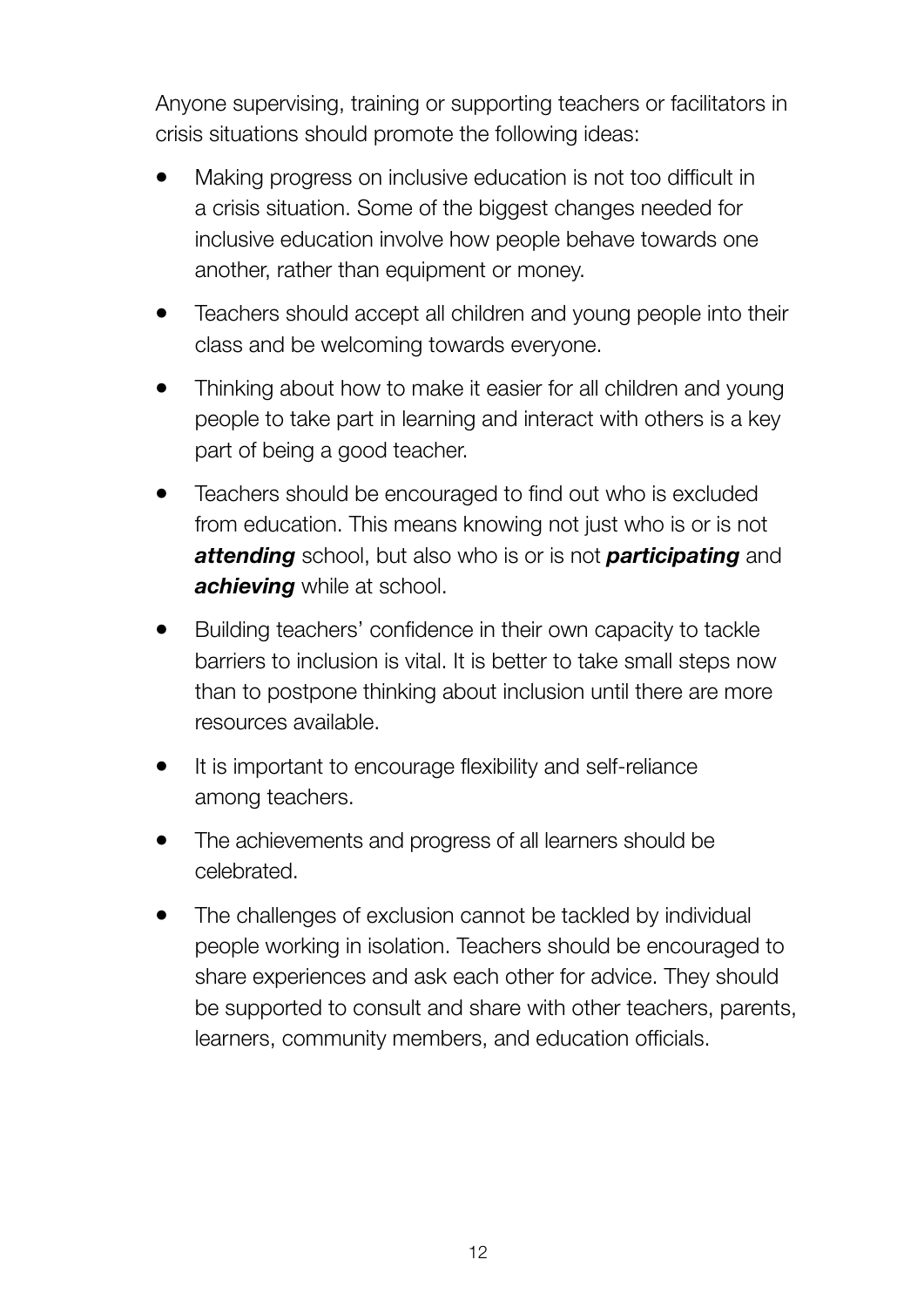Anyone supervising, training or supporting teachers or facilitators in crisis situations should promote the following ideas:

- Making progress on inclusive education is not too difficult in a crisis situation. Some of the biggest changes needed for inclusive education involve how people behave towards one another, rather than equipment or money.
- Teachers should accept all children and young people into their class and be welcoming towards everyone.
- Thinking about how to make it easier for all children and young people to take part in learning and interact with others is a key part of being a good teacher.
- Teachers should be encouraged to find out who is excluded from education. This means knowing not just who is or is not ***attending*** school, but also who is or is not ***participating*** and ***achieving*** while at school.
- Building teachers' confidence in their own capacity to tackle barriers to inclusion is vital. It is better to take small steps now than to postpone thinking about inclusion until there are more resources available.
- It is important to encourage flexibility and self-reliance among teachers.
- The achievements and progress of all learners should be celebrated.
- The challenges of exclusion cannot be tackled by individual people working in isolation. Teachers should be encouraged to share experiences and ask each other for advice. They should be supported to consult and share with other teachers, parents, learners, community members, and education officials.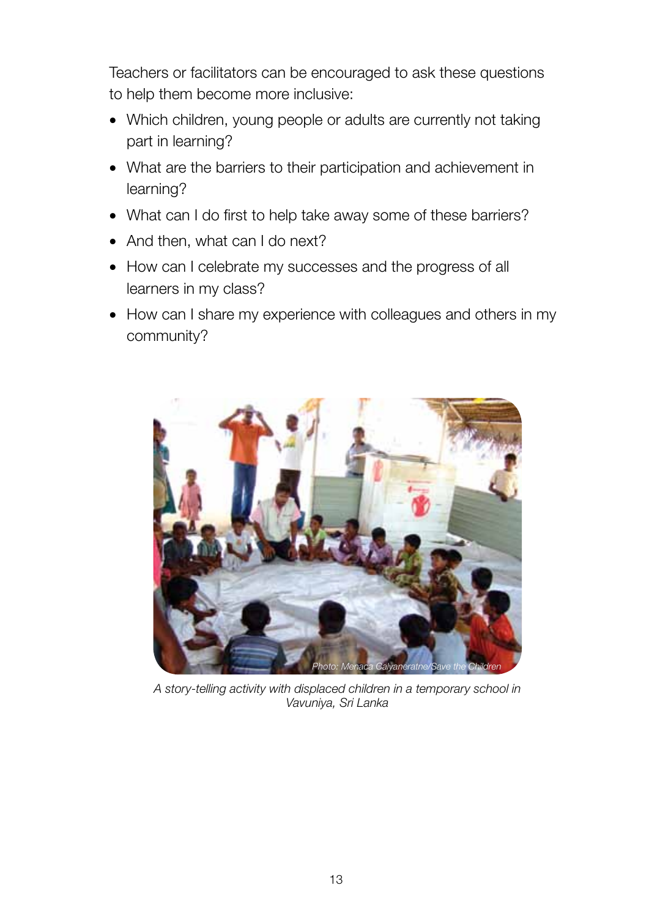Teachers or facilitators can be encouraged to ask these questions to help them become more inclusive:

- Which children, young people or adults are currently not taking part in learning?
- What are the barriers to their participation and achievement in learning?
- What can I do first to help take away some of these barriers?
- And then, what can I do next?
- How can I celebrate my successes and the progress of all learners in my class?
- How can I share my experience with colleagues and others in my community?

Photo: Menaca Calyaneratne/Save the Children

*A story-telling activity with displaced children in a temporary school in Vavuniya, Sri Lanka*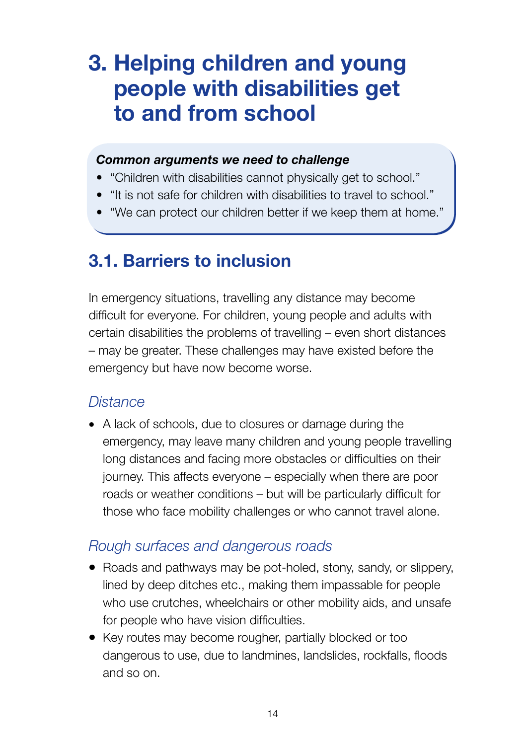# 3. Helping children and young people with disabilities get to and from school

***Common arguments we need to challenge***

- "Children with disabilities cannot physically get to school."
- "It is not safe for children with disabilities to travel to school."
- "We can protect our children better if we keep them at home."

## 3.1. Barriers to inclusion

In emergency situations, travelling any distance may become difficult for everyone. For children, young people and adults with certain disabilities the problems of travelling – even short distances – may be greater. These challenges may have existed before the emergency but have now become worse.

### *Distance*

- A lack of schools, due to closures or damage during the emergency, may leave many children and young people travelling long distances and facing more obstacles or difficulties on their journey. This affects everyone – especially when there are poor roads or weather conditions – but will be particularly difficult for those who face mobility challenges or who cannot travel alone.

### *Rough surfaces and dangerous roads*

- Roads and pathways may be pot-holed, stony, sandy, or slippery, lined by deep ditches etc., making them impassable for people who use crutches, wheelchairs or other mobility aids, and unsafe for people who have vision difficulties.
- Key routes may become rougher, partially blocked or too dangerous to use, due to landmines, landslides, rockfalls, floods and so on.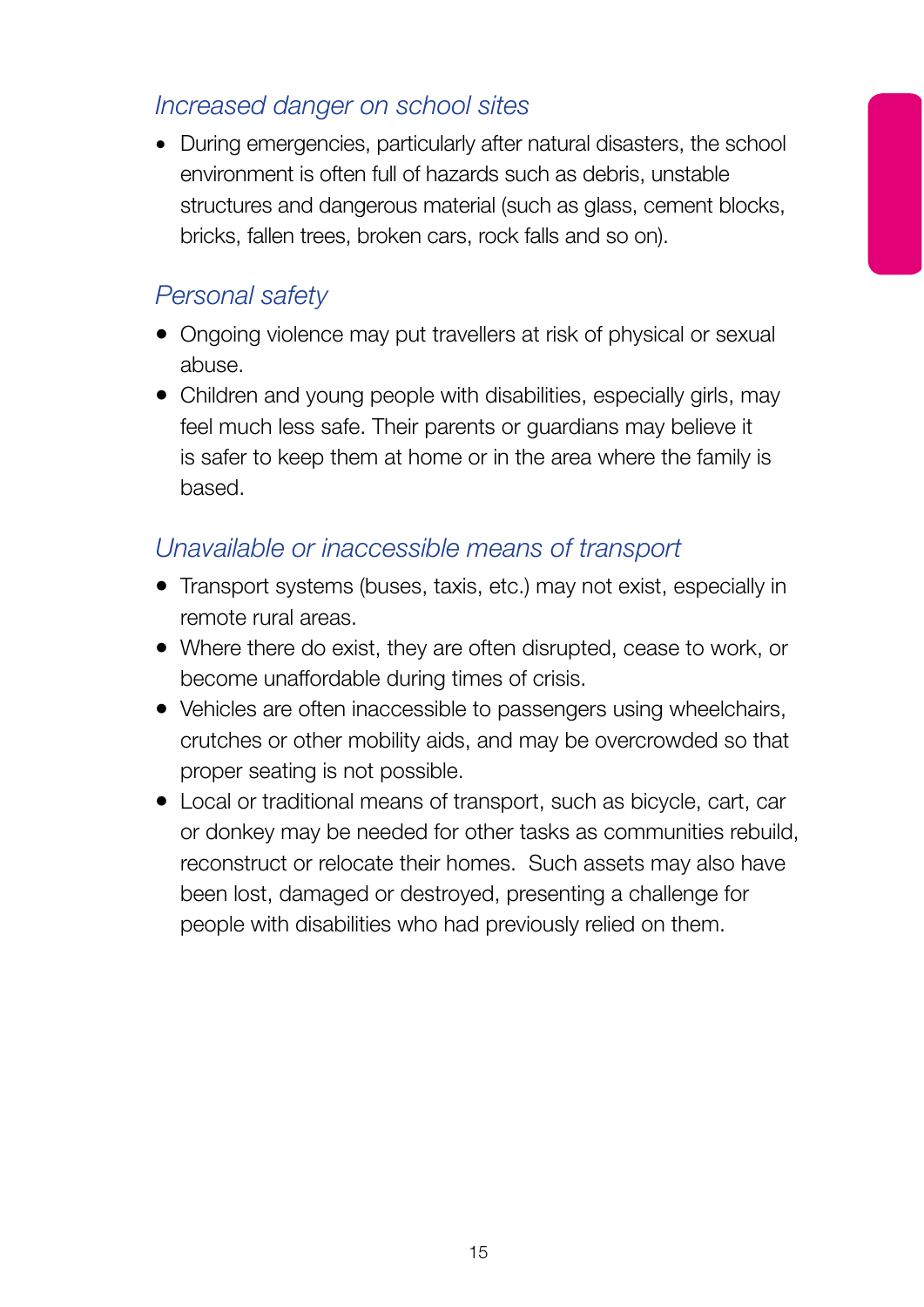### *Increased danger on school sites*

- During emergencies, particularly after natural disasters, the school environment is often full of hazards such as debris, unstable structures and dangerous material (such as glass, cement blocks, bricks, fallen trees, broken cars, rock falls and so on).

### *Personal safety*

- Ongoing violence may put travellers at risk of physical or sexual abuse.
- Children and young people with disabilities, especially girls, may feel much less safe. Their parents or guardians may believe it is safer to keep them at home or in the area where the family is based.

### *Unavailable or inaccessible means of transport*

- Transport systems (buses, taxis, etc.) may not exist, especially in remote rural areas.
- Where there do exist, they are often disrupted, cease to work, or become unaffordable during times of crisis.
- Vehicles are often inaccessible to passengers using wheelchairs, crutches or other mobility aids, and may be overcrowded so that proper seating is not possible.
- Local or traditional means of transport, such as bicycle, cart, car or donkey may be needed for other tasks as communities rebuild, reconstruct or relocate their homes. Such assets may also have been lost, damaged or destroyed, presenting a challenge for people with disabilities who had previously relied on them.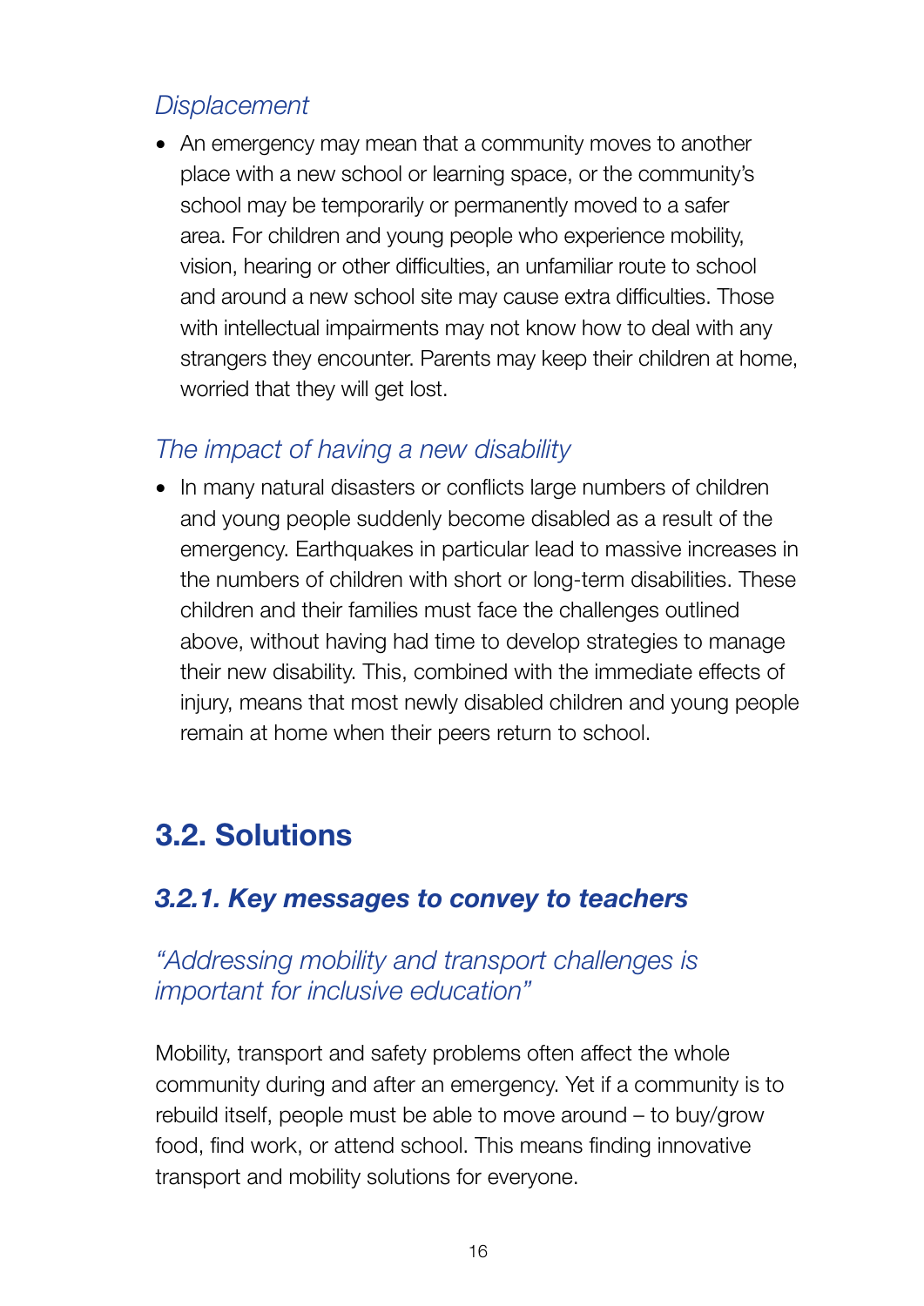*Displacement*

- An emergency may mean that a community moves to another place with a new school or learning space, or the community's school may be temporarily or permanently moved to a safer area. For children and young people who experience mobility, vision, hearing or other difficulties, an unfamiliar route to school and around a new school site may cause extra difficulties. Those with intellectual impairments may not know how to deal with any strangers they encounter. Parents may keep their children at home, worried that they will get lost.

*The impact of having a new disability*

- In many natural disasters or conflicts large numbers of children and young people suddenly become disabled as a result of the emergency. Earthquakes in particular lead to massive increases in the numbers of children with short or long-term disabilities. These children and their families must face the challenges outlined above, without having had time to develop strategies to manage their new disability. This, combined with the immediate effects of injury, means that most newly disabled children and young people remain at home when their peers return to school.

## 3.2. Solutions

### *3.2.1. Key messages to convey to teachers*

*"Addressing mobility and transport challenges is important for inclusive education"*

Mobility, transport and safety problems often affect the whole community during and after an emergency. Yet if a community is to rebuild itself, people must be able to move around – to buy/grow food, find work, or attend school. This means finding innovative transport and mobility solutions for everyone.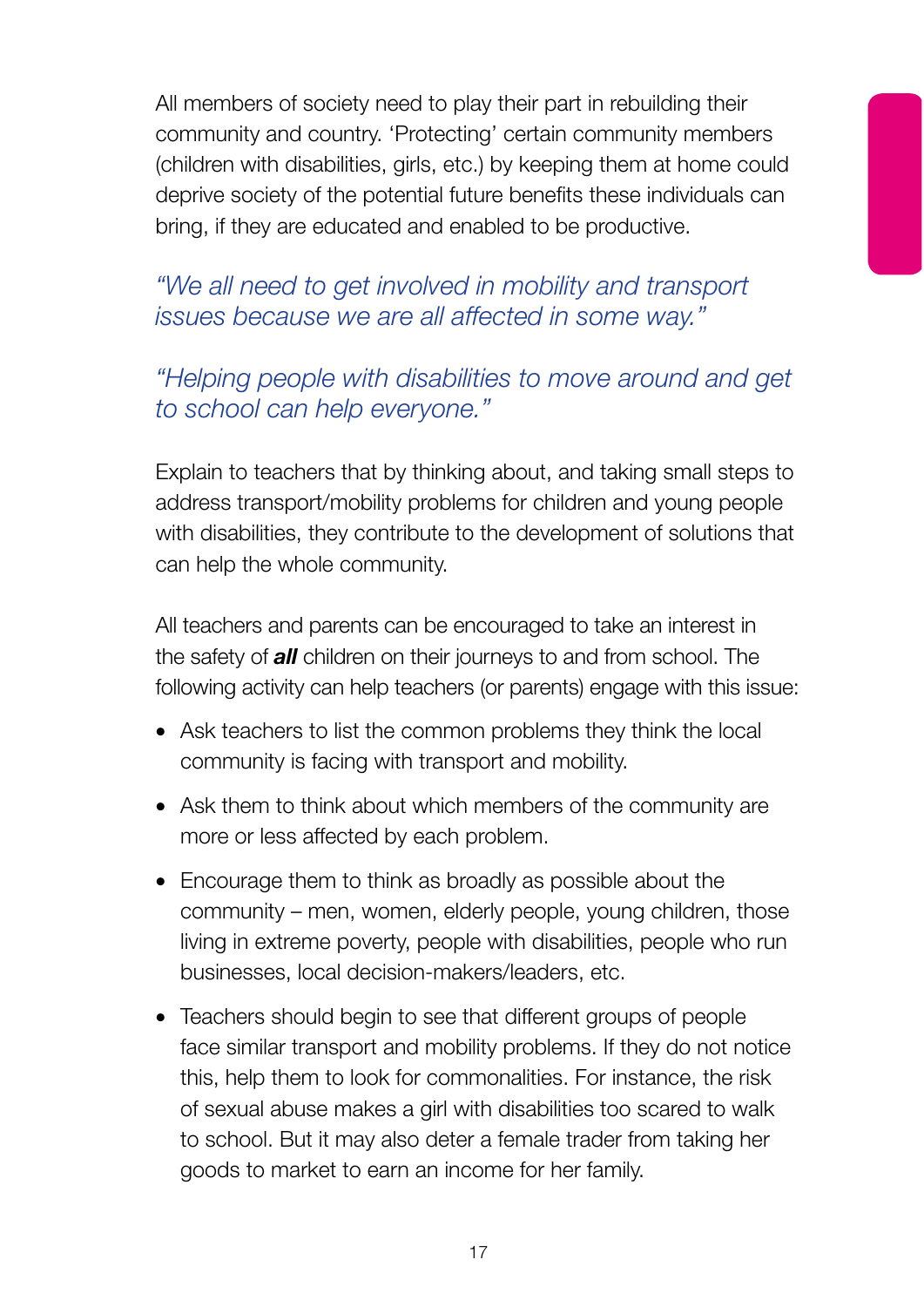All members of society need to play their part in rebuilding their community and country. 'Protecting' certain community members (children with disabilities, girls, etc.) by keeping them at home could deprive society of the potential future benefits these individuals can bring, if they are educated and enabled to be productive.

*"We all need to get involved in mobility and transport issues because we are all affected in some way."*

*"Helping people with disabilities to move around and get to school can help everyone."*

Explain to teachers that by thinking about, and taking small steps to address transport/mobility problems for children and young people with disabilities, they contribute to the development of solutions that can help the whole community.

All teachers and parents can be encouraged to take an interest in the safety of ***all*** children on their journeys to and from school. The following activity can help teachers (or parents) engage with this issue:

- Ask teachers to list the common problems they think the local community is facing with transport and mobility.
- Ask them to think about which members of the community are more or less affected by each problem.
- Encourage them to think as broadly as possible about the community – men, women, elderly people, young children, those living in extreme poverty, people with disabilities, people who run businesses, local decision-makers/leaders, etc.
- Teachers should begin to see that different groups of people face similar transport and mobility problems. If they do not notice this, help them to look for commonalities. For instance, the risk of sexual abuse makes a girl with disabilities too scared to walk to school. But it may also deter a female trader from taking her goods to market to earn an income for her family.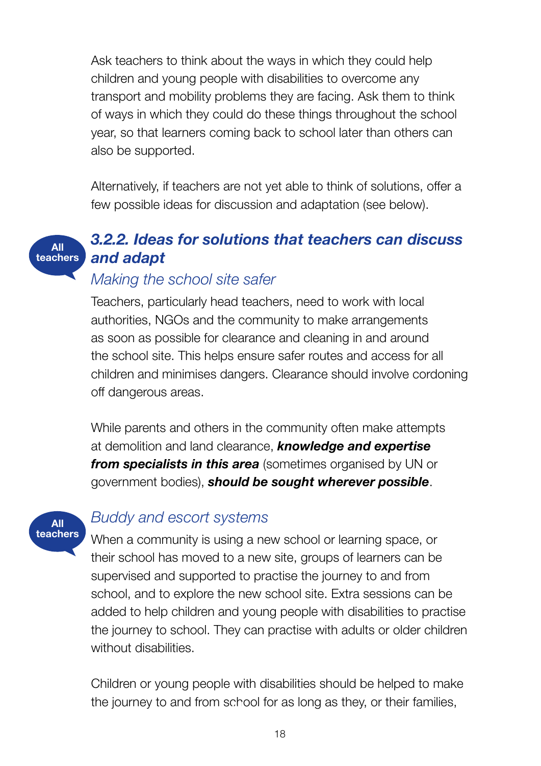Ask teachers to think about the ways in which they could help children and young people with disabilities to overcome any transport and mobility problems they are facing. Ask them to think of ways in which they could do these things throughout the school year, so that learners coming back to school later than others can also be supported.

Alternatively, if teachers are not yet able to think of solutions, offer a few possible ideas for discussion and adaptation (see below).

All teachers

### *3.2.2. Ideas for solutions that teachers can discuss and adapt*

#### *Making the school site safer*

Teachers, particularly head teachers, need to work with local authorities, NGOs and the community to make arrangements as soon as possible for clearance and cleaning in and around the school site. This helps ensure safer routes and access for all children and minimises dangers. Clearance should involve cordoning off dangerous areas.

While parents and others in the community often make attempts at demolition and land clearance, ***knowledge and expertise from specialists in this area*** (sometimes organised by UN or government bodies), ***should be sought wherever possible***.

All teachers

#### *Buddy and escort systems*

When a community is using a new school or learning space, or their school has moved to a new site, groups of learners can be supervised and supported to practise the journey to and from school, and to explore the new school site. Extra sessions can be added to help children and young people with disabilities to practise the journey to school. They can practise with adults or older children without disabilities.

Children or young people with disabilities should be helped to make the journey to and from school for as long as they, or their families,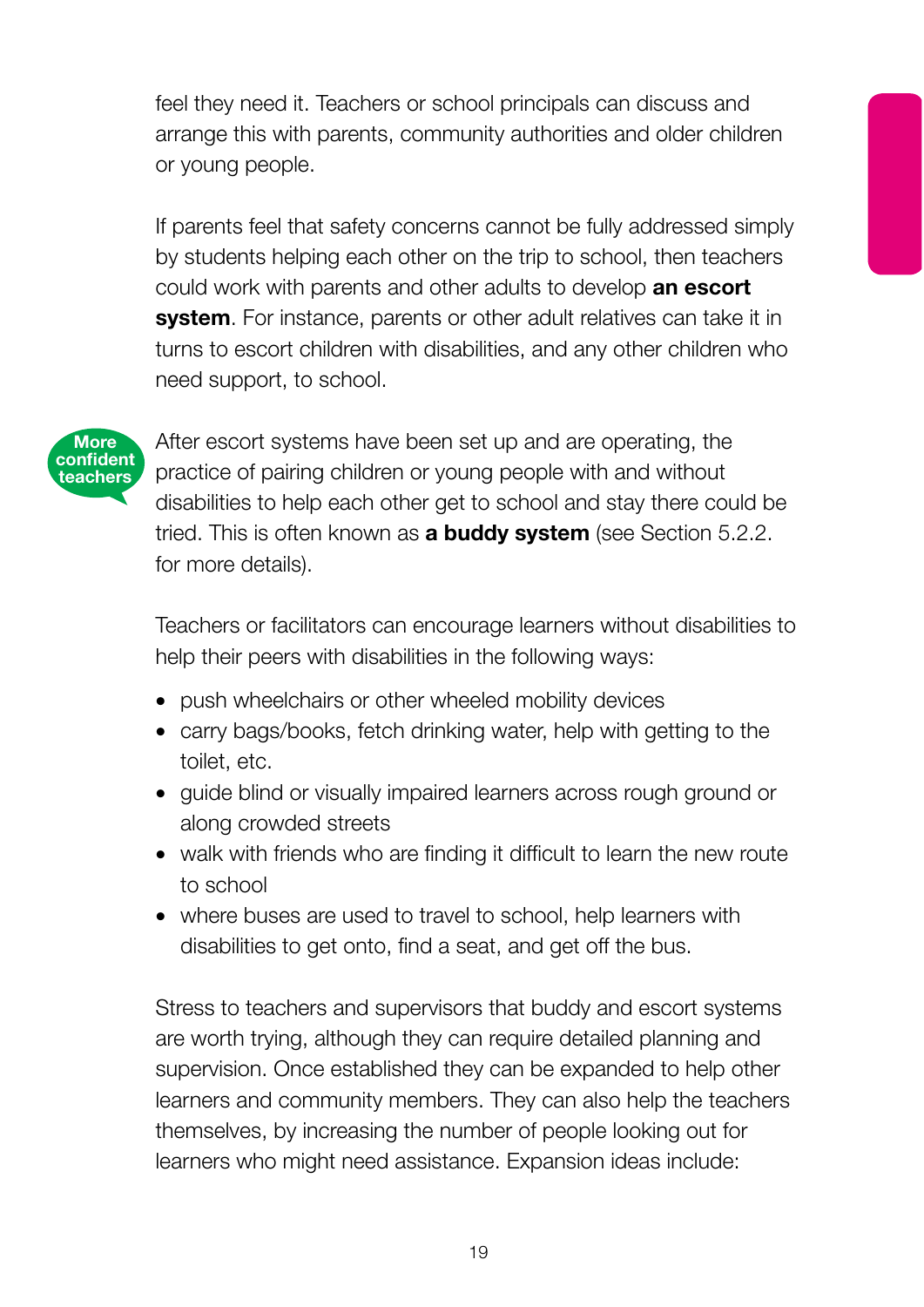feel they need it. Teachers or school principals can discuss and arrange this with parents, community authorities and older children or young people.

If parents feel that safety concerns cannot be fully addressed simply by students helping each other on the trip to school, then teachers could work with parents and other adults to develop **an escort system**. For instance, parents or other adult relatives can take it in turns to escort children with disabilities, and any other children who need support, to school.

More confident teachers

After escort systems have been set up and are operating, the practice of pairing children or young people with and without disabilities to help each other get to school and stay there could be tried. This is often known as **a buddy system** (see Section 5.2.2. for more details).

Teachers or facilitators can encourage learners without disabilities to help their peers with disabilities in the following ways:

- push wheelchairs or other wheeled mobility devices
- carry bags/books, fetch drinking water, help with getting to the toilet, etc.
- guide blind or visually impaired learners across rough ground or along crowded streets
- walk with friends who are finding it difficult to learn the new route to school
- where buses are used to travel to school, help learners with disabilities to get onto, find a seat, and get off the bus.

Stress to teachers and supervisors that buddy and escort systems are worth trying, although they can require detailed planning and supervision. Once established they can be expanded to help other learners and community members. They can also help the teachers themselves, by increasing the number of people looking out for learners who might need assistance. Expansion ideas include: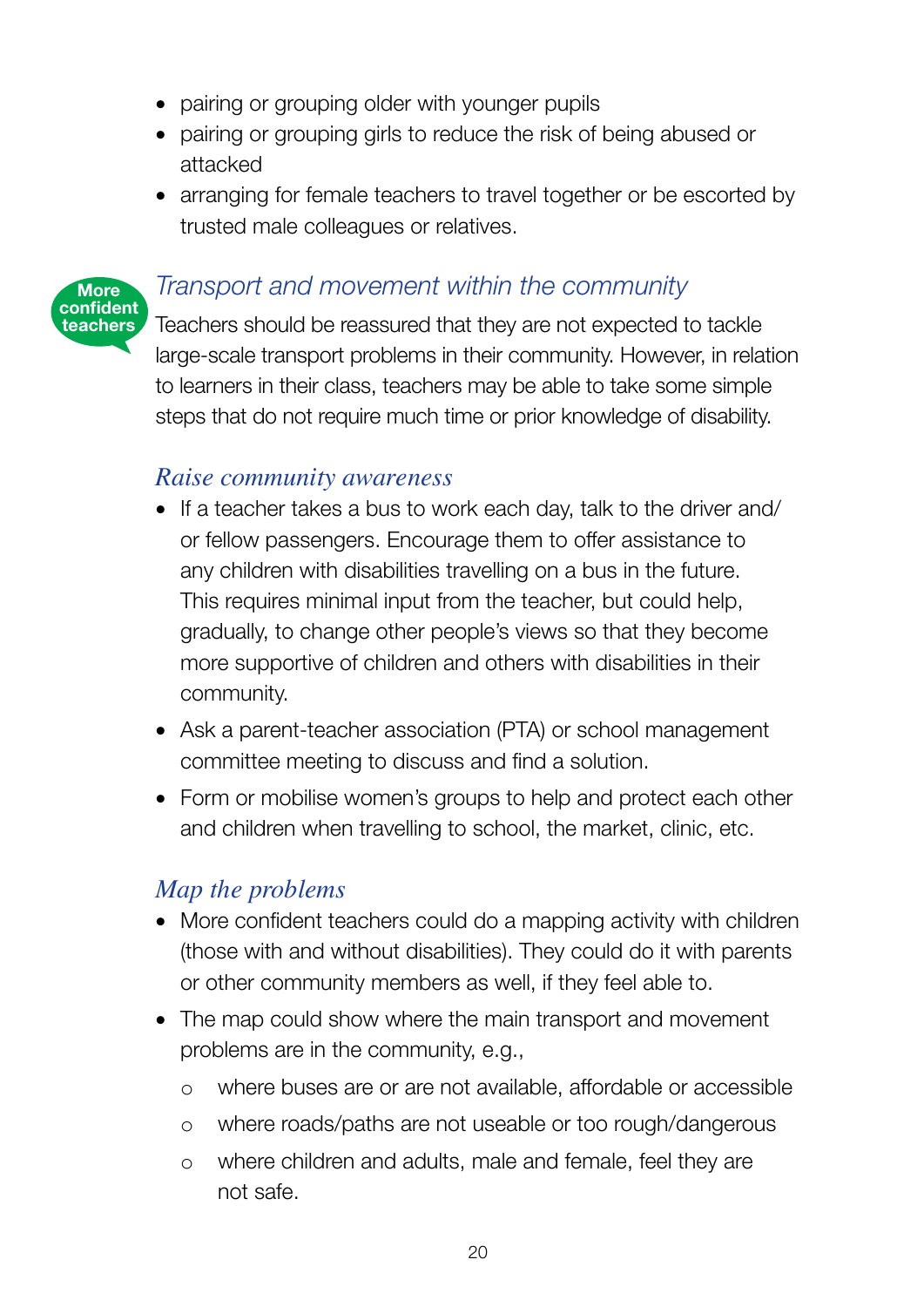- pairing or grouping older with younger pupils
- pairing or grouping girls to reduce the risk of being abused or attacked
- arranging for female teachers to travel together or be escorted by trusted male colleagues or relatives.

More confident teachers

## *Transport and movement within the community*

Teachers should be reassured that they are not expected to tackle large-scale transport problems in their community. However, in relation to learners in their class, teachers may be able to take some simple steps that do not require much time or prior knowledge of disability.

### *Raise community awareness*

- If a teacher takes a bus to work each day, talk to the driver and/or fellow passengers. Encourage them to offer assistance to any children with disabilities travelling on a bus in the future. This requires minimal input from the teacher, but could help, gradually, to change other people's views so that they become more supportive of children and others with disabilities in their community.
- Ask a parent-teacher association (PTA) or school management committee meeting to discuss and find a solution.
- Form or mobilise women's groups to help and protect each other and children when travelling to school, the market, clinic, etc.

### *Map the problems*

- More confident teachers could do a mapping activity with children (those with and without disabilities). They could do it with parents or other community members as well, if they feel able to.
- The map could show where the main transport and movement problems are in the community, e.g.,
  - where buses are or are not available, affordable or accessible
  - where roads/paths are not useable or too rough/dangerous
  - where children and adults, male and female, feel they are not safe.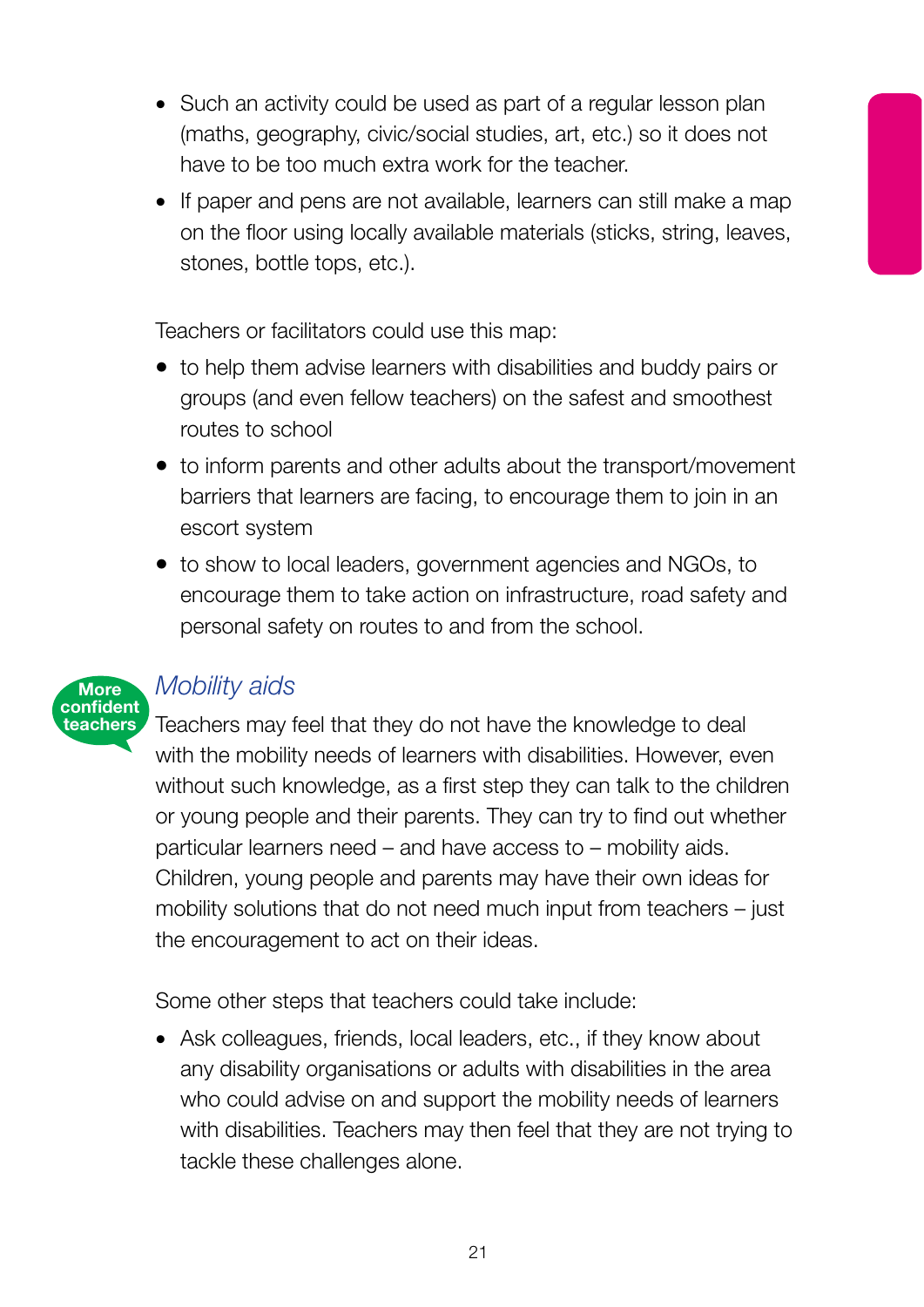- Such an activity could be used as part of a regular lesson plan (maths, geography, civic/social studies, art, etc.) so it does not have to be too much extra work for the teacher.
- If paper and pens are not available, learners can still make a map on the floor using locally available materials (sticks, string, leaves, stones, bottle tops, etc.).

Teachers or facilitators could use this map:

- to help them advise learners with disabilities and buddy pairs or groups (and even fellow teachers) on the safest and smoothest routes to school
- to inform parents and other adults about the transport/movement barriers that learners are facing, to encourage them to join in an escort system
- to show to local leaders, government agencies and NGOs, to encourage them to take action on infrastructure, road safety and personal safety on routes to and from the school.

More confident teachers

### *Mobility aids*

Teachers may feel that they do not have the knowledge to deal with the mobility needs of learners with disabilities. However, even without such knowledge, as a first step they can talk to the children or young people and their parents. They can try to find out whether particular learners need – and have access to – mobility aids. Children, young people and parents may have their own ideas for mobility solutions that do not need much input from teachers – just the encouragement to act on their ideas.

Some other steps that teachers could take include:

- Ask colleagues, friends, local leaders, etc., if they know about any disability organisations or adults with disabilities in the area who could advise on and support the mobility needs of learners with disabilities. Teachers may then feel that they are not trying to tackle these challenges alone.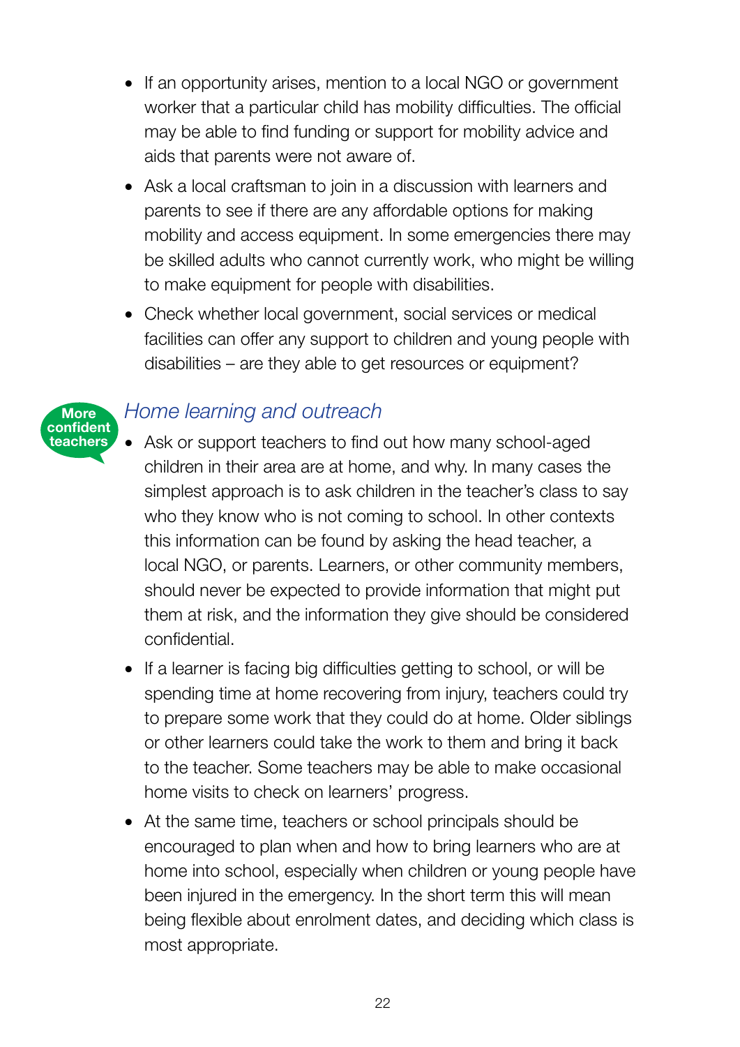- If an opportunity arises, mention to a local NGO or government worker that a particular child has mobility difficulties. The official may be able to find funding or support for mobility advice and aids that parents were not aware of.
- Ask a local craftsman to join in a discussion with learners and parents to see if there are any affordable options for making mobility and access equipment. In some emergencies there may be skilled adults who cannot currently work, who might be willing to make equipment for people with disabilities.
- Check whether local government, social services or medical facilities can offer any support to children and young people with disabilities – are they able to get resources or equipment?

**More confident teachers**

### *Home learning and outreach*

- Ask or support teachers to find out how many school-aged children in their area are at home, and why. In many cases the simplest approach is to ask children in the teacher's class to say who they know who is not coming to school. In other contexts this information can be found by asking the head teacher, a local NGO, or parents. Learners, or other community members, should never be expected to provide information that might put them at risk, and the information they give should be considered confidential.
- If a learner is facing big difficulties getting to school, or will be spending time at home recovering from injury, teachers could try to prepare some work that they could do at home. Older siblings or other learners could take the work to them and bring it back to the teacher. Some teachers may be able to make occasional home visits to check on learners' progress.
- At the same time, teachers or school principals should be encouraged to plan when and how to bring learners who are at home into school, especially when children or young people have been injured in the emergency. In the short term this will mean being flexible about enrolment dates, and deciding which class is most appropriate.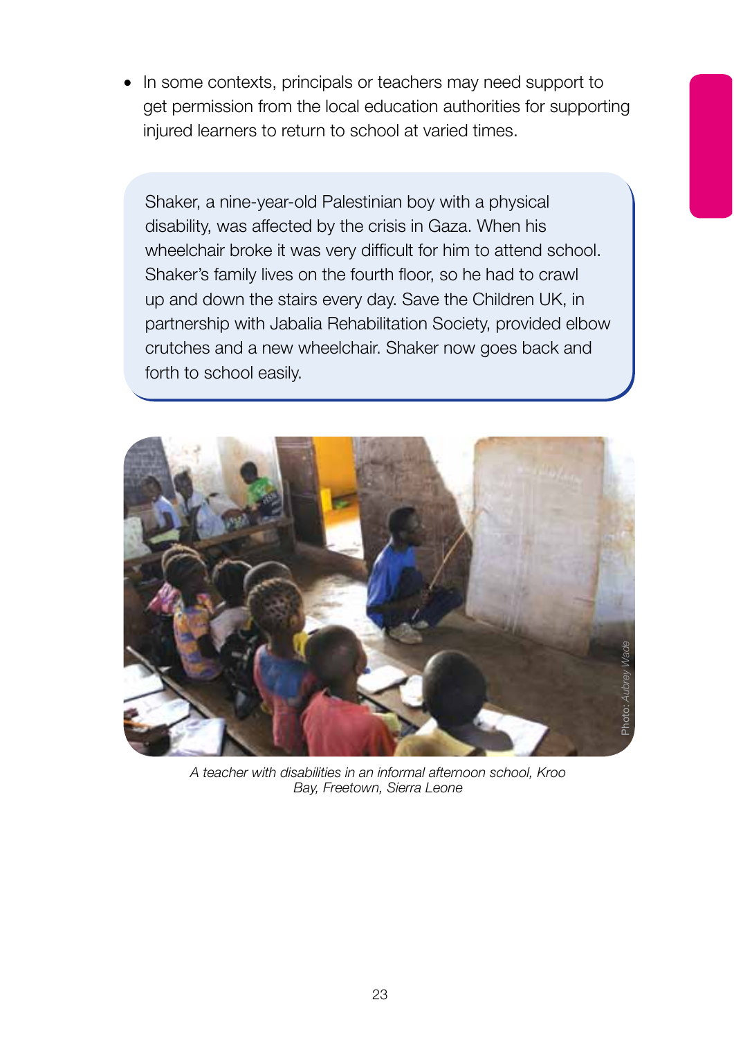- In some contexts, principals or teachers may need support to get permission from the local education authorities for supporting injured learners to return to school at varied times.

> Shaker, a nine-year-old Palestinian boy with a physical disability, was affected by the crisis in Gaza. When his wheelchair broke it was very difficult for him to attend school. Shaker's family lives on the fourth floor, so he had to crawl up and down the stairs every day. Save the Children UK, in partnership with Jabalia Rehabilitation Society, provided elbow crutches and a new wheelchair. Shaker now goes back and forth to school easily.

Photo: Aubrey Wade

*A teacher with disabilities in an informal afternoon school, Kroo Bay, Freetown, Sierra Leone*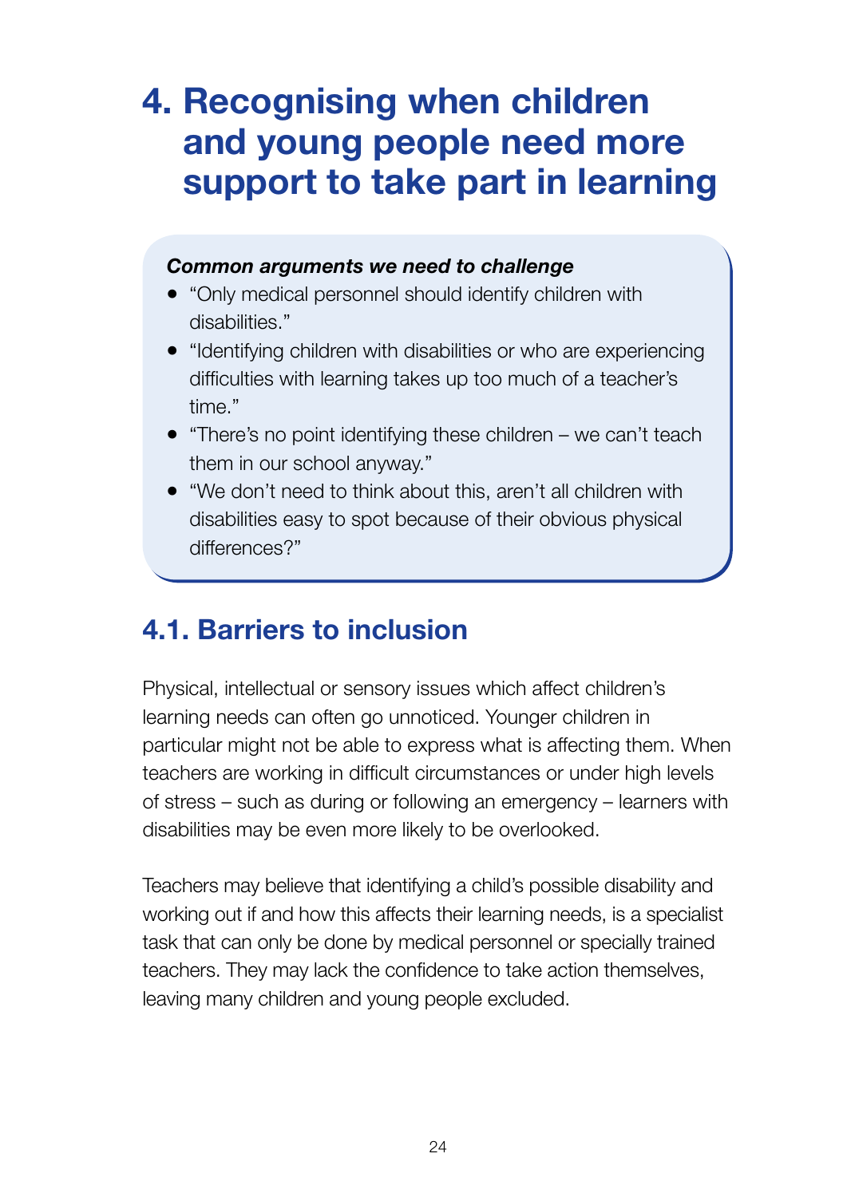# 4. Recognising when children and young people need more support to take part in learning

***Common arguments we need to challenge***

- "Only medical personnel should identify children with disabilities."
- "Identifying children with disabilities or who are experiencing difficulties with learning takes up too much of a teacher's time."
- "There's no point identifying these children – we can't teach them in our school anyway."
- "We don't need to think about this, aren't all children with disabilities easy to spot because of their obvious physical differences?"

## 4.1. Barriers to inclusion

Physical, intellectual or sensory issues which affect children's learning needs can often go unnoticed. Younger children in particular might not be able to express what is affecting them. When teachers are working in difficult circumstances or under high levels of stress – such as during or following an emergency – learners with disabilities may be even more likely to be overlooked.

Teachers may believe that identifying a child's possible disability and working out if and how this affects their learning needs, is a specialist task that can only be done by medical personnel or specially trained teachers. They may lack the confidence to take action themselves, leaving many children and young people excluded.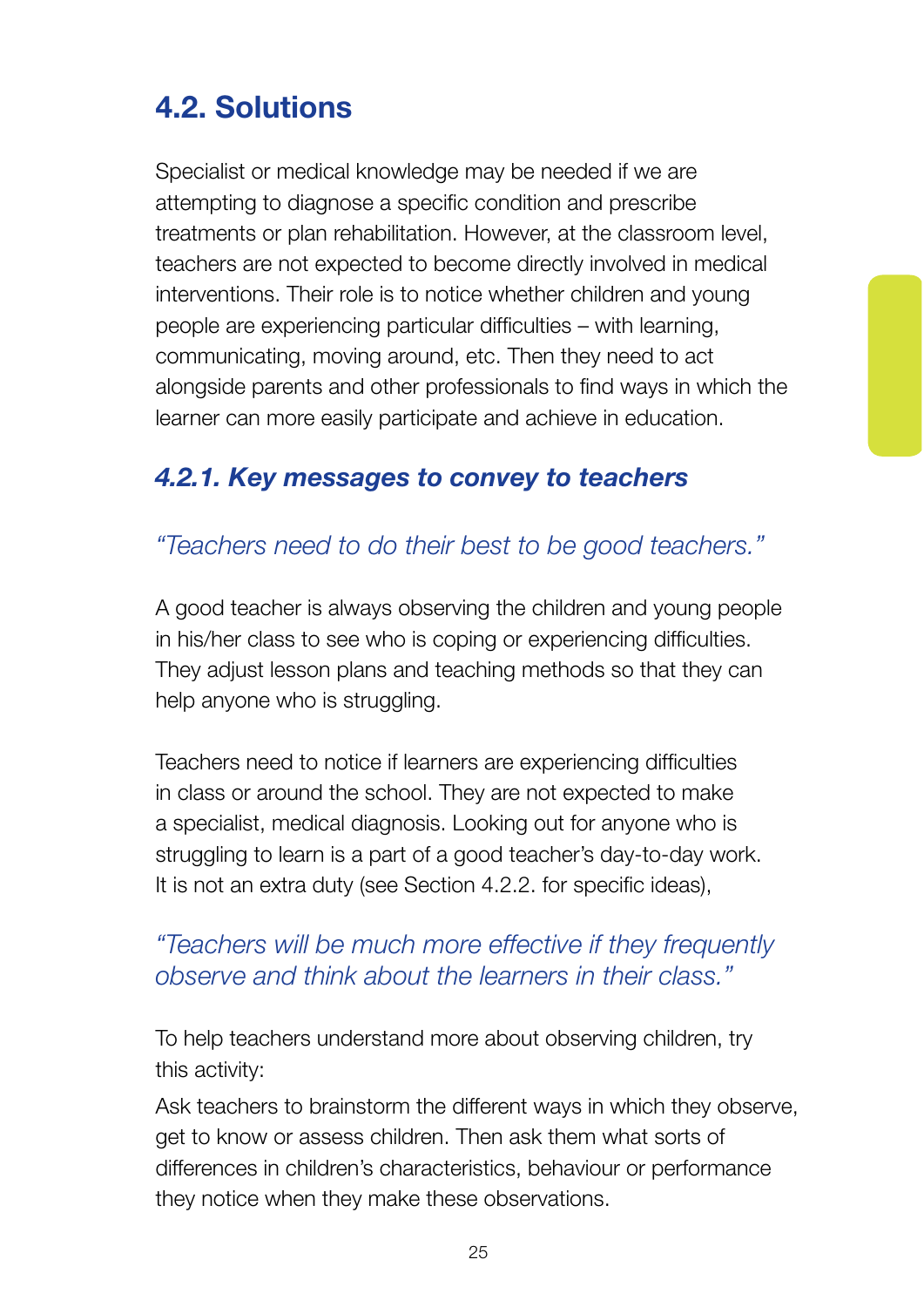## 4.2. Solutions

Specialist or medical knowledge may be needed if we are attempting to diagnose a specific condition and prescribe treatments or plan rehabilitation. However, at the classroom level, teachers are not expected to become directly involved in medical interventions. Their role is to notice whether children and young people are experiencing particular difficulties – with learning, communicating, moving around, etc. Then they need to act alongside parents and other professionals to find ways in which the learner can more easily participate and achieve in education.

### *4.2.1. Key messages to convey to teachers*

*"Teachers need to do their best to be good teachers."*

A good teacher is always observing the children and young people in his/her class to see who is coping or experiencing difficulties. They adjust lesson plans and teaching methods so that they can help anyone who is struggling.

Teachers need to notice if learners are experiencing difficulties in class or around the school. They are not expected to make a specialist, medical diagnosis. Looking out for anyone who is struggling to learn is a part of a good teacher's day-to-day work. It is not an extra duty (see Section 4.2.2. for specific ideas),

*"Teachers will be much more effective if they frequently observe and think about the learners in their class."*

To help teachers understand more about observing children, try this activity:

Ask teachers to brainstorm the different ways in which they observe, get to know or assess children. Then ask them what sorts of differences in children's characteristics, behaviour or performance they notice when they make these observations.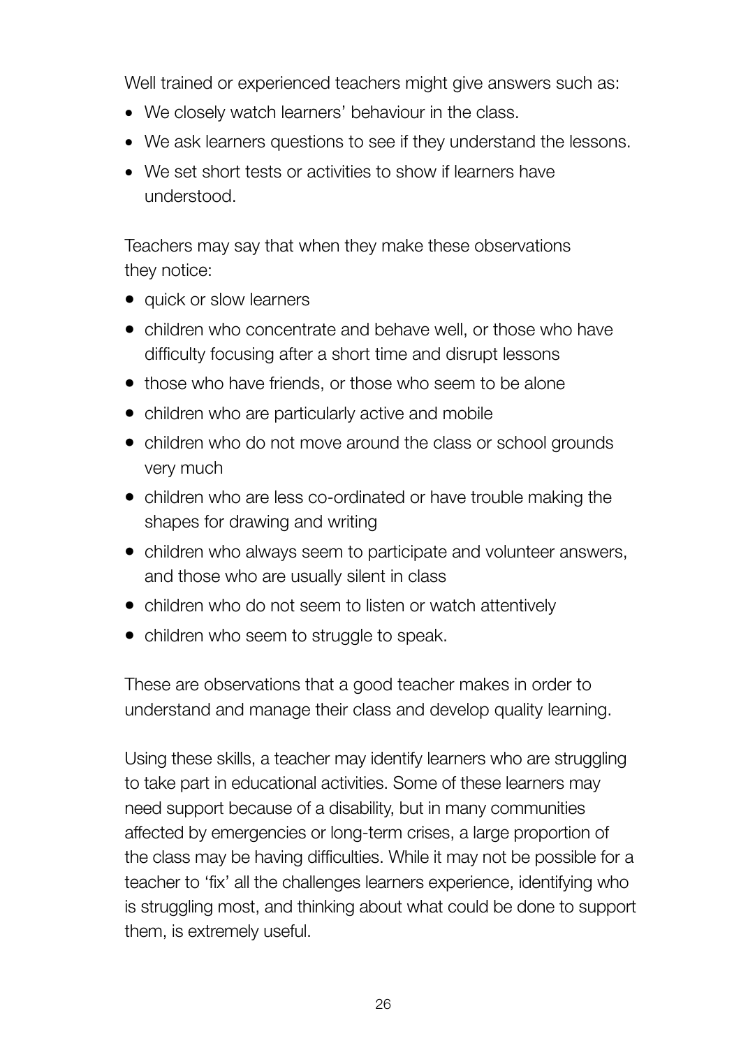Well trained or experienced teachers might give answers such as:

- We closely watch learners' behaviour in the class.
- We ask learners questions to see if they understand the lessons.
- We set short tests or activities to show if learners have understood.

Teachers may say that when they make these observations they notice:

- quick or slow learners
- children who concentrate and behave well, or those who have difficulty focusing after a short time and disrupt lessons
- those who have friends, or those who seem to be alone
- children who are particularly active and mobile
- children who do not move around the class or school grounds very much
- children who are less co-ordinated or have trouble making the shapes for drawing and writing
- children who always seem to participate and volunteer answers, and those who are usually silent in class
- children who do not seem to listen or watch attentively
- children who seem to struggle to speak.

These are observations that a good teacher makes in order to understand and manage their class and develop quality learning.

Using these skills, a teacher may identify learners who are struggling to take part in educational activities. Some of these learners may need support because of a disability, but in many communities affected by emergencies or long-term crises, a large proportion of the class may be having difficulties. While it may not be possible for a teacher to 'fix' all the challenges learners experience, identifying who is struggling most, and thinking about what could be done to support them, is extremely useful.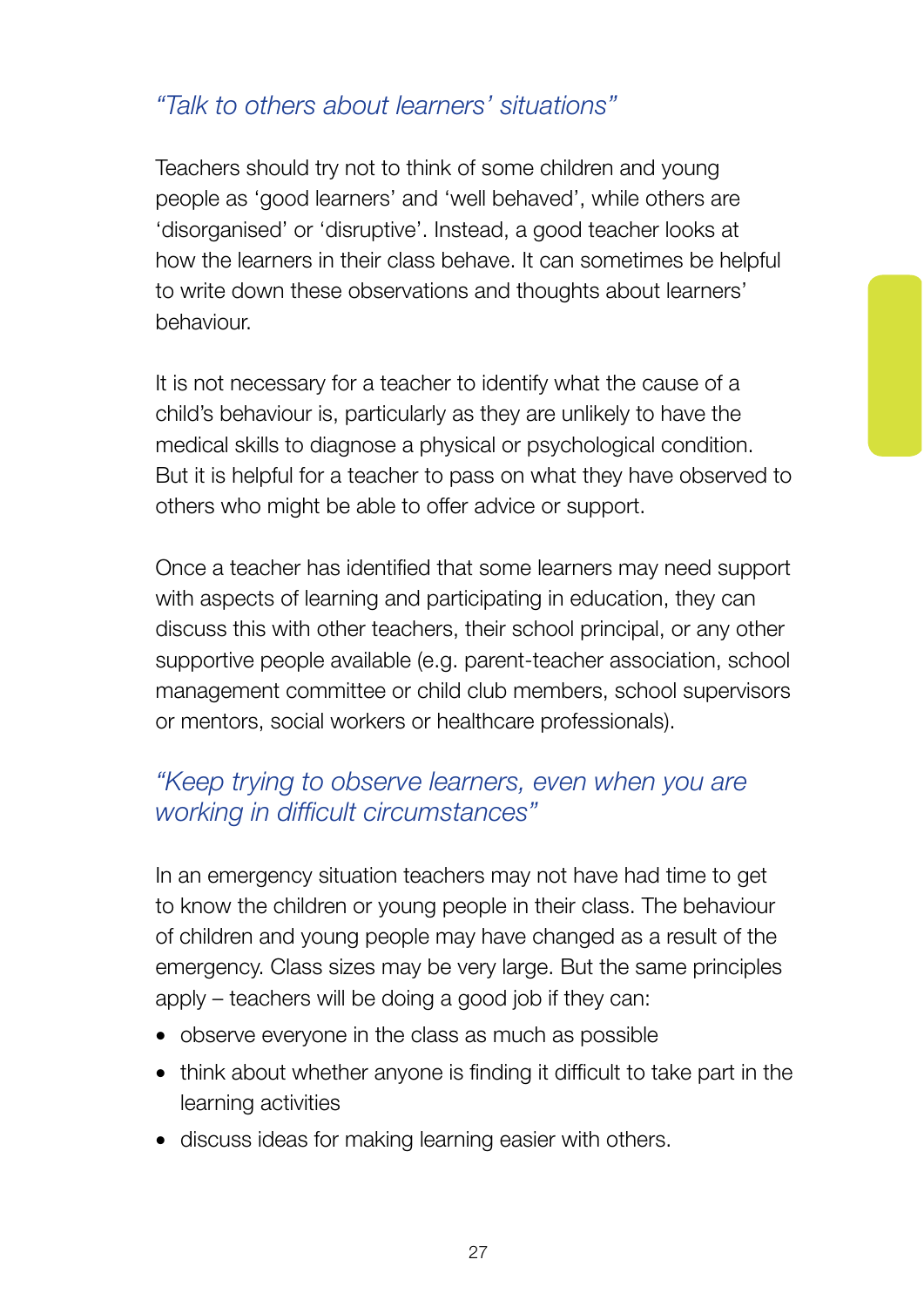### *"Talk to others about learners' situations"*

Teachers should try not to think of some children and young people as 'good learners' and 'well behaved', while others are 'disorganised' or 'disruptive'. Instead, a good teacher looks at how the learners in their class behave. It can sometimes be helpful to write down these observations and thoughts about learners' behaviour.

It is not necessary for a teacher to identify what the cause of a child's behaviour is, particularly as they are unlikely to have the medical skills to diagnose a physical or psychological condition. But it is helpful for a teacher to pass on what they have observed to others who might be able to offer advice or support.

Once a teacher has identified that some learners may need support with aspects of learning and participating in education, they can discuss this with other teachers, their school principal, or any other supportive people available (e.g. parent-teacher association, school management committee or child club members, school supervisors or mentors, social workers or healthcare professionals).

### *"Keep trying to observe learners, even when you are working in difficult circumstances"*

In an emergency situation teachers may not have had time to get to know the children or young people in their class. The behaviour of children and young people may have changed as a result of the emergency. Class sizes may be very large. But the same principles apply – teachers will be doing a good job if they can:

- observe everyone in the class as much as possible
- think about whether anyone is finding it difficult to take part in the learning activities
- discuss ideas for making learning easier with others.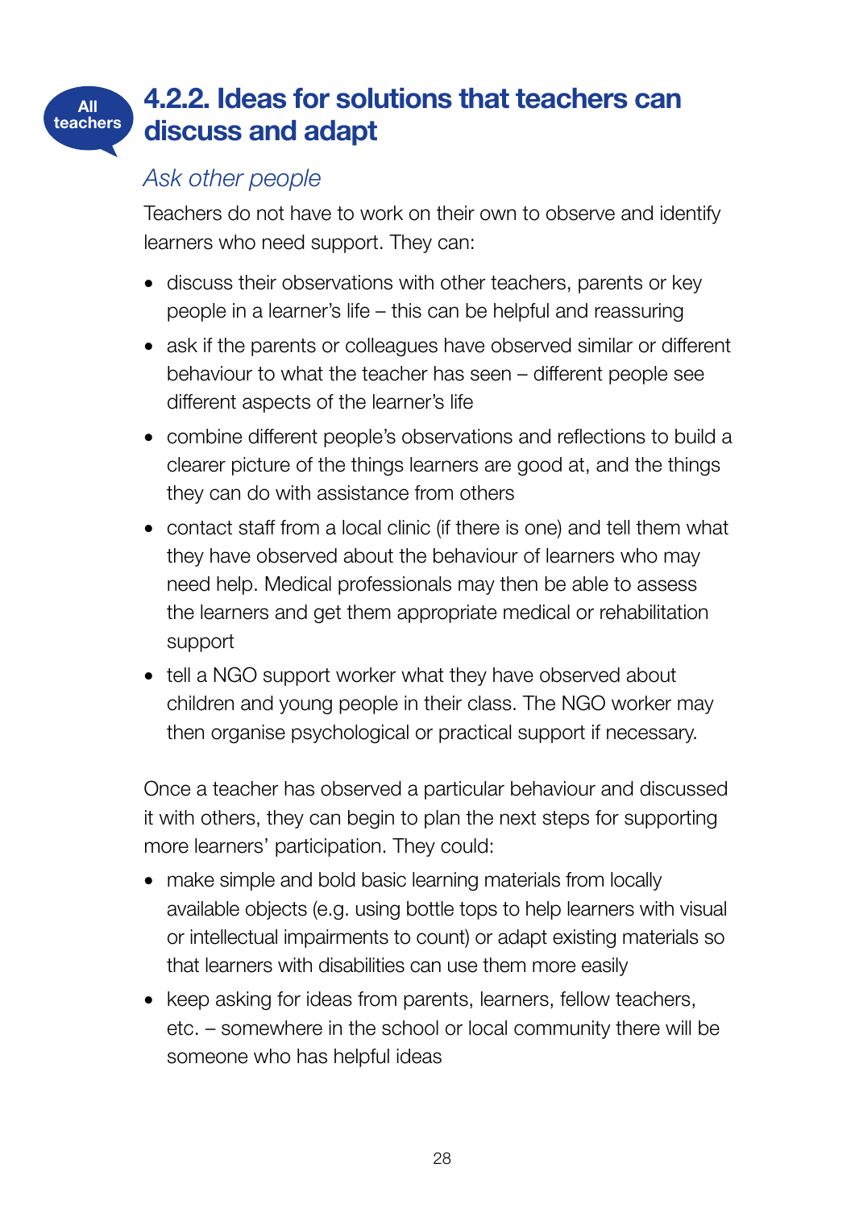All teachers

## 4.2.2. Ideas for solutions that teachers can discuss and adapt

### *Ask other people*

Teachers do not have to work on their own to observe and identify learners who need support. They can:

- discuss their observations with other teachers, parents or key people in a learner's life – this can be helpful and reassuring
- ask if the parents or colleagues have observed similar or different behaviour to what the teacher has seen – different people see different aspects of the learner's life
- combine different people's observations and reflections to build a clearer picture of the things learners are good at, and the things they can do with assistance from others
- contact staff from a local clinic (if there is one) and tell them what they have observed about the behaviour of learners who may need help. Medical professionals may then be able to assess the learners and get them appropriate medical or rehabilitation support
- tell a NGO support worker what they have observed about children and young people in their class. The NGO worker may then organise psychological or practical support if necessary.

Once a teacher has observed a particular behaviour and discussed it with others, they can begin to plan the next steps for supporting more learners' participation. They could:

- make simple and bold basic learning materials from locally available objects (e.g. using bottle tops to help learners with visual or intellectual impairments to count) or adapt existing materials so that learners with disabilities can use them more easily
- keep asking for ideas from parents, learners, fellow teachers, etc. – somewhere in the school or local community there will be someone who has helpful ideas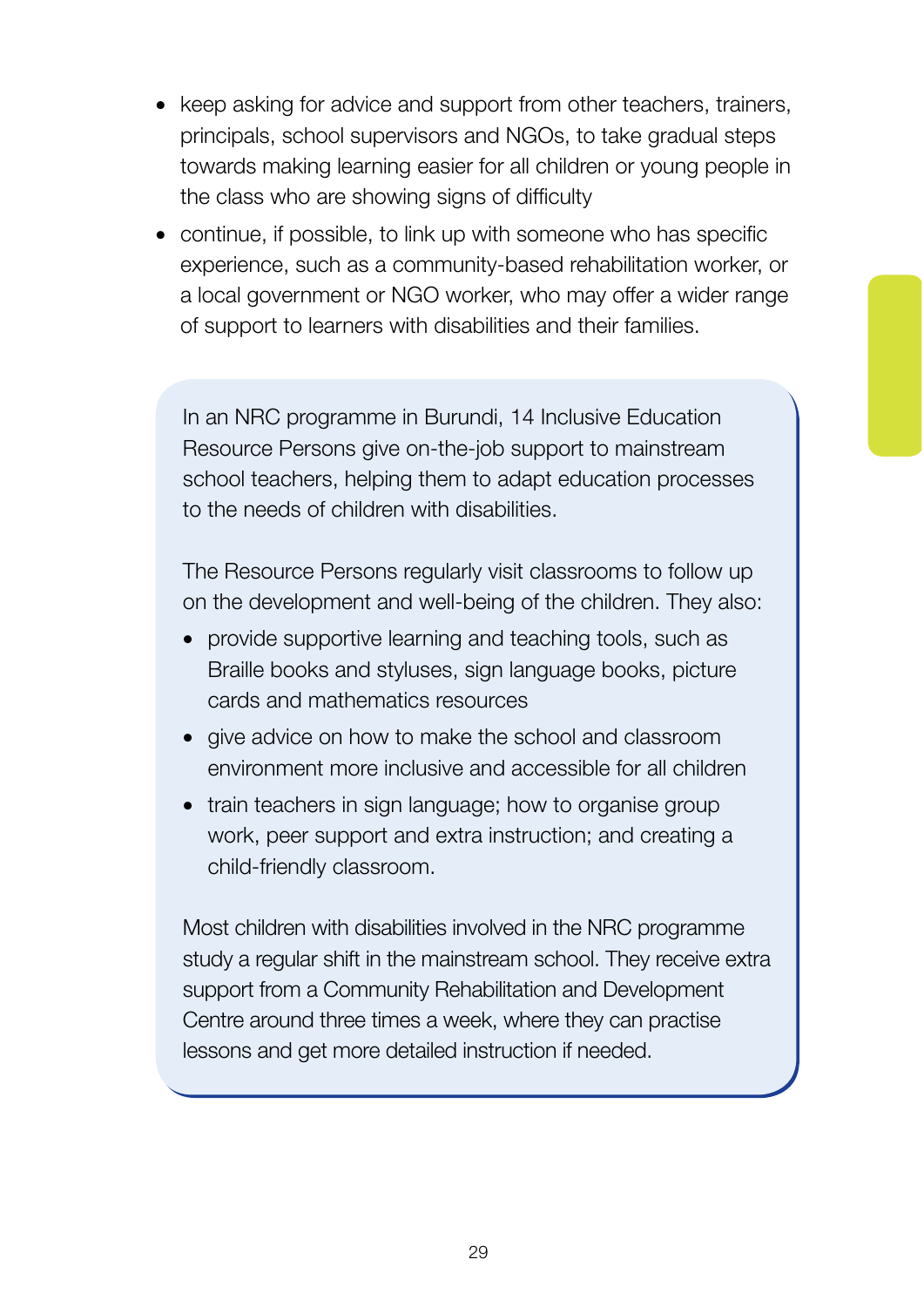- keep asking for advice and support from other teachers, trainers, principals, school supervisors and NGOs, to take gradual steps towards making learning easier for all children or young people in the class who are showing signs of difficulty
- continue, if possible, to link up with someone who has specific experience, such as a community-based rehabilitation worker, or a local government or NGO worker, who may offer a wider range of support to learners with disabilities and their families.

> In an NRC programme in Burundi, 14 Inclusive Education Resource Persons give on-the-job support to mainstream school teachers, helping them to adapt education processes to the needs of children with disabilities.
>
> The Resource Persons regularly visit classrooms to follow up on the development and well-being of the children. They also:
>
> - provide supportive learning and teaching tools, such as Braille books and styluses, sign language books, picture cards and mathematics resources
> - give advice on how to make the school and classroom environment more inclusive and accessible for all children
> - train teachers in sign language; how to organise group work, peer support and extra instruction; and creating a child-friendly classroom.
>
> Most children with disabilities involved in the NRC programme study a regular shift in the mainstream school. They receive extra support from a Community Rehabilitation and Development Centre around three times a week, where they can practise lessons and get more detailed instruction if needed.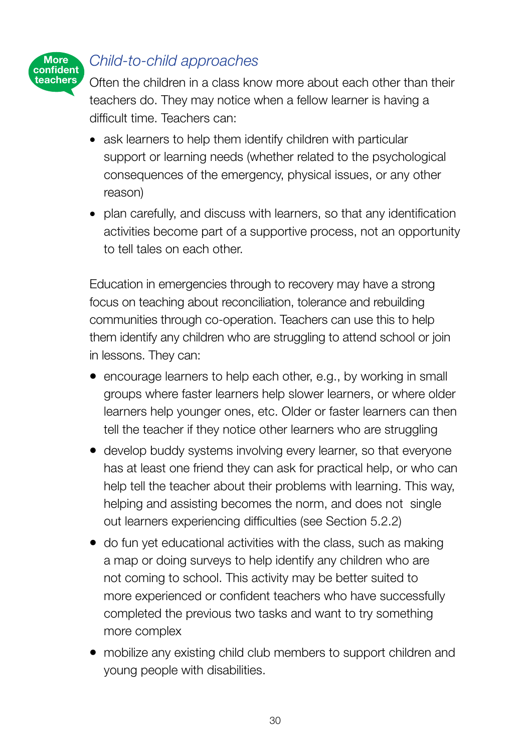More confident teachers

### *Child-to-child approaches*

Often the children in a class know more about each other than their teachers do. They may notice when a fellow learner is having a difficult time. Teachers can:

- ask learners to help them identify children with particular support or learning needs (whether related to the psychological consequences of the emergency, physical issues, or any other reason)
- plan carefully, and discuss with learners, so that any identification activities become part of a supportive process, not an opportunity to tell tales on each other.

Education in emergencies through to recovery may have a strong focus on teaching about reconciliation, tolerance and rebuilding communities through co-operation. Teachers can use this to help them identify any children who are struggling to attend school or join in lessons. They can:

- encourage learners to help each other, e.g., by working in small groups where faster learners help slower learners, or where older learners help younger ones, etc. Older or faster learners can then tell the teacher if they notice other learners who are struggling
- develop buddy systems involving every learner, so that everyone has at least one friend they can ask for practical help, or who can help tell the teacher about their problems with learning. This way, helping and assisting becomes the norm, and does not single out learners experiencing difficulties (see Section 5.2.2)
- do fun yet educational activities with the class, such as making a map or doing surveys to help identify any children who are not coming to school. This activity may be better suited to more experienced or confident teachers who have successfully completed the previous two tasks and want to try something more complex
- mobilize any existing child club members to support children and young people with disabilities.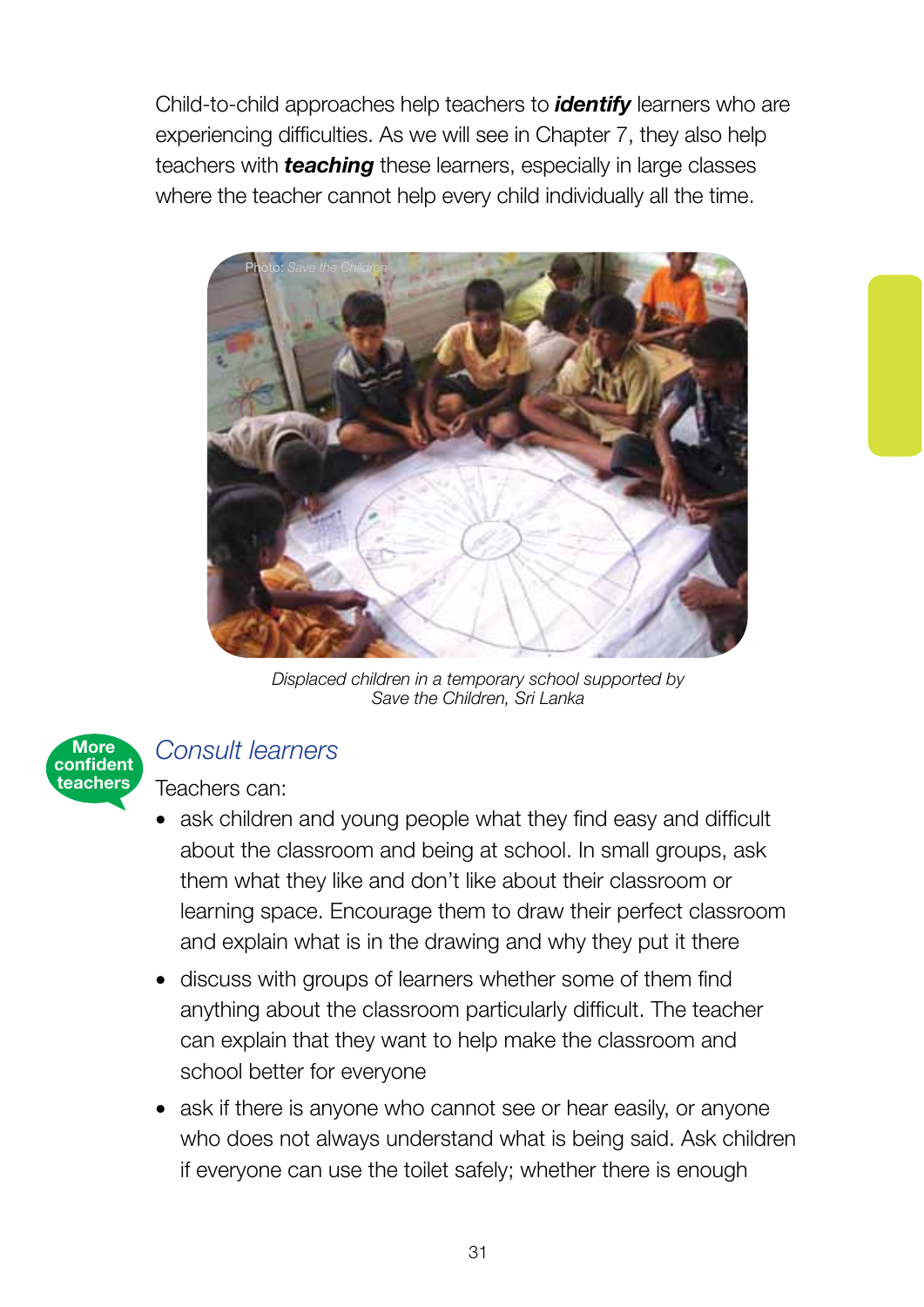Child-to-child approaches help teachers to ***identify*** learners who are experiencing difficulties. As we will see in Chapter 7, they also help teachers with ***teaching*** these learners, especially in large classes where the teacher cannot help every child individually all the time.

*Displaced children in a temporary school supported by Save the Children, Sri Lanka*

**More confident teachers**

## *Consult learners*

Teachers can:

- ask children and young people what they find easy and difficult about the classroom and being at school. In small groups, ask them what they like and don't like about their classroom or learning space. Encourage them to draw their perfect classroom and explain what is in the drawing and why they put it there
- discuss with groups of learners whether some of them find anything about the classroom particularly difficult. The teacher can explain that they want to help make the classroom and school better for everyone
- ask if there is anyone who cannot see or hear easily, or anyone who does not always understand what is being said. Ask children if everyone can use the toilet safely; whether there is enough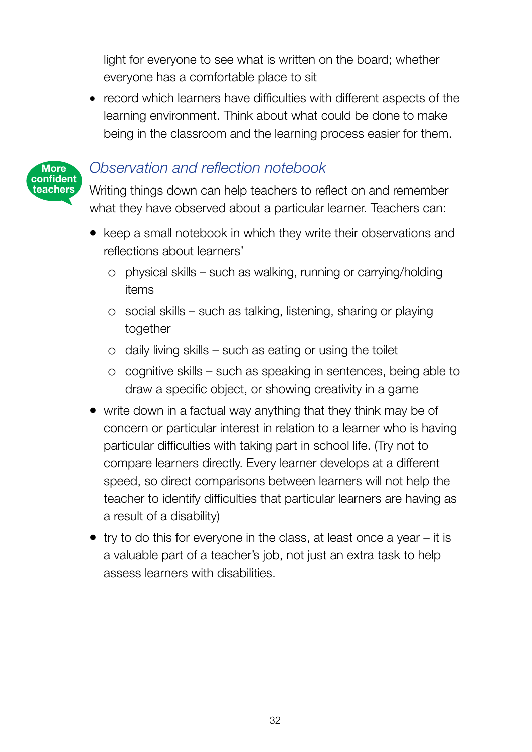light for everyone to see what is written on the board; whether everyone has a comfortable place to sit

- record which learners have difficulties with different aspects of the learning environment. Think about what could be done to make being in the classroom and the learning process easier for them.

More confident teachers

### *Observation and reflection notebook*

Writing things down can help teachers to reflect on and remember what they have observed about a particular learner. Teachers can:

- keep a small notebook in which they write their observations and reflections about learners'
  - physical skills – such as walking, running or carrying/holding items
  - social skills – such as talking, listening, sharing or playing together
  - daily living skills – such as eating or using the toilet
  - cognitive skills – such as speaking in sentences, being able to draw a specific object, or showing creativity in a game
- write down in a factual way anything that they think may be of concern or particular interest in relation to a learner who is having particular difficulties with taking part in school life. (Try not to compare learners directly. Every learner develops at a different speed, so direct comparisons between learners will not help the teacher to identify difficulties that particular learners are having as a result of a disability)
- try to do this for everyone in the class, at least once a year – it is a valuable part of a teacher's job, not just an extra task to help assess learners with disabilities.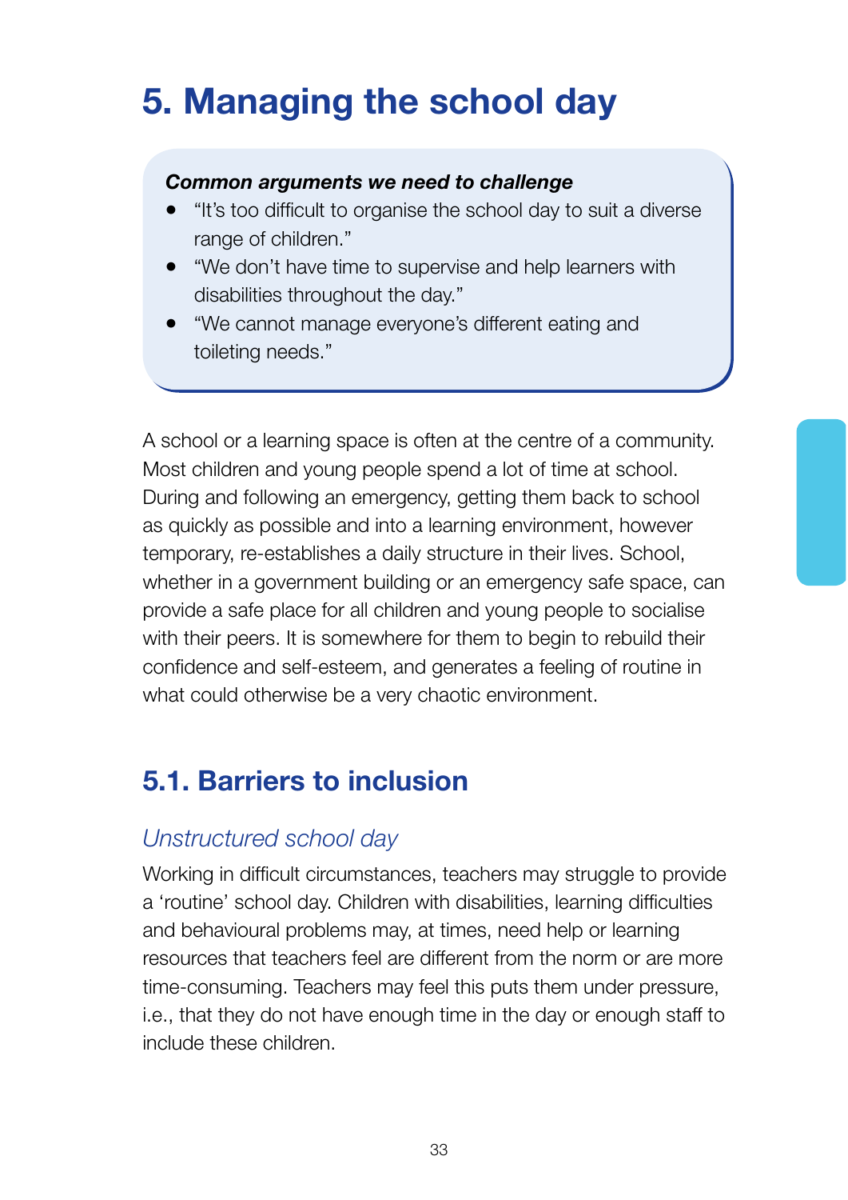# 5. Managing the school day

***Common arguments we need to challenge***

- "It's too difficult to organise the school day to suit a diverse range of children."
- "We don't have time to supervise and help learners with disabilities throughout the day."
- "We cannot manage everyone's different eating and toileting needs."

A school or a learning space is often at the centre of a community. Most children and young people spend a lot of time at school. During and following an emergency, getting them back to school as quickly as possible and into a learning environment, however temporary, re-establishes a daily structure in their lives. School, whether in a government building or an emergency safe space, can provide a safe place for all children and young people to socialise with their peers. It is somewhere for them to begin to rebuild their confidence and self-esteem, and generates a feeling of routine in what could otherwise be a very chaotic environment.

## 5.1. Barriers to inclusion

### *Unstructured school day*

Working in difficult circumstances, teachers may struggle to provide a 'routine' school day. Children with disabilities, learning difficulties and behavioural problems may, at times, need help or learning resources that teachers feel are different from the norm or are more time-consuming. Teachers may feel this puts them under pressure, i.e., that they do not have enough time in the day or enough staff to include these children.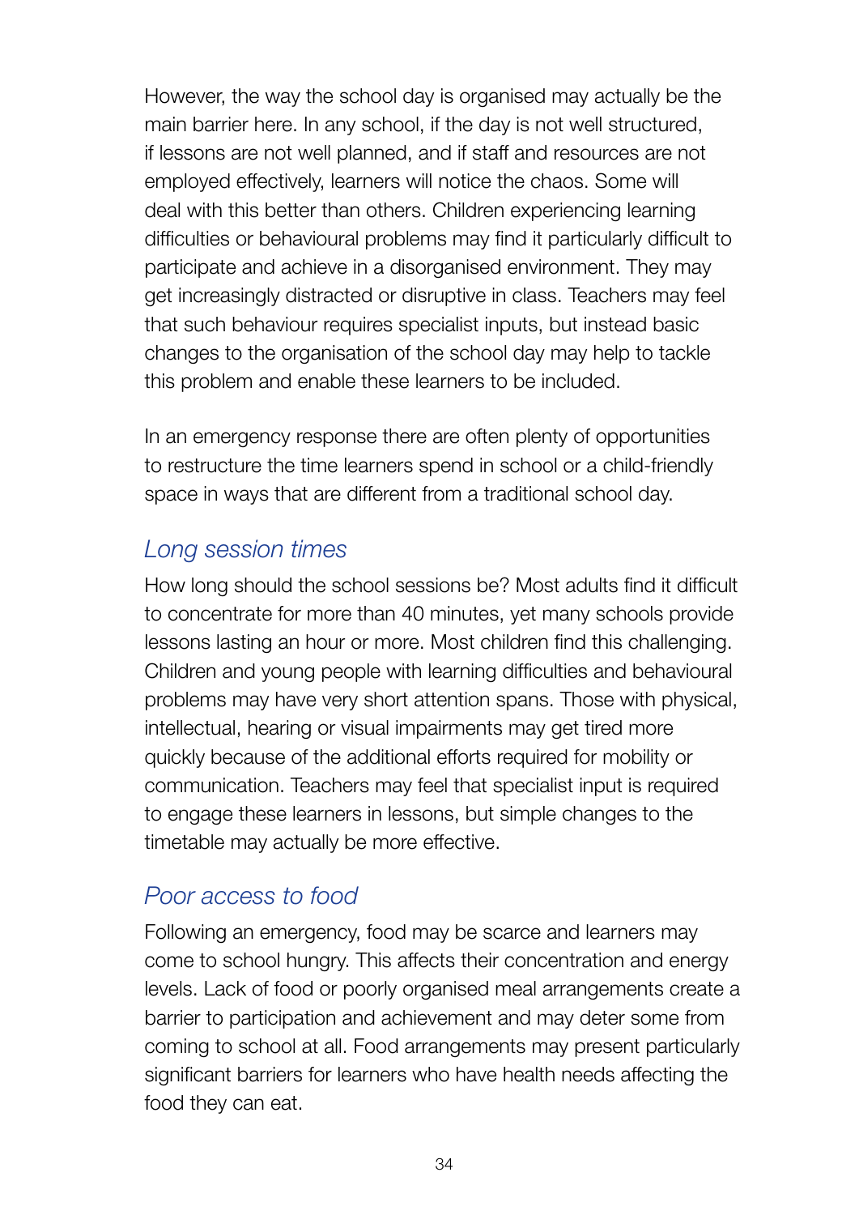However, the way the school day is organised may actually be the main barrier here. In any school, if the day is not well structured, if lessons are not well planned, and if staff and resources are not employed effectively, learners will notice the chaos. Some will deal with this better than others. Children experiencing learning difficulties or behavioural problems may find it particularly difficult to participate and achieve in a disorganised environment. They may get increasingly distracted or disruptive in class. Teachers may feel that such behaviour requires specialist inputs, but instead basic changes to the organisation of the school day may help to tackle this problem and enable these learners to be included.

In an emergency response there are often plenty of opportunities to restructure the time learners spend in school or a child-friendly space in ways that are different from a traditional school day.

### *Long session times*

How long should the school sessions be? Most adults find it difficult to concentrate for more than 40 minutes, yet many schools provide lessons lasting an hour or more. Most children find this challenging. Children and young people with learning difficulties and behavioural problems may have very short attention spans. Those with physical, intellectual, hearing or visual impairments may get tired more quickly because of the additional efforts required for mobility or communication. Teachers may feel that specialist input is required to engage these learners in lessons, but simple changes to the timetable may actually be more effective.

### *Poor access to food*

Following an emergency, food may be scarce and learners may come to school hungry. This affects their concentration and energy levels. Lack of food or poorly organised meal arrangements create a barrier to participation and achievement and may deter some from coming to school at all. Food arrangements may present particularly significant barriers for learners who have health needs affecting the food they can eat.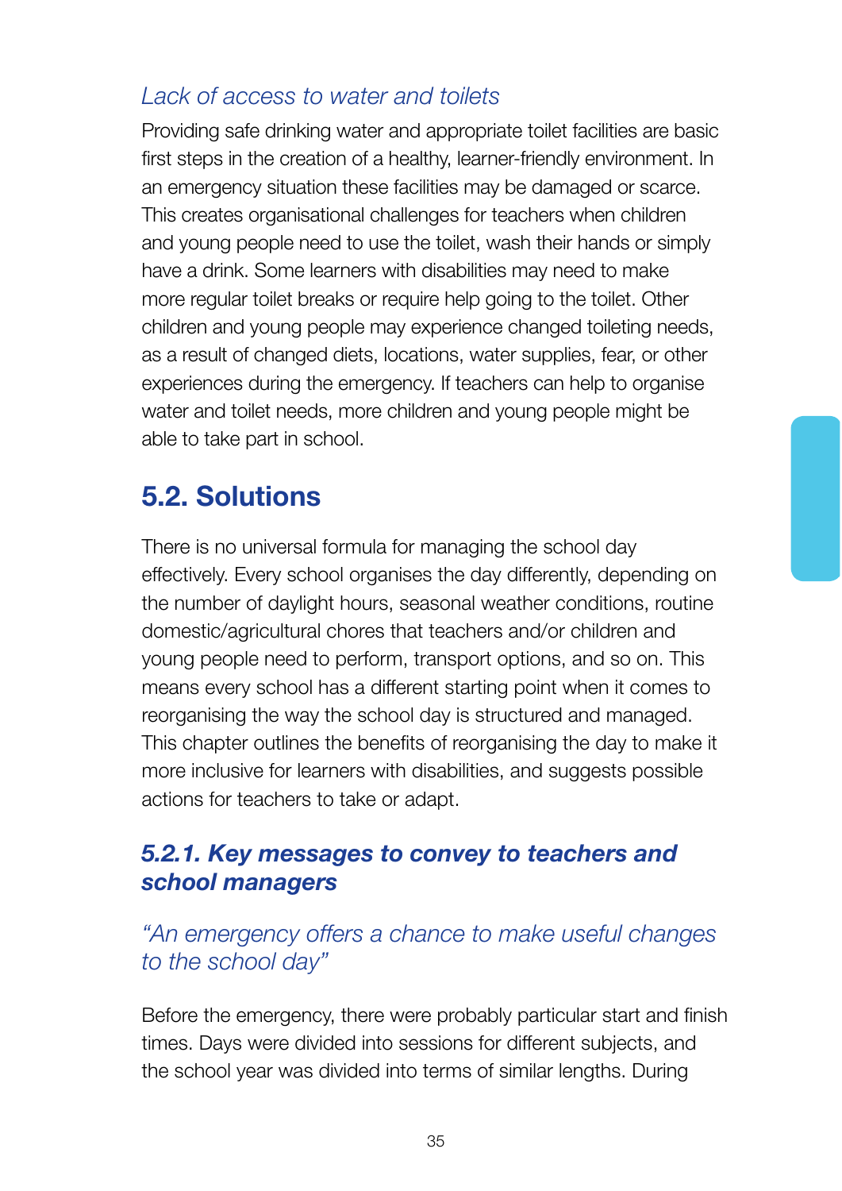*Lack of access to water and toilets*

Providing safe drinking water and appropriate toilet facilities are basic first steps in the creation of a healthy, learner-friendly environment. In an emergency situation these facilities may be damaged or scarce. This creates organisational challenges for teachers when children and young people need to use the toilet, wash their hands or simply have a drink. Some learners with disabilities may need to make more regular toilet breaks or require help going to the toilet. Other children and young people may experience changed toileting needs, as a result of changed diets, locations, water supplies, fear, or other experiences during the emergency. If teachers can help to organise water and toilet needs, more children and young people might be able to take part in school.

## 5.2. Solutions

There is no universal formula for managing the school day effectively. Every school organises the day differently, depending on the number of daylight hours, seasonal weather conditions, routine domestic/agricultural chores that teachers and/or children and young people need to perform, transport options, and so on. This means every school has a different starting point when it comes to reorganising the way the school day is structured and managed. This chapter outlines the benefits of reorganising the day to make it more inclusive for learners with disabilities, and suggests possible actions for teachers to take or adapt.

### *5.2.1. Key messages to convey to teachers and school managers*

*"An emergency offers a chance to make useful changes to the school day"*

Before the emergency, there were probably particular start and finish times. Days were divided into sessions for different subjects, and the school year was divided into terms of similar lengths. During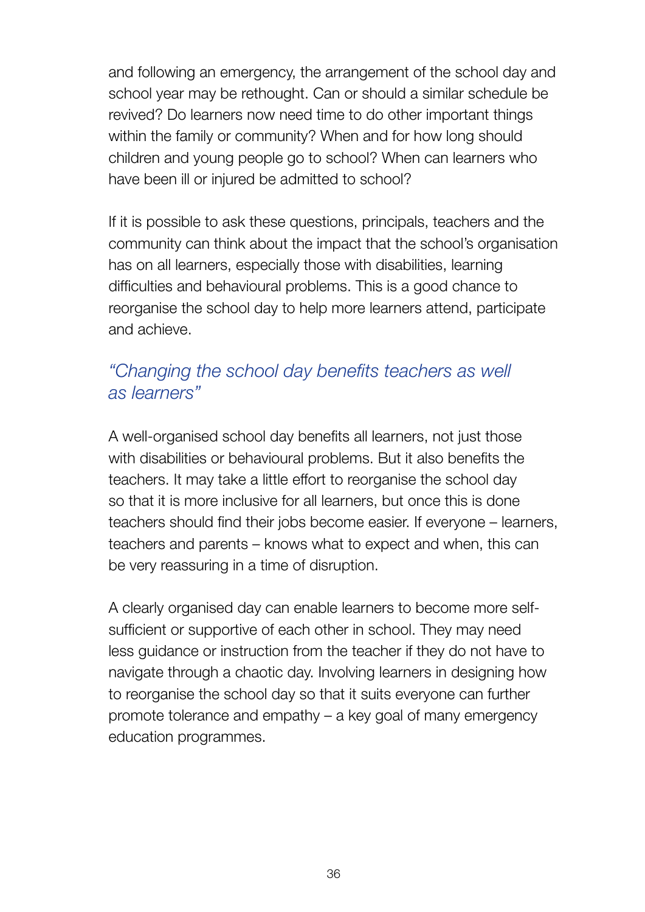and following an emergency, the arrangement of the school day and school year may be rethought. Can or should a similar schedule be revived? Do learners now need time to do other important things within the family or community? When and for how long should children and young people go to school? When can learners who have been ill or injured be admitted to school?

If it is possible to ask these questions, principals, teachers and the community can think about the impact that the school's organisation has on all learners, especially those with disabilities, learning difficulties and behavioural problems. This is a good chance to reorganise the school day to help more learners attend, participate and achieve.

### *"Changing the school day benefits teachers as well as learners"*

A well-organised school day benefits all learners, not just those with disabilities or behavioural problems. But it also benefits the teachers. It may take a little effort to reorganise the school day so that it is more inclusive for all learners, but once this is done teachers should find their jobs become easier. If everyone – learners, teachers and parents – knows what to expect and when, this can be very reassuring in a time of disruption.

A clearly organised day can enable learners to become more self-sufficient or supportive of each other in school. They may need less guidance or instruction from the teacher if they do not have to navigate through a chaotic day. Involving learners in designing how to reorganise the school day so that it suits everyone can further promote tolerance and empathy – a key goal of many emergency education programmes.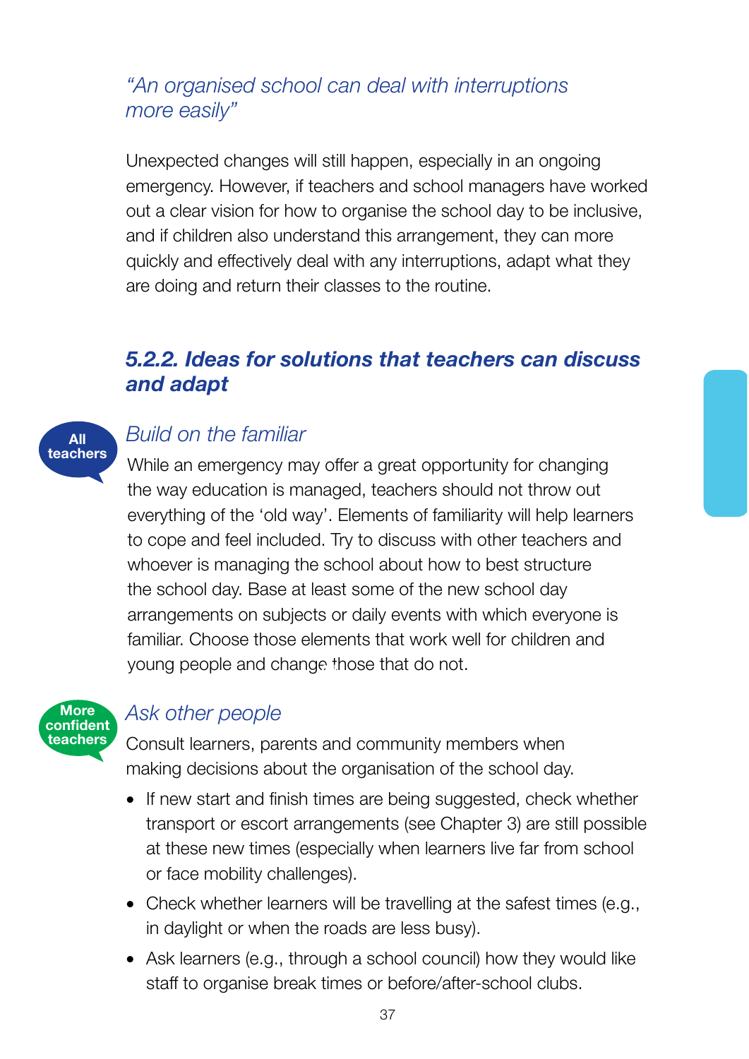*"An organised school can deal with interruptions more easily"*

Unexpected changes will still happen, especially in an ongoing emergency. However, if teachers and school managers have worked out a clear vision for how to organise the school day to be inclusive, and if children also understand this arrangement, they can more quickly and effectively deal with any interruptions, adapt what they are doing and return their classes to the routine.

### *5.2.2. Ideas for solutions that teachers can discuss and adapt*

All teachers

*Build on the familiar*

While an emergency may offer a great opportunity for changing the way education is managed, teachers should not throw out everything of the 'old way'. Elements of familiarity will help learners to cope and feel included. Try to discuss with other teachers and whoever is managing the school about how to best structure the school day. Base at least some of the new school day arrangements on subjects or daily events with which everyone is familiar. Choose those elements that work well for children and young people and change those that do not.

More confident teachers

*Ask other people*

Consult learners, parents and community members when making decisions about the organisation of the school day.

- If new start and finish times are being suggested, check whether transport or escort arrangements (see Chapter 3) are still possible at these new times (especially when learners live far from school or face mobility challenges).
- Check whether learners will be travelling at the safest times (e.g., in daylight or when the roads are less busy).
- Ask learners (e.g., through a school council) how they would like staff to organise break times or before/after-school clubs.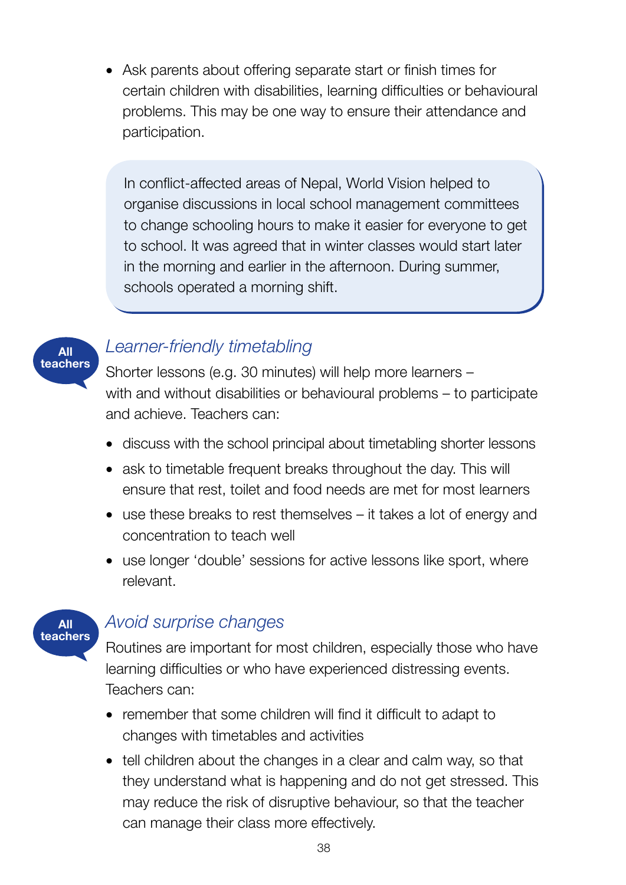- Ask parents about offering separate start or finish times for certain children with disabilities, learning difficulties or behavioural problems. This may be one way to ensure their attendance and participation.

> In conflict-affected areas of Nepal, World Vision helped to organise discussions in local school management committees to change schooling hours to make it easier for everyone to get to school. It was agreed that in winter classes would start later in the morning and earlier in the afternoon. During summer, schools operated a morning shift.

**All teachers**

### *Learner-friendly timetabling*

Shorter lessons (e.g. 30 minutes) will help more learners – with and without disabilities or behavioural problems – to participate and achieve. Teachers can:

- discuss with the school principal about timetabling shorter lessons
- ask to timetable frequent breaks throughout the day. This will ensure that rest, toilet and food needs are met for most learners
- use these breaks to rest themselves – it takes a lot of energy and concentration to teach well
- use longer 'double' sessions for active lessons like sport, where relevant.

**All teachers**

### *Avoid surprise changes*

Routines are important for most children, especially those who have learning difficulties or who have experienced distressing events. Teachers can:

- remember that some children will find it difficult to adapt to changes with timetables and activities
- tell children about the changes in a clear and calm way, so that they understand what is happening and do not get stressed. This may reduce the risk of disruptive behaviour, so that the teacher can manage their class more effectively.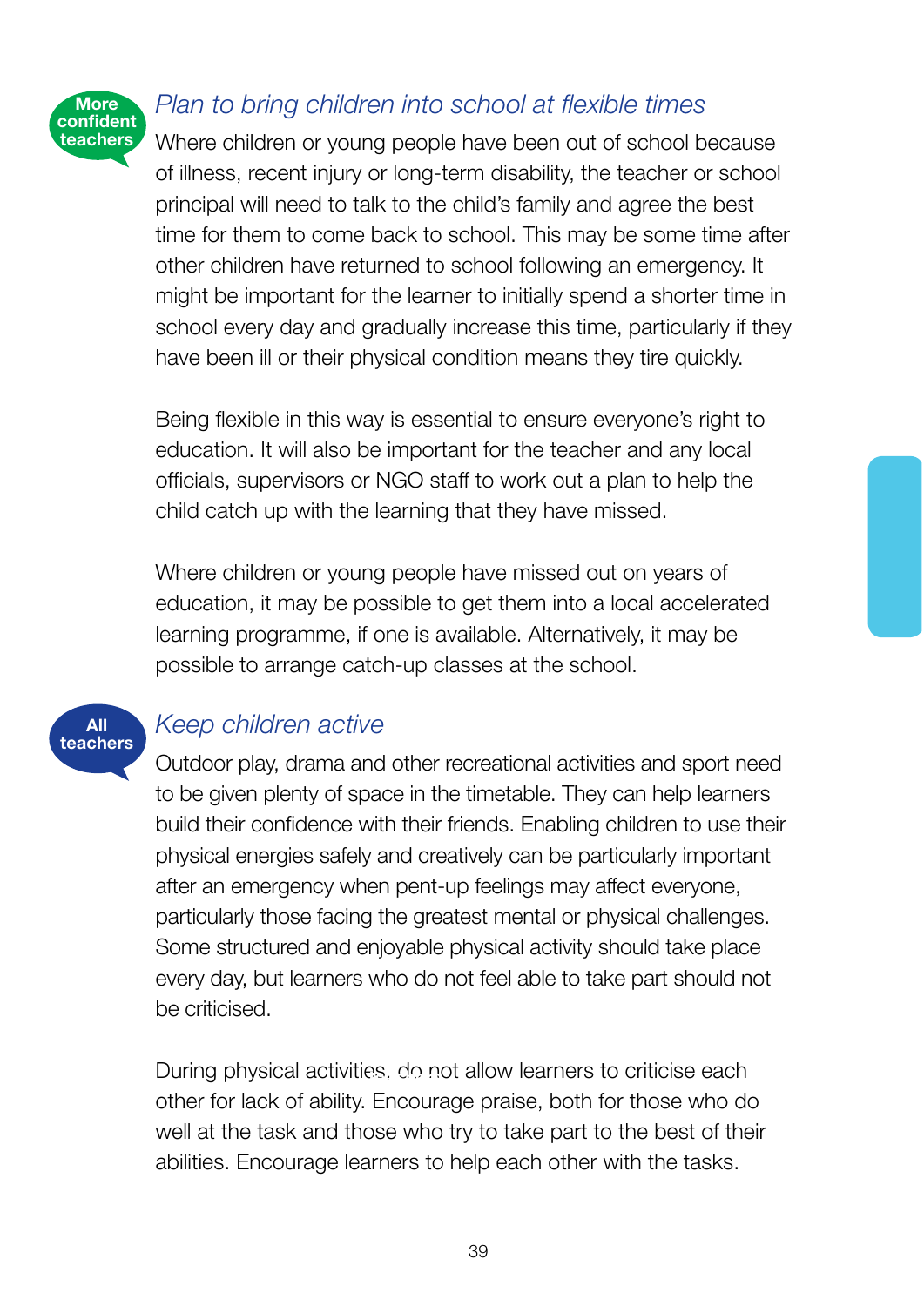More confident teachers

## *Plan to bring children into school at flexible times*

Where children or young people have been out of school because of illness, recent injury or long-term disability, the teacher or school principal will need to talk to the child's family and agree the best time for them to come back to school. This may be some time after other children have returned to school following an emergency. It might be important for the learner to initially spend a shorter time in school every day and gradually increase this time, particularly if they have been ill or their physical condition means they tire quickly.

Being flexible in this way is essential to ensure everyone's right to education. It will also be important for the teacher and any local officials, supervisors or NGO staff to work out a plan to help the child catch up with the learning that they have missed.

Where children or young people have missed out on years of education, it may be possible to get them into a local accelerated learning programme, if one is available. Alternatively, it may be possible to arrange catch-up classes at the school.

All teachers

## *Keep children active*

Outdoor play, drama and other recreational activities and sport need to be given plenty of space in the timetable. They can help learners build their confidence with their friends. Enabling children to use their physical energies safely and creatively can be particularly important after an emergency when pent-up feelings may affect everyone, particularly those facing the greatest mental or physical challenges. Some structured and enjoyable physical activity should take place every day, but learners who do not feel able to take part should not be criticised.

During physical activities, do not allow learners to criticise each other for lack of ability. Encourage praise, both for those who do well at the task and those who try to take part to the best of their abilities. Encourage learners to help each other with the tasks.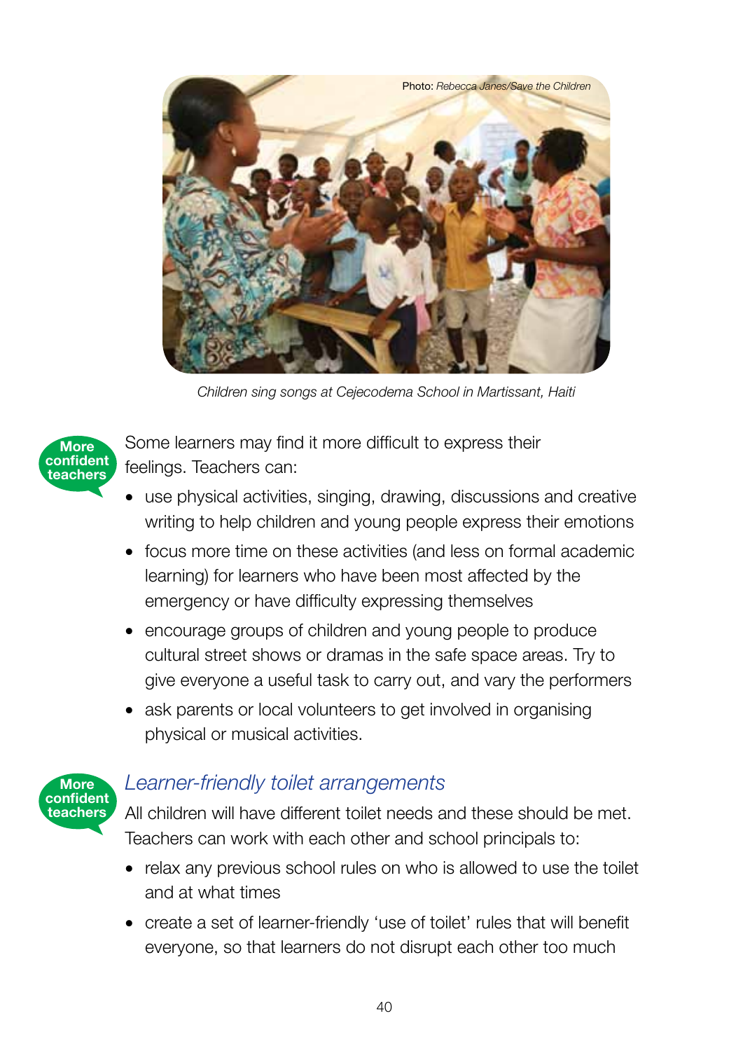Photo: *Rebecca Janes/Save the Children*

*Children sing songs at Cejecodema School in Martissant, Haiti*

**More confident teachers**

Some learners may find it more difficult to express their feelings. Teachers can:

- use physical activities, singing, drawing, discussions and creative writing to help children and young people express their emotions
- focus more time on these activities (and less on formal academic learning) for learners who have been most affected by the emergency or have difficulty expressing themselves
- encourage groups of children and young people to produce cultural street shows or dramas in the safe space areas. Try to give everyone a useful task to carry out, and vary the performers
- ask parents or local volunteers to get involved in organising physical or musical activities.

**More confident teachers**

## *Learner-friendly toilet arrangements*

All children will have different toilet needs and these should be met. Teachers can work with each other and school principals to:

- relax any previous school rules on who is allowed to use the toilet and at what times
- create a set of learner-friendly 'use of toilet' rules that will benefit everyone, so that learners do not disrupt each other too much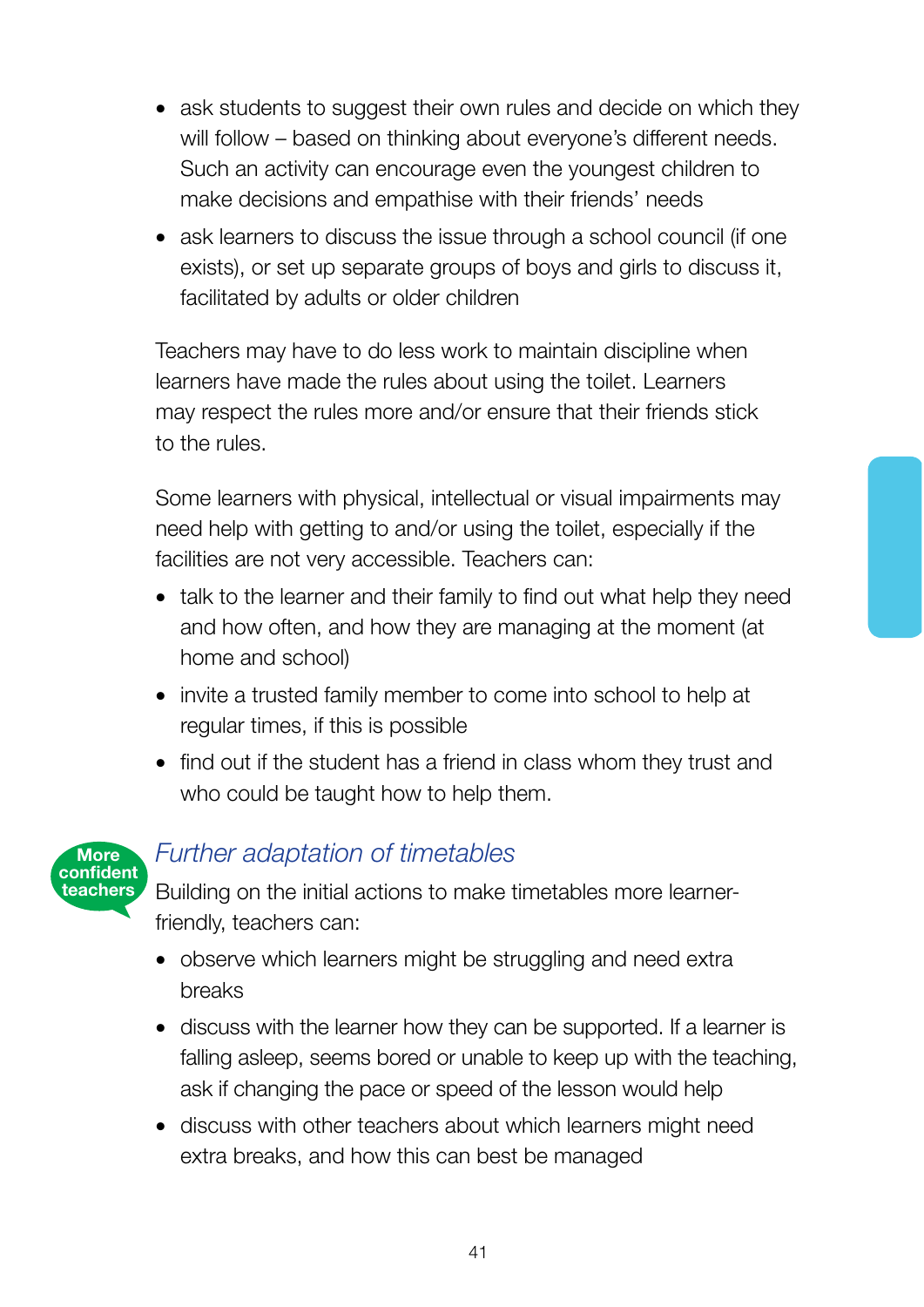- ask students to suggest their own rules and decide on which they will follow – based on thinking about everyone's different needs. Such an activity can encourage even the youngest children to make decisions and empathise with their friends' needs
- ask learners to discuss the issue through a school council (if one exists), or set up separate groups of boys and girls to discuss it, facilitated by adults or older children

Teachers may have to do less work to maintain discipline when learners have made the rules about using the toilet. Learners may respect the rules more and/or ensure that their friends stick to the rules.

Some learners with physical, intellectual or visual impairments may need help with getting to and/or using the toilet, especially if the facilities are not very accessible. Teachers can:

- talk to the learner and their family to find out what help they need and how often, and how they are managing at the moment (at home and school)
- invite a trusted family member to come into school to help at regular times, if this is possible
- find out if the student has a friend in class whom they trust and who could be taught how to help them.

**More confident teachers**

### *Further adaptation of timetables*

Building on the initial actions to make timetables more learner-friendly, teachers can:

- observe which learners might be struggling and need extra breaks
- discuss with the learner how they can be supported. If a learner is falling asleep, seems bored or unable to keep up with the teaching, ask if changing the pace or speed of the lesson would help
- discuss with other teachers about which learners might need extra breaks, and how this can best be managed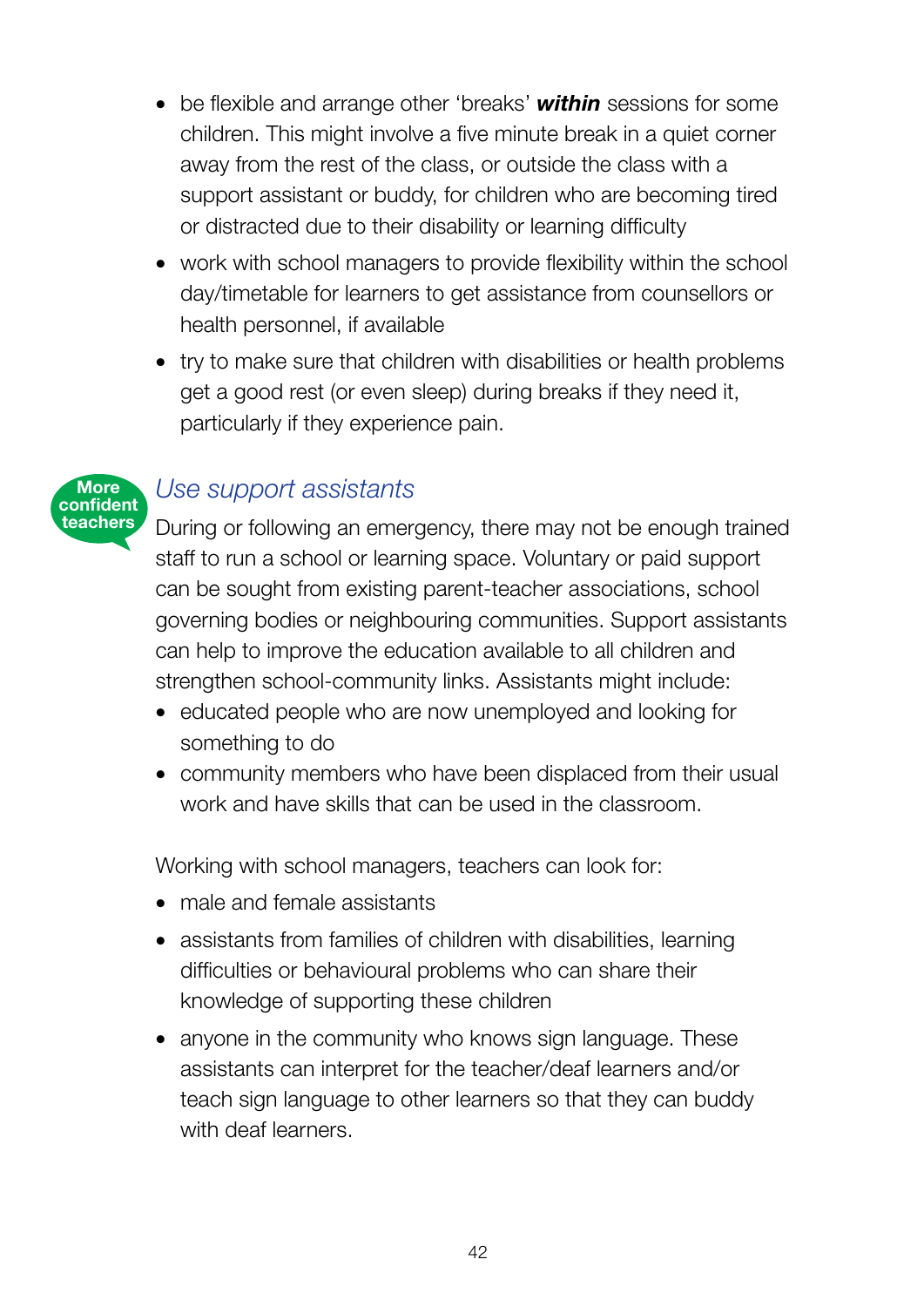- be flexible and arrange other 'breaks' ***within*** sessions for some children. This might involve a five minute break in a quiet corner away from the rest of the class, or outside the class with a support assistant or buddy, for children who are becoming tired or distracted due to their disability or learning difficulty
- work with school managers to provide flexibility within the school day/timetable for learners to get assistance from counsellors or health personnel, if available
- try to make sure that children with disabilities or health problems get a good rest (or even sleep) during breaks if they need it, particularly if they experience pain.

**More confident teachers**

### *Use support assistants*

During or following an emergency, there may not be enough trained staff to run a school or learning space. Voluntary or paid support can be sought from existing parent-teacher associations, school governing bodies or neighbouring communities. Support assistants can help to improve the education available to all children and strengthen school-community links. Assistants might include:

- educated people who are now unemployed and looking for something to do
- community members who have been displaced from their usual work and have skills that can be used in the classroom.

Working with school managers, teachers can look for:

- male and female assistants
- assistants from families of children with disabilities, learning difficulties or behavioural problems who can share their knowledge of supporting these children
- anyone in the community who knows sign language. These assistants can interpret for the teacher/deaf learners and/or teach sign language to other learners so that they can buddy with deaf learners.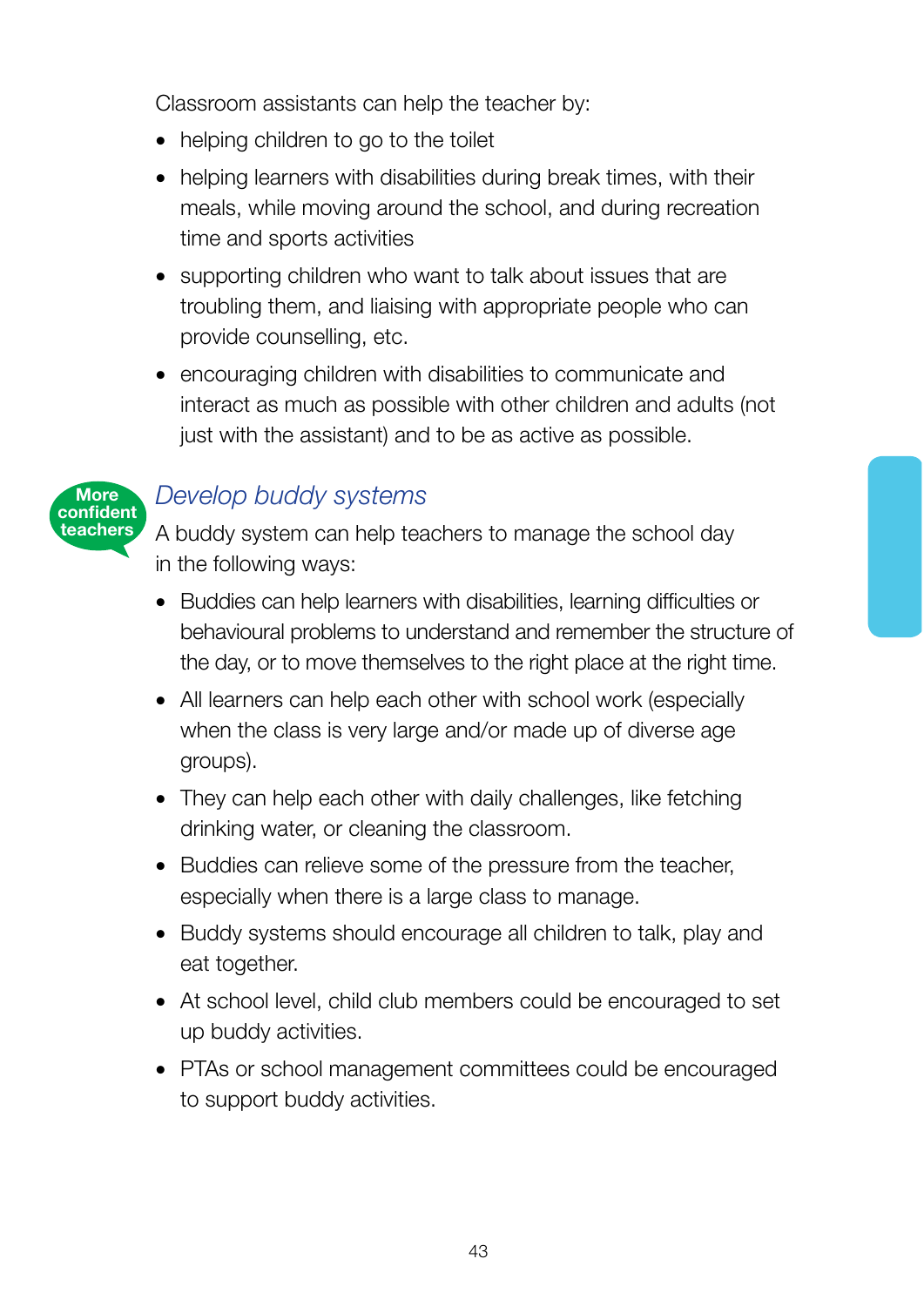Classroom assistants can help the teacher by:

- helping children to go to the toilet
- helping learners with disabilities during break times, with their meals, while moving around the school, and during recreation time and sports activities
- supporting children who want to talk about issues that are troubling them, and liaising with appropriate people who can provide counselling, etc.
- encouraging children with disabilities to communicate and interact as much as possible with other children and adults (not just with the assistant) and to be as active as possible.

More confident teachers

## *Develop buddy systems*

A buddy system can help teachers to manage the school day in the following ways:

- Buddies can help learners with disabilities, learning difficulties or behavioural problems to understand and remember the structure of the day, or to move themselves to the right place at the right time.
- All learners can help each other with school work (especially when the class is very large and/or made up of diverse age groups).
- They can help each other with daily challenges, like fetching drinking water, or cleaning the classroom.
- Buddies can relieve some of the pressure from the teacher, especially when there is a large class to manage.
- Buddy systems should encourage all children to talk, play and eat together.
- At school level, child club members could be encouraged to set up buddy activities.
- PTAs or school management committees could be encouraged to support buddy activities.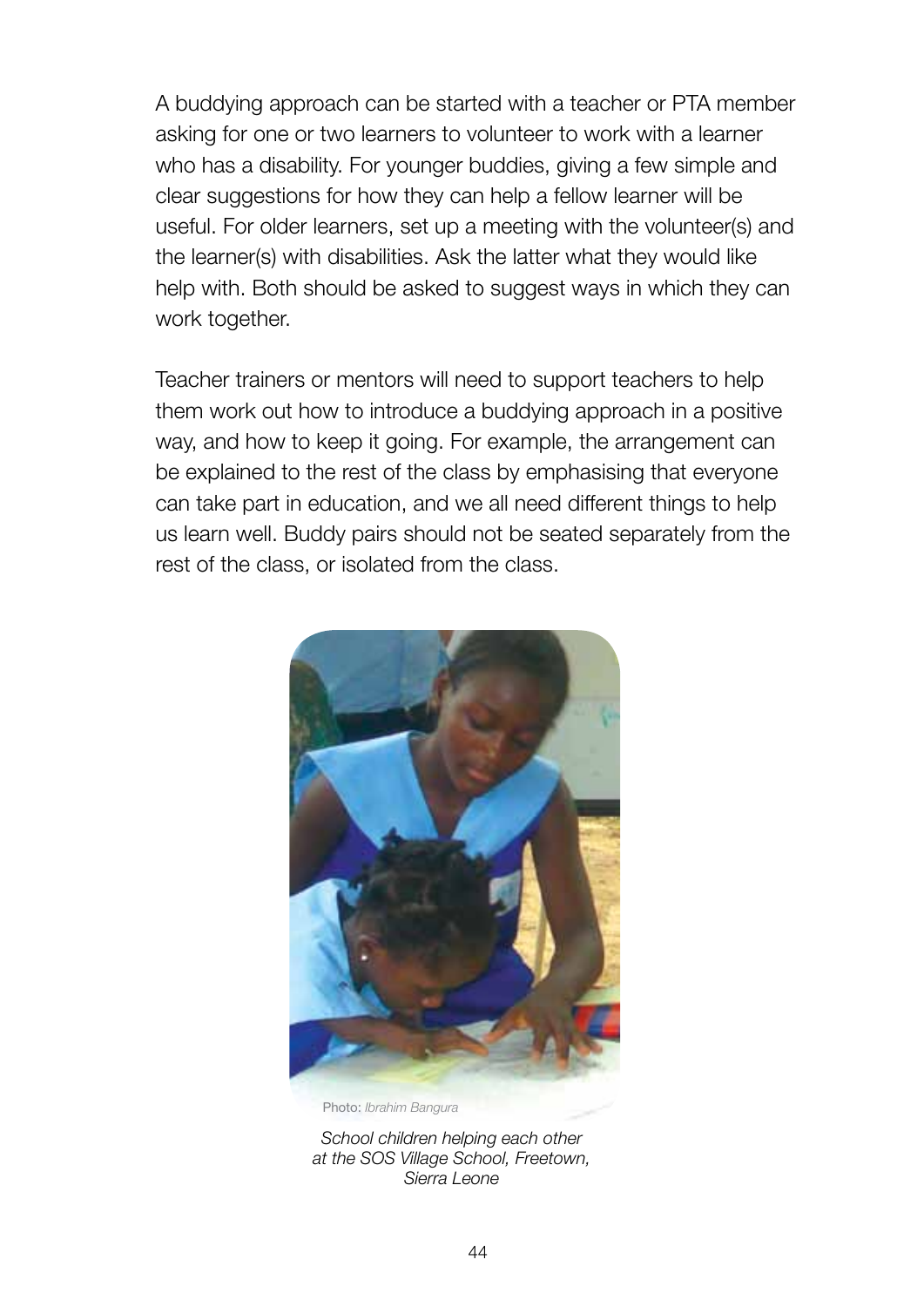A buddying approach can be started with a teacher or PTA member asking for one or two learners to volunteer to work with a learner who has a disability. For younger buddies, giving a few simple and clear suggestions for how they can help a fellow learner will be useful. For older learners, set up a meeting with the volunteer(s) and the learner(s) with disabilities. Ask the latter what they would like help with. Both should be asked to suggest ways in which they can work together.

Teacher trainers or mentors will need to support teachers to help them work out how to introduce a buddying approach in a positive way, and how to keep it going. For example, the arrangement can be explained to the rest of the class by emphasising that everyone can take part in education, and we all need different things to help us learn well. Buddy pairs should not be seated separately from the rest of the class, or isolated from the class.

Photo: *Ibrahim Bangura*

*School children helping each other at the SOS Village School, Freetown, Sierra Leone*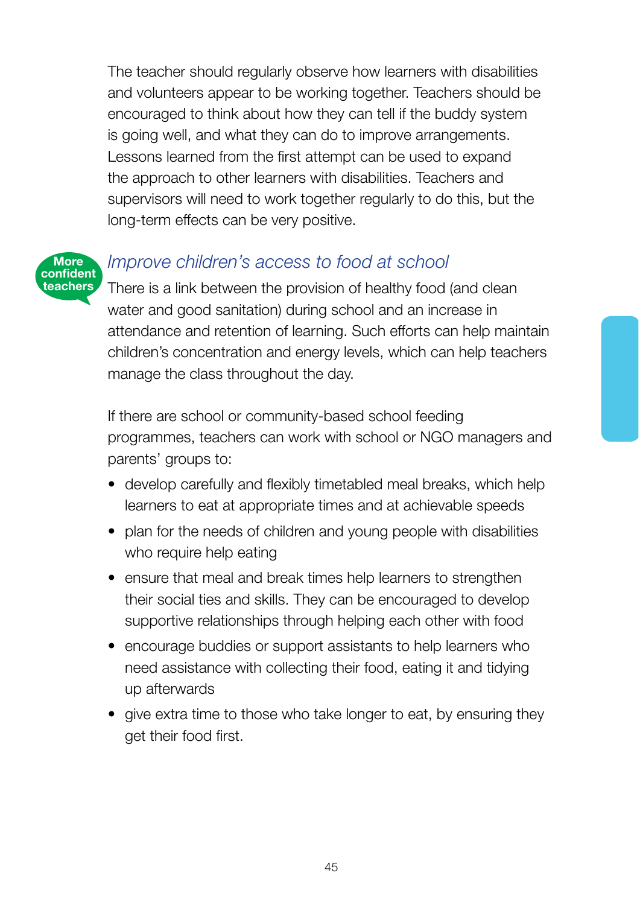The teacher should regularly observe how learners with disabilities and volunteers appear to be working together. Teachers should be encouraged to think about how they can tell if the buddy system is going well, and what they can do to improve arrangements. Lessons learned from the first attempt can be used to expand the approach to other learners with disabilities. Teachers and supervisors will need to work together regularly to do this, but the long-term effects can be very positive.

**More confident teachers**

### *Improve children's access to food at school*

There is a link between the provision of healthy food (and clean water and good sanitation) during school and an increase in attendance and retention of learning. Such efforts can help maintain children's concentration and energy levels, which can help teachers manage the class throughout the day.

If there are school or community-based school feeding programmes, teachers can work with school or NGO managers and parents' groups to:

- develop carefully and flexibly timetabled meal breaks, which help learners to eat at appropriate times and at achievable speeds
- plan for the needs of children and young people with disabilities who require help eating
- ensure that meal and break times help learners to strengthen their social ties and skills. They can be encouraged to develop supportive relationships through helping each other with food
- encourage buddies or support assistants to help learners who need assistance with collecting their food, eating it and tidying up afterwards
- give extra time to those who take longer to eat, by ensuring they get their food first.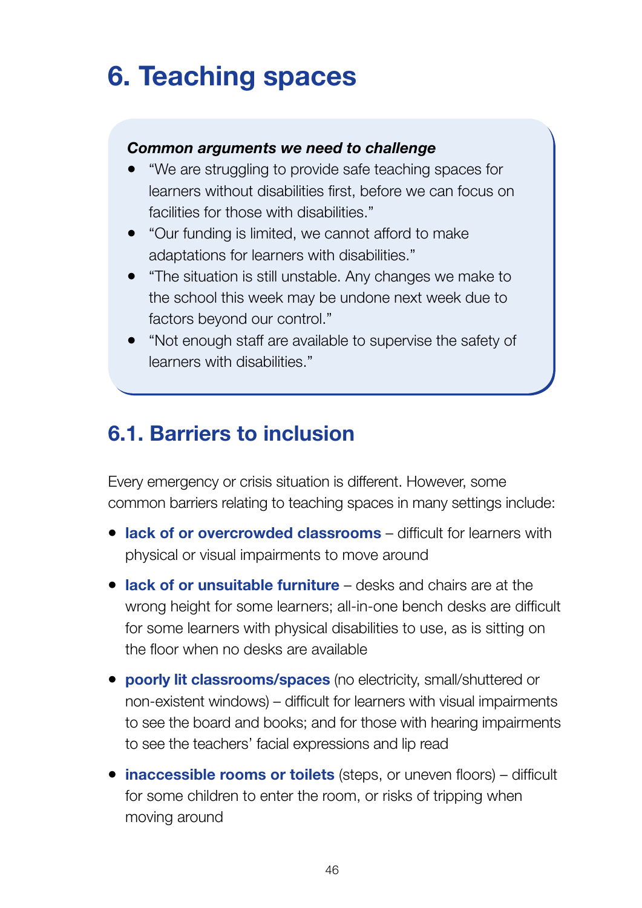# 6. Teaching spaces

***Common arguments we need to challenge***

- "We are struggling to provide safe teaching spaces for learners without disabilities first, before we can focus on facilities for those with disabilities."
- "Our funding is limited, we cannot afford to make adaptations for learners with disabilities."
- "The situation is still unstable. Any changes we make to the school this week may be undone next week due to factors beyond our control."
- "Not enough staff are available to supervise the safety of learners with disabilities."

## 6.1. Barriers to inclusion

Every emergency or crisis situation is different. However, some common barriers relating to teaching spaces in many settings include:

- **lack of or overcrowded classrooms** – difficult for learners with physical or visual impairments to move around
- **lack of or unsuitable furniture** – desks and chairs are at the wrong height for some learners; all-in-one bench desks are difficult for some learners with physical disabilities to use, as is sitting on the floor when no desks are available
- **poorly lit classrooms/spaces** (no electricity, small/shuttered or non-existent windows) – difficult for learners with visual impairments to see the board and books; and for those with hearing impairments to see the teachers' facial expressions and lip read
- **inaccessible rooms or toilets** (steps, or uneven floors) – difficult for some children to enter the room, or risks of tripping when moving around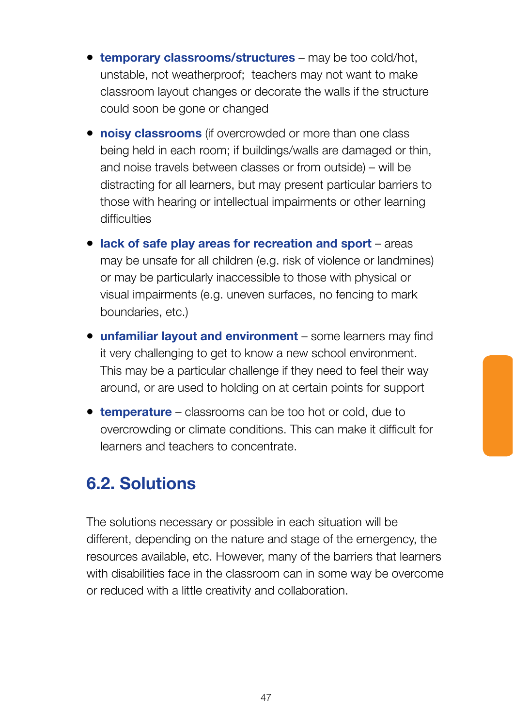- **temporary classrooms/structures** – may be too cold/hot, unstable, not weatherproof; teachers may not want to make classroom layout changes or decorate the walls if the structure could soon be gone or changed
- **noisy classrooms** (if overcrowded or more than one class being held in each room; if buildings/walls are damaged or thin, and noise travels between classes or from outside) – will be distracting for all learners, but may present particular barriers to those with hearing or intellectual impairments or other learning difficulties
- **lack of safe play areas for recreation and sport** – areas may be unsafe for all children (e.g. risk of violence or landmines) or may be particularly inaccessible to those with physical or visual impairments (e.g. uneven surfaces, no fencing to mark boundaries, etc.)
- **unfamiliar layout and environment** – some learners may find it very challenging to get to know a new school environment. This may be a particular challenge if they need to feel their way around, or are used to holding on at certain points for support
- **temperature** – classrooms can be too hot or cold, due to overcrowding or climate conditions. This can make it difficult for learners and teachers to concentrate.

## 6.2. Solutions

The solutions necessary or possible in each situation will be different, depending on the nature and stage of the emergency, the resources available, etc. However, many of the barriers that learners with disabilities face in the classroom can in some way be overcome or reduced with a little creativity and collaboration.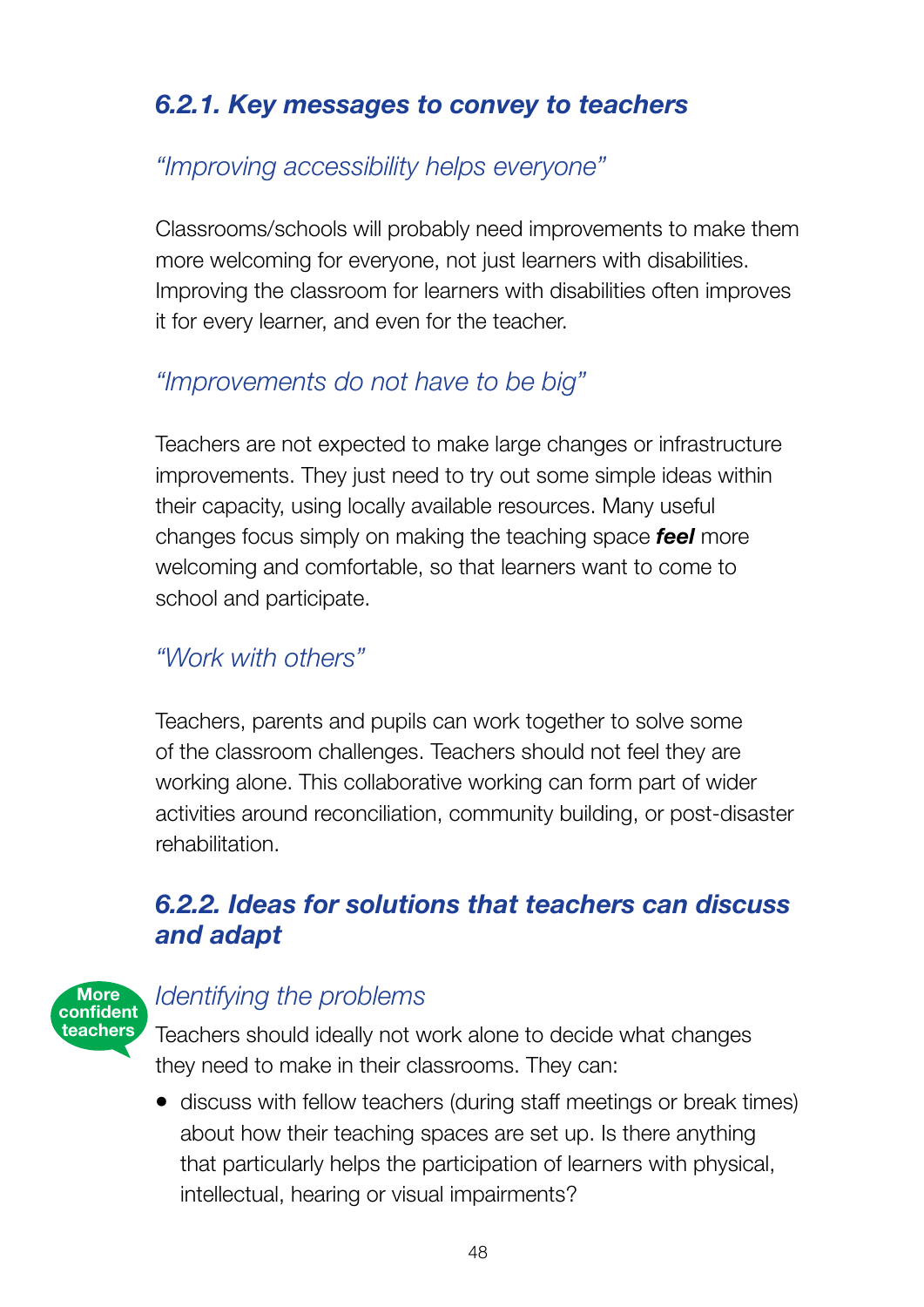### 6.2.1. Key messages to convey to teachers

#### *"Improving accessibility helps everyone"*

Classrooms/schools will probably need improvements to make them more welcoming for everyone, not just learners with disabilities. Improving the classroom for learners with disabilities often improves it for every learner, and even for the teacher.

#### *"Improvements do not have to be big"*

Teachers are not expected to make large changes or infrastructure improvements. They just need to try out some simple ideas within their capacity, using locally available resources. Many useful changes focus simply on making the teaching space ***feel*** more welcoming and comfortable, so that learners want to come to school and participate.

#### *"Work with others"*

Teachers, parents and pupils can work together to solve some of the classroom challenges. Teachers should not feel they are working alone. This collaborative working can form part of wider activities around reconciliation, community building, or post-disaster rehabilitation.

### 6.2.2. Ideas for solutions that teachers can discuss and adapt

**More confident teachers**

#### *Identifying the problems*

Teachers should ideally not work alone to decide what changes they need to make in their classrooms. They can:

- discuss with fellow teachers (during staff meetings or break times) about how their teaching spaces are set up. Is there anything that particularly helps the participation of learners with physical, intellectual, hearing or visual impairments?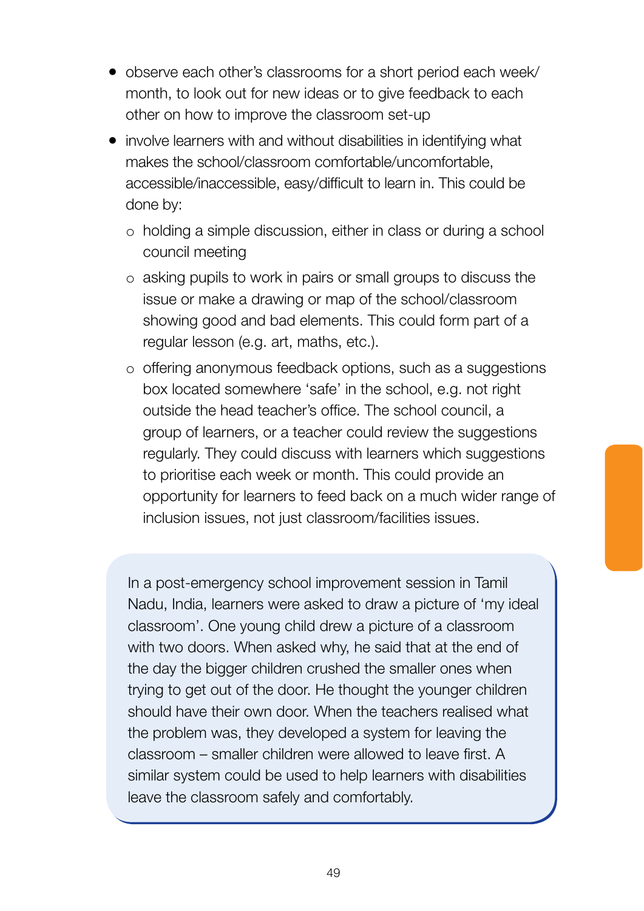- observe each other's classrooms for a short period each week/month, to look out for new ideas or to give feedback to each other on how to improve the classroom set-up
- involve learners with and without disabilities in identifying what makes the school/classroom comfortable/uncomfortable, accessible/inaccessible, easy/difficult to learn in. This could be done by:
  - holding a simple discussion, either in class or during a school council meeting
  - asking pupils to work in pairs or small groups to discuss the issue or make a drawing or map of the school/classroom showing good and bad elements. This could form part of a regular lesson (e.g. art, maths, etc.).
  - offering anonymous feedback options, such as a suggestions box located somewhere 'safe' in the school, e.g. not right outside the head teacher's office. The school council, a group of learners, or a teacher could review the suggestions regularly. They could discuss with learners which suggestions to prioritise each week or month. This could provide an opportunity for learners to feed back on a much wider range of inclusion issues, not just classroom/facilities issues.

> In a post-emergency school improvement session in Tamil Nadu, India, learners were asked to draw a picture of 'my ideal classroom'. One young child drew a picture of a classroom with two doors. When asked why, he said that at the end of the day the bigger children crushed the smaller ones when trying to get out of the door. He thought the younger children should have their own door. When the teachers realised what the problem was, they developed a system for leaving the classroom – smaller children were allowed to leave first. A similar system could be used to help learners with disabilities leave the classroom safely and comfortably.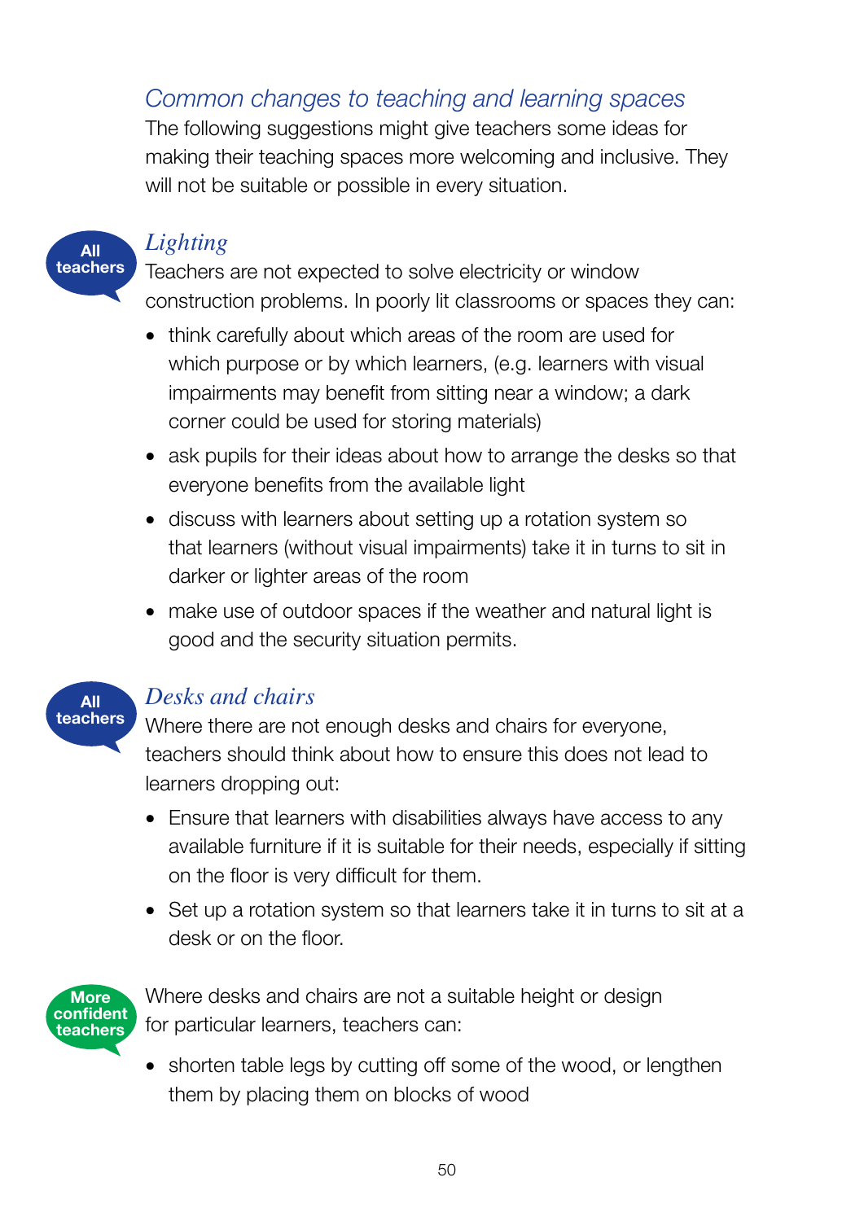## *Common changes to teaching and learning spaces*

The following suggestions might give teachers some ideas for making their teaching spaces more welcoming and inclusive. They will not be suitable or possible in every situation.

**All teachers**

### *Lighting*

Teachers are not expected to solve electricity or window construction problems. In poorly lit classrooms or spaces they can:

- think carefully about which areas of the room are used for which purpose or by which learners, (e.g. learners with visual impairments may benefit from sitting near a window; a dark corner could be used for storing materials)
- ask pupils for their ideas about how to arrange the desks so that everyone benefits from the available light
- discuss with learners about setting up a rotation system so that learners (without visual impairments) take it in turns to sit in darker or lighter areas of the room
- make use of outdoor spaces if the weather and natural light is good and the security situation permits.

**All teachers**

### *Desks and chairs*

Where there are not enough desks and chairs for everyone, teachers should think about how to ensure this does not lead to learners dropping out:

- Ensure that learners with disabilities always have access to any available furniture if it is suitable for their needs, especially if sitting on the floor is very difficult for them.
- Set up a rotation system so that learners take it in turns to sit at a desk or on the floor.

**More confident teachers**

Where desks and chairs are not a suitable height or design for particular learners, teachers can:

- shorten table legs by cutting off some of the wood, or lengthen them by placing them on blocks of wood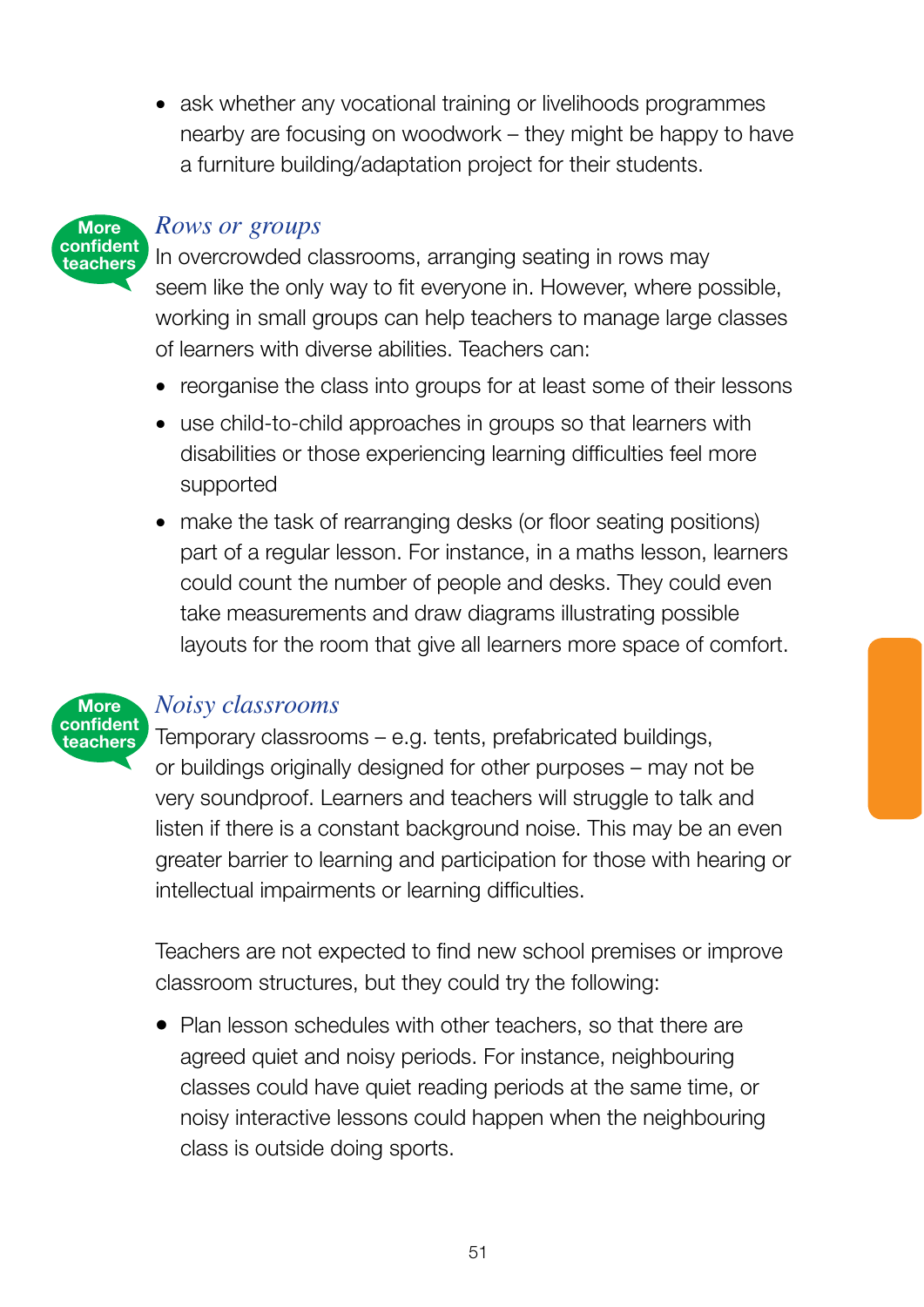- ask whether any vocational training or livelihoods programmes nearby are focusing on woodwork – they might be happy to have a furniture building/adaptation project for their students.

**More confident teachers**

### *Rows or groups*

In overcrowded classrooms, arranging seating in rows may seem like the only way to fit everyone in. However, where possible, working in small groups can help teachers to manage large classes of learners with diverse abilities. Teachers can:

- reorganise the class into groups for at least some of their lessons
- use child-to-child approaches in groups so that learners with disabilities or those experiencing learning difficulties feel more supported
- make the task of rearranging desks (or floor seating positions) part of a regular lesson. For instance, in a maths lesson, learners could count the number of people and desks. They could even take measurements and draw diagrams illustrating possible layouts for the room that give all learners more space of comfort.

**More confident teachers**

### *Noisy classrooms*

Temporary classrooms – e.g. tents, prefabricated buildings, or buildings originally designed for other purposes – may not be very soundproof. Learners and teachers will struggle to talk and listen if there is a constant background noise. This may be an even greater barrier to learning and participation for those with hearing or intellectual impairments or learning difficulties.

Teachers are not expected to find new school premises or improve classroom structures, but they could try the following:

- Plan lesson schedules with other teachers, so that there are agreed quiet and noisy periods. For instance, neighbouring classes could have quiet reading periods at the same time, or noisy interactive lessons could happen when the neighbouring class is outside doing sports.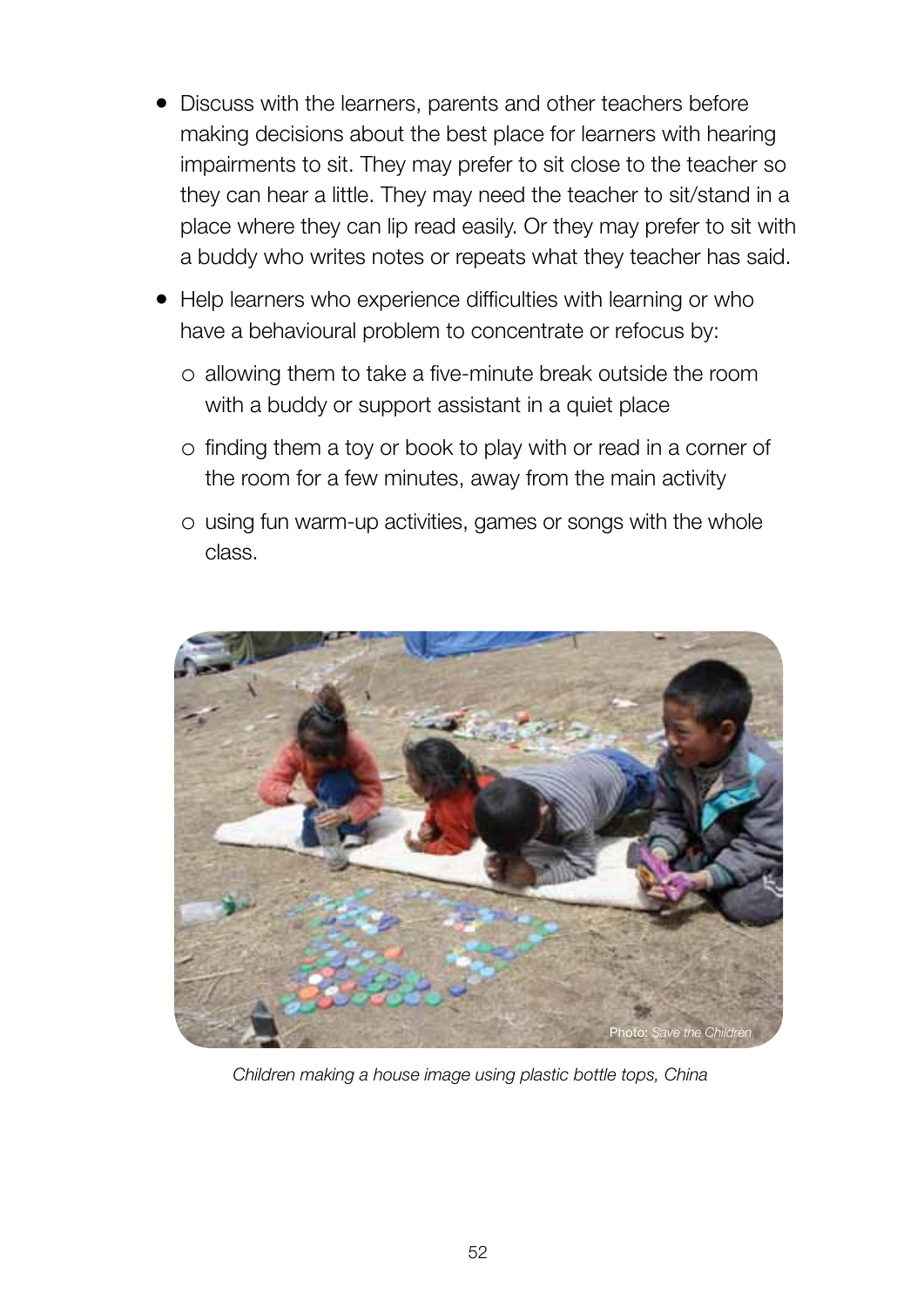- Discuss with the learners, parents and other teachers before making decisions about the best place for learners with hearing impairments to sit. They may prefer to sit close to the teacher so they can hear a little. They may need the teacher to sit/stand in a place where they can lip read easily. Or they may prefer to sit with a buddy who writes notes or repeats what they teacher has said.
- Help learners who experience difficulties with learning or who have a behavioural problem to concentrate or refocus by:
  - allowing them to take a five-minute break outside the room with a buddy or support assistant in a quiet place
  - finding them a toy or book to play with or read in a corner of the room for a few minutes, away from the main activity
  - using fun warm-up activities, games or songs with the whole class.

Photo: *Save the Children*

*Children making a house image using plastic bottle tops, China*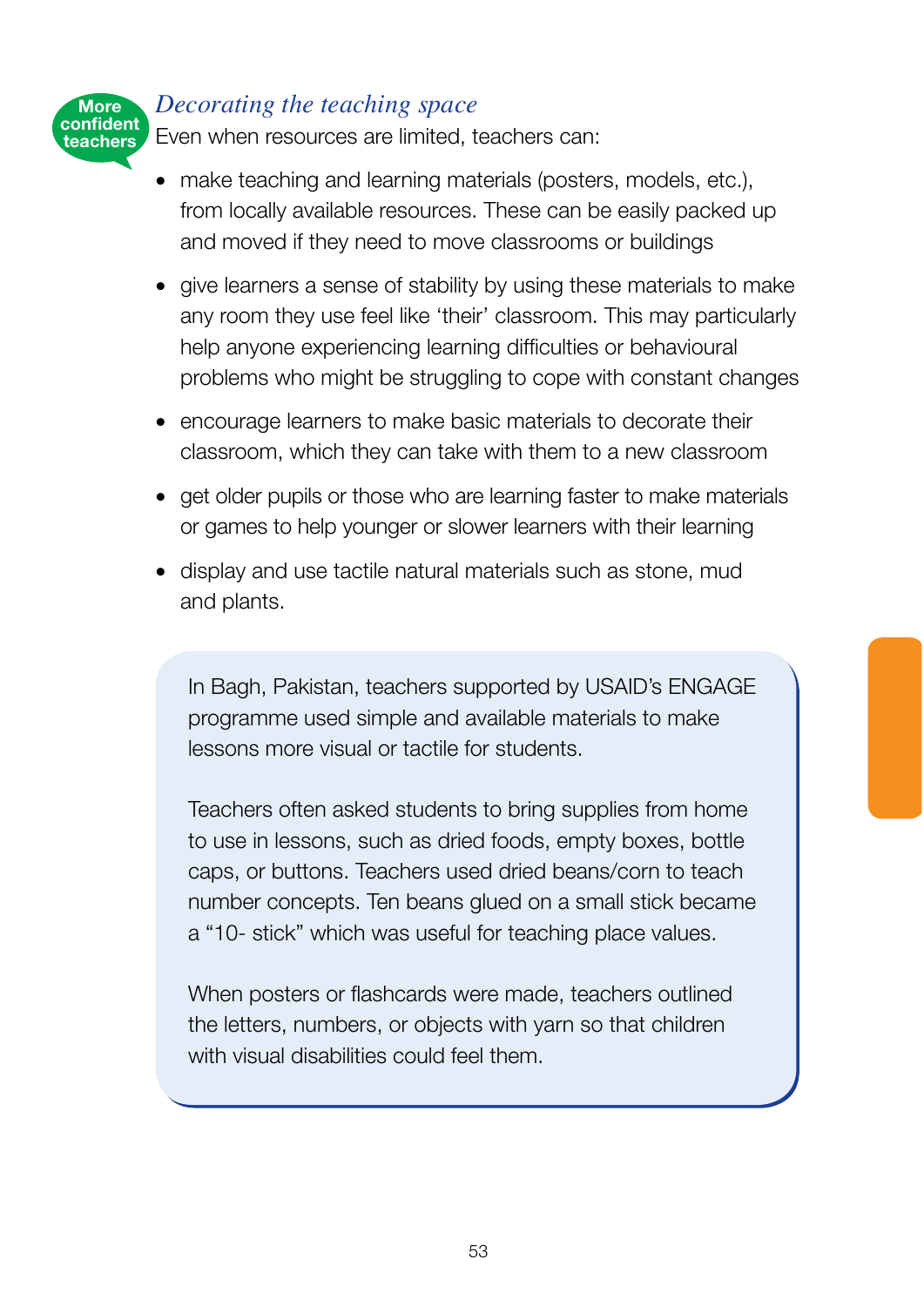More confident teachers

### *Decorating the teaching space*

Even when resources are limited, teachers can:

- make teaching and learning materials (posters, models, etc.), from locally available resources. These can be easily packed up and moved if they need to move classrooms or buildings
- give learners a sense of stability by using these materials to make any room they use feel like 'their' classroom. This may particularly help anyone experiencing learning difficulties or behavioural problems who might be struggling to cope with constant changes
- encourage learners to make basic materials to decorate their classroom, which they can take with them to a new classroom
- get older pupils or those who are learning faster to make materials or games to help younger or slower learners with their learning
- display and use tactile natural materials such as stone, mud and plants.

> In Bagh, Pakistan, teachers supported by USAID's ENGAGE programme used simple and available materials to make lessons more visual or tactile for students.
>
> Teachers often asked students to bring supplies from home to use in lessons, such as dried foods, empty boxes, bottle caps, or buttons. Teachers used dried beans/corn to teach number concepts. Ten beans glued on a small stick became a "10- stick" which was useful for teaching place values.
>
> When posters or flashcards were made, teachers outlined the letters, numbers, or objects with yarn so that children with visual disabilities could feel them.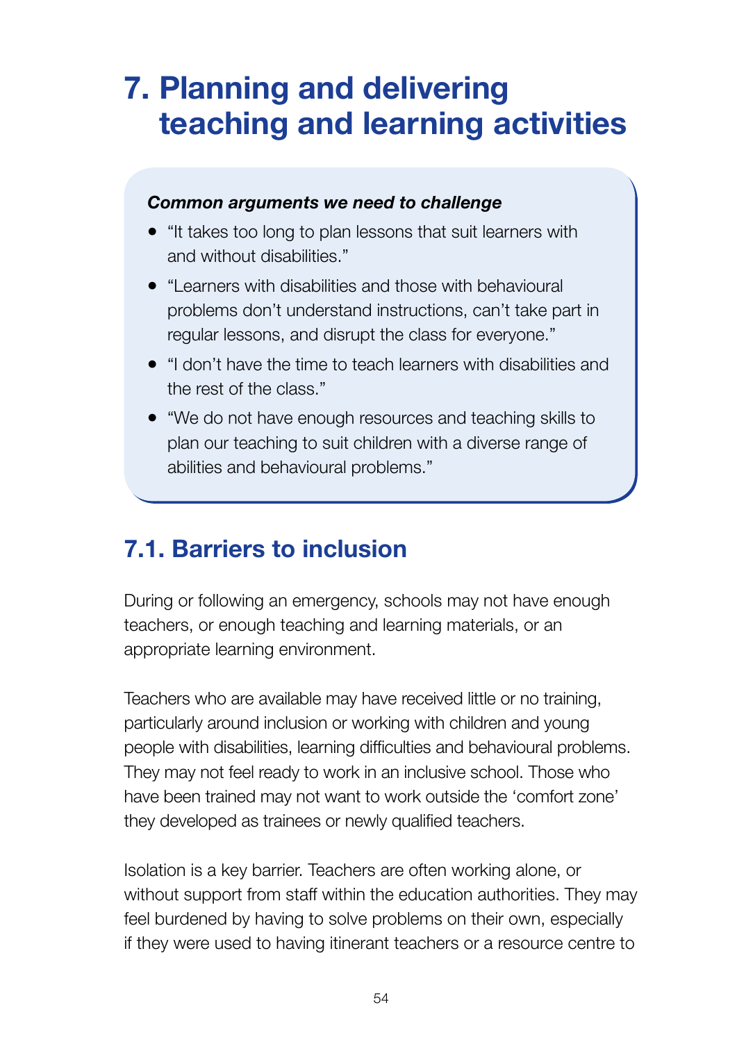# 7. Planning and delivering teaching and learning activities

***Common arguments we need to challenge***

- "It takes too long to plan lessons that suit learners with and without disabilities."
- "Learners with disabilities and those with behavioural problems don't understand instructions, can't take part in regular lessons, and disrupt the class for everyone."
- "I don't have the time to teach learners with disabilities and the rest of the class."
- "We do not have enough resources and teaching skills to plan our teaching to suit children with a diverse range of abilities and behavioural problems."

## 7.1. Barriers to inclusion

During or following an emergency, schools may not have enough teachers, or enough teaching and learning materials, or an appropriate learning environment.

Teachers who are available may have received little or no training, particularly around inclusion or working with children and young people with disabilities, learning difficulties and behavioural problems. They may not feel ready to work in an inclusive school. Those who have been trained may not want to work outside the 'comfort zone' they developed as trainees or newly qualified teachers.

Isolation is a key barrier. Teachers are often working alone, or without support from staff within the education authorities. They may feel burdened by having to solve problems on their own, especially if they were used to having itinerant teachers or a resource centre to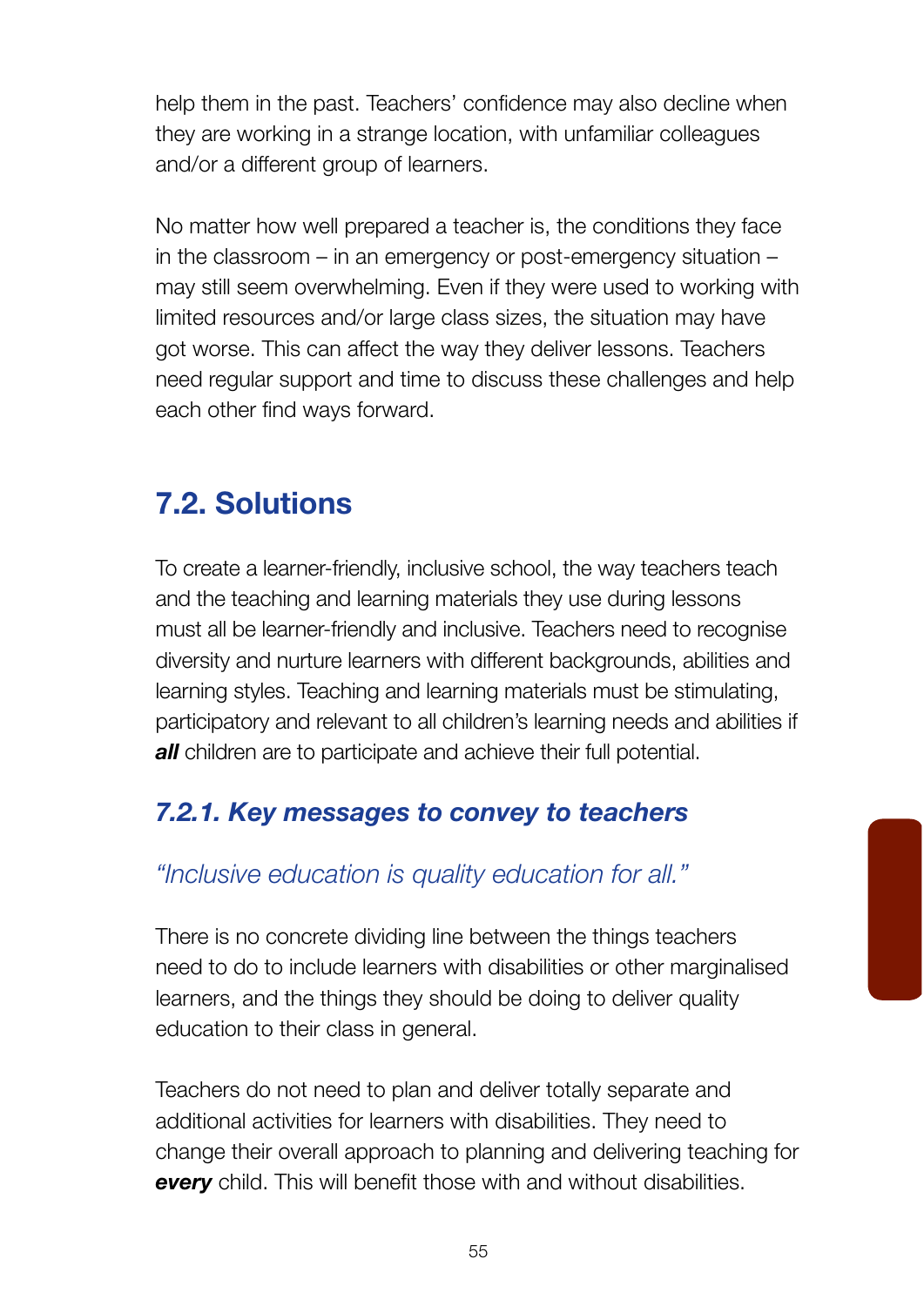help them in the past. Teachers' confidence may also decline when they are working in a strange location, with unfamiliar colleagues and/or a different group of learners.

No matter how well prepared a teacher is, the conditions they face in the classroom – in an emergency or post-emergency situation – may still seem overwhelming. Even if they were used to working with limited resources and/or large class sizes, the situation may have got worse. This can affect the way they deliver lessons. Teachers need regular support and time to discuss these challenges and help each other find ways forward.

## 7.2. Solutions

To create a learner-friendly, inclusive school, the way teachers teach and the teaching and learning materials they use during lessons must all be learner-friendly and inclusive. Teachers need to recognise diversity and nurture learners with different backgrounds, abilities and learning styles. Teaching and learning materials must be stimulating, participatory and relevant to all children's learning needs and abilities if ***all*** children are to participate and achieve their full potential.

### *7.2.1. Key messages to convey to teachers*

*"Inclusive education is quality education for all."*

There is no concrete dividing line between the things teachers need to do to include learners with disabilities or other marginalised learners, and the things they should be doing to deliver quality education to their class in general.

Teachers do not need to plan and deliver totally separate and additional activities for learners with disabilities. They need to change their overall approach to planning and delivering teaching for ***every*** child. This will benefit those with and without disabilities.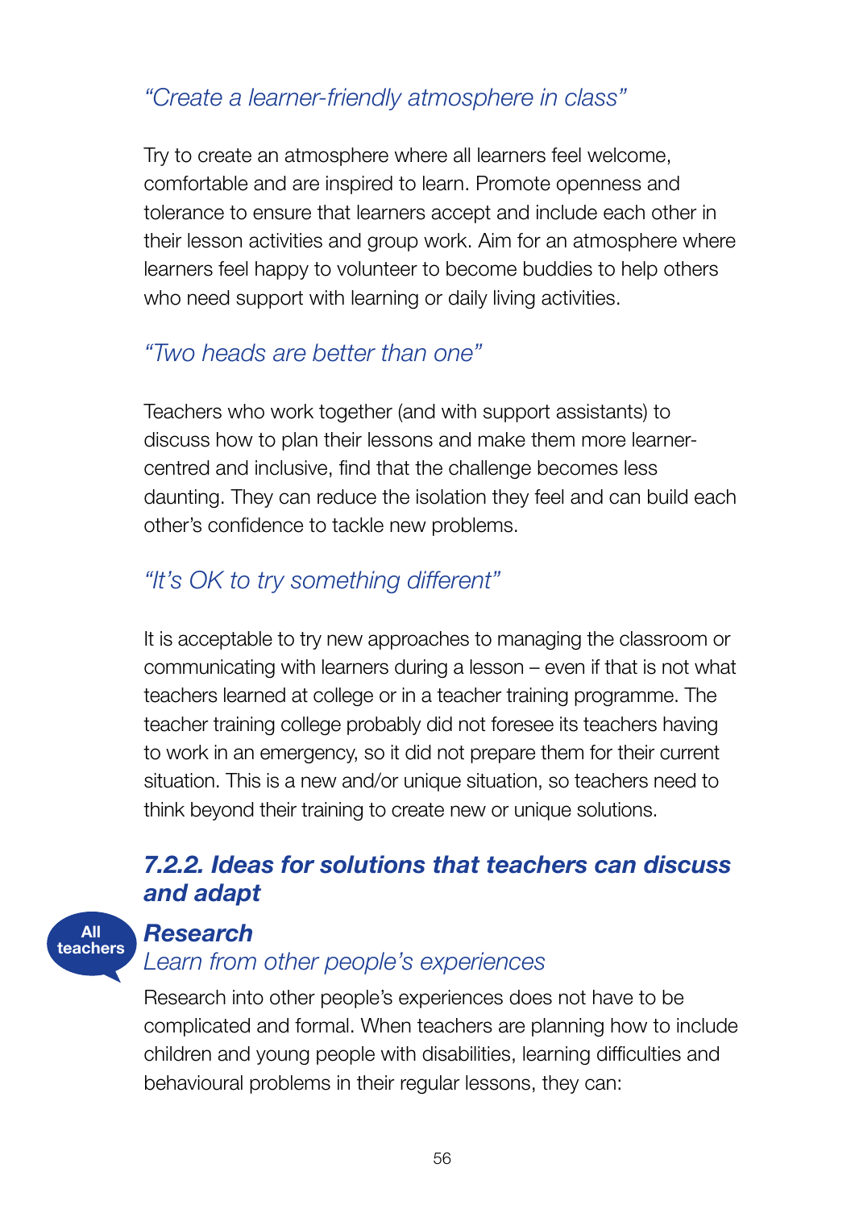*"Create a learner-friendly atmosphere in class"*

Try to create an atmosphere where all learners feel welcome, comfortable and are inspired to learn. Promote openness and tolerance to ensure that learners accept and include each other in their lesson activities and group work. Aim for an atmosphere where learners feel happy to volunteer to become buddies to help others who need support with learning or daily living activities.

*"Two heads are better than one"*

Teachers who work together (and with support assistants) to discuss how to plan their lessons and make them more learner-centred and inclusive, find that the challenge becomes less daunting. They can reduce the isolation they feel and can build each other's confidence to tackle new problems.

*"It's OK to try something different"*

It is acceptable to try new approaches to managing the classroom or communicating with learners during a lesson – even if that is not what teachers learned at college or in a teacher training programme. The teacher training college probably did not foresee its teachers having to work in an emergency, so it did not prepare them for their current situation. This is a new and/or unique situation, so teachers need to think beyond their training to create new or unique solutions.

### *7.2.2. Ideas for solutions that teachers can discuss and adapt*

All teachers

#### *Research*

*Learn from other people's experiences*

Research into other people's experiences does not have to be complicated and formal. When teachers are planning how to include children and young people with disabilities, learning difficulties and behavioural problems in their regular lessons, they can: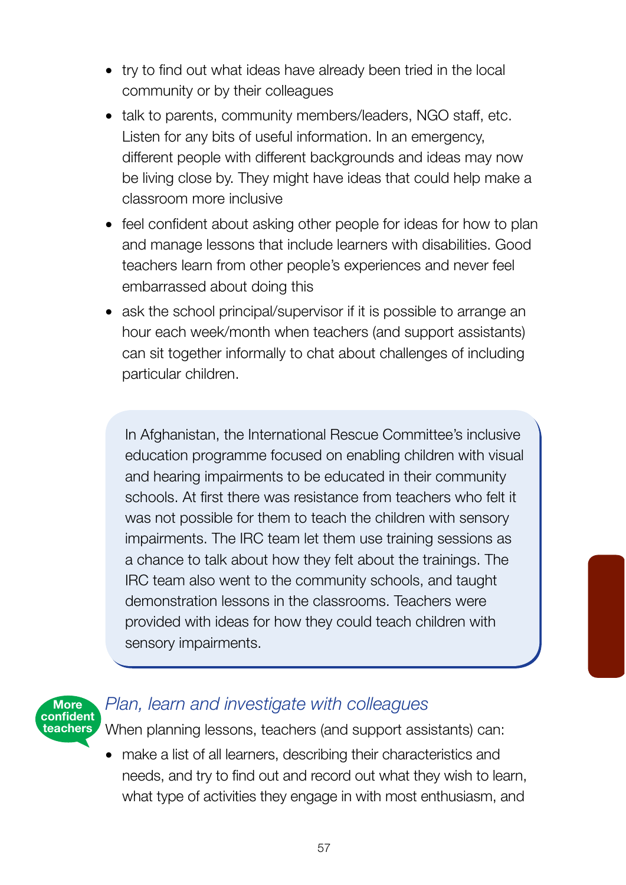- try to find out what ideas have already been tried in the local community or by their colleagues
- talk to parents, community members/leaders, NGO staff, etc. Listen for any bits of useful information. In an emergency, different people with different backgrounds and ideas may now be living close by. They might have ideas that could help make a classroom more inclusive
- feel confident about asking other people for ideas for how to plan and manage lessons that include learners with disabilities. Good teachers learn from other people's experiences and never feel embarrassed about doing this
- ask the school principal/supervisor if it is possible to arrange an hour each week/month when teachers (and support assistants) can sit together informally to chat about challenges of including particular children.

> In Afghanistan, the International Rescue Committee's inclusive education programme focused on enabling children with visual and hearing impairments to be educated in their community schools. At first there was resistance from teachers who felt it was not possible for them to teach the children with sensory impairments. The IRC team let them use training sessions as a chance to talk about how they felt about the trainings. The IRC team also went to the community schools, and taught demonstration lessons in the classrooms. Teachers were provided with ideas for how they could teach children with sensory impairments.

**More confident teachers**

### *Plan, learn and investigate with colleagues*

When planning lessons, teachers (and support assistants) can:

- make a list of all learners, describing their characteristics and needs, and try to find out and record out what they wish to learn, what type of activities they engage in with most enthusiasm, and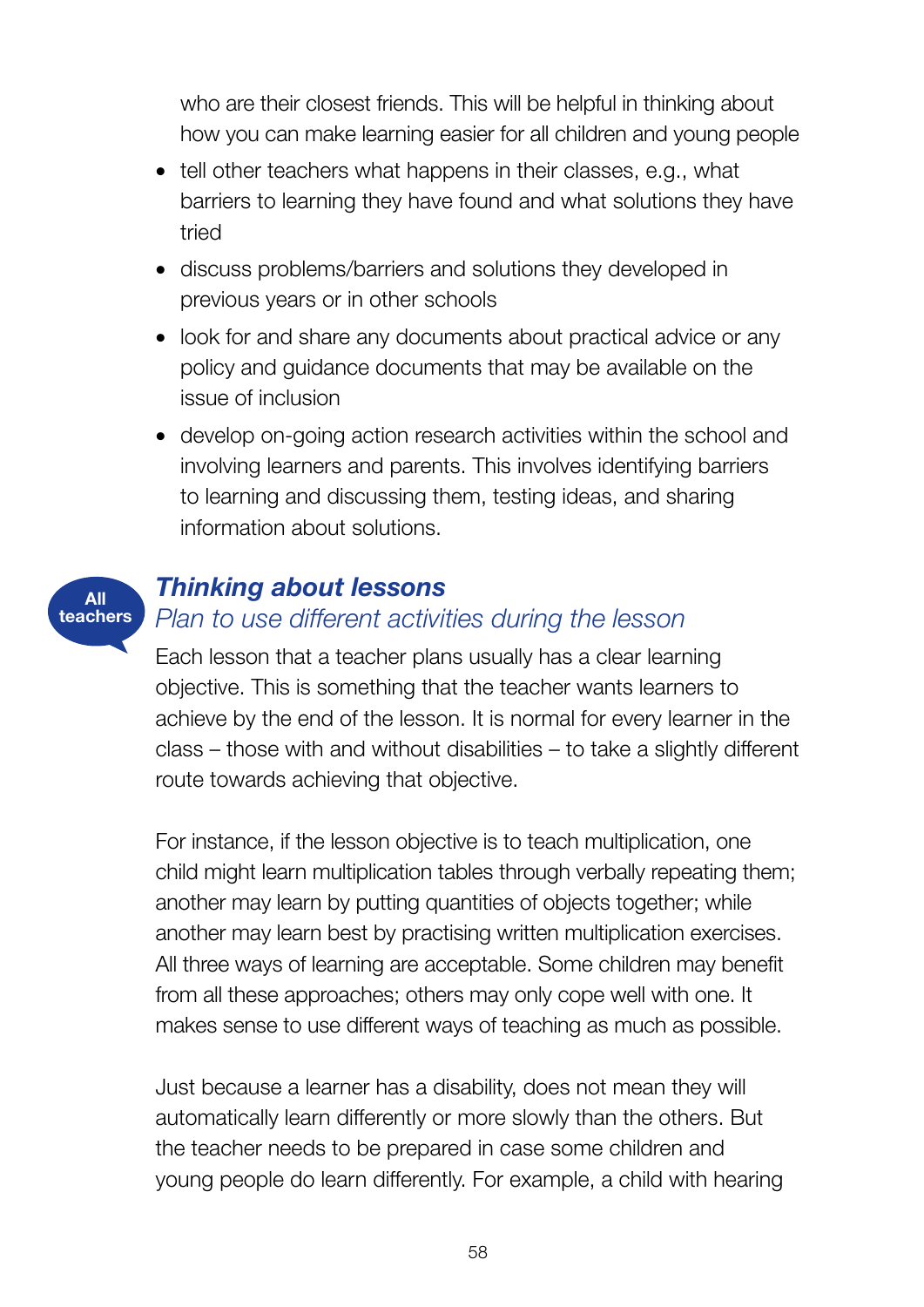who are their closest friends. This will be helpful in thinking about how you can make learning easier for all children and young people

- tell other teachers what happens in their classes, e.g., what barriers to learning they have found and what solutions they have tried
- discuss problems/barriers and solutions they developed in previous years or in other schools
- look for and share any documents about practical advice or any policy and guidance documents that may be available on the issue of inclusion
- develop on-going action research activities within the school and involving learners and parents. This involves identifying barriers to learning and discussing them, testing ideas, and sharing information about solutions.

All teachers

## *Thinking about lessons*

### *Plan to use different activities during the lesson*

Each lesson that a teacher plans usually has a clear learning objective. This is something that the teacher wants learners to achieve by the end of the lesson. It is normal for every learner in the class – those with and without disabilities – to take a slightly different route towards achieving that objective.

For instance, if the lesson objective is to teach multiplication, one child might learn multiplication tables through verbally repeating them; another may learn by putting quantities of objects together; while another may learn best by practising written multiplication exercises. All three ways of learning are acceptable. Some children may benefit from all these approaches; others may only cope well with one. It makes sense to use different ways of teaching as much as possible.

Just because a learner has a disability, does not mean they will automatically learn differently or more slowly than the others. But the teacher needs to be prepared in case some children and young people do learn differently. For example, a child with hearing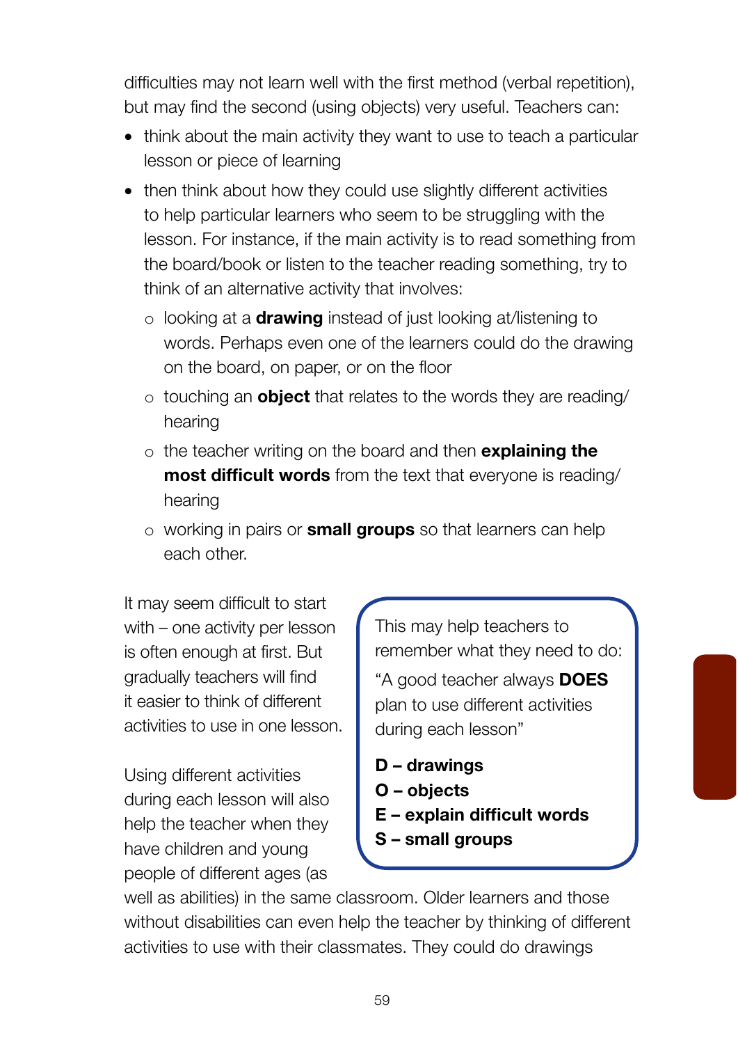difficulties may not learn well with the first method (verbal repetition), but may find the second (using objects) very useful. Teachers can:

- think about the main activity they want to use to teach a particular lesson or piece of learning
- then think about how they could use slightly different activities to help particular learners who seem to be struggling with the lesson. For instance, if the main activity is to read something from the board/book or listen to the teacher reading something, try to think of an alternative activity that involves:
  - looking at a **drawing** instead of just looking at/listening to words. Perhaps even one of the learners could do the drawing on the board, on paper, or on the floor
  - touching an **object** that relates to the words they are reading/hearing
  - the teacher writing on the board and then **explaining the most difficult words** from the text that everyone is reading/hearing
  - working in pairs or **small groups** so that learners can help each other.

It may seem difficult to start with – one activity per lesson is often enough at first. But gradually teachers will find it easier to think of different activities to use in one lesson.

> This may help teachers to remember what they need to do:
>
> "A good teacher always **DOES** plan to use different activities during each lesson"
>
> **D – drawings**
> **O – objects**
> **E – explain difficult words**
> **S – small groups**

Using different activities during each lesson will also help the teacher when they have children and young people of different ages (as well as abilities) in the same classroom. Older learners and those without disabilities can even help the teacher by thinking of different activities to use with their classmates. They could do drawings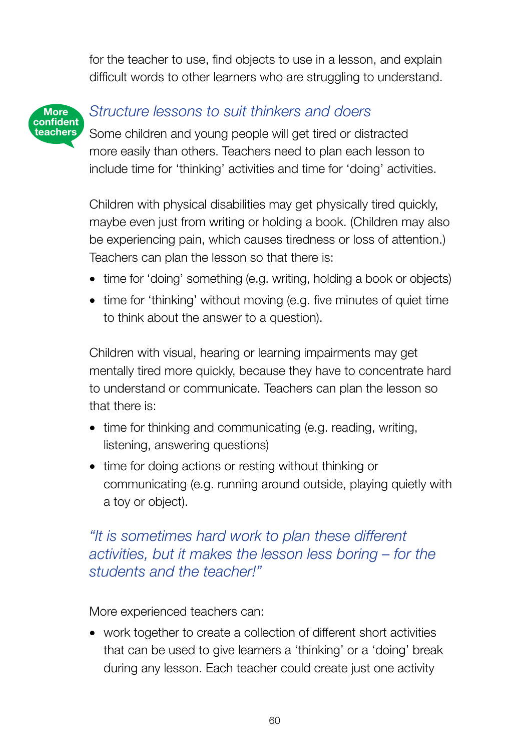for the teacher to use, find objects to use in a lesson, and explain difficult words to other learners who are struggling to understand.

**More confident teachers**

### *Structure lessons to suit thinkers and doers*

Some children and young people will get tired or distracted more easily than others. Teachers need to plan each lesson to include time for 'thinking' activities and time for 'doing' activities.

Children with physical disabilities may get physically tired quickly, maybe even just from writing or holding a book. (Children may also be experiencing pain, which causes tiredness or loss of attention.) Teachers can plan the lesson so that there is:

- time for 'doing' something (e.g. writing, holding a book or objects)
- time for 'thinking' without moving (e.g. five minutes of quiet time to think about the answer to a question).

Children with visual, hearing or learning impairments may get mentally tired more quickly, because they have to concentrate hard to understand or communicate. Teachers can plan the lesson so that there is:

- time for thinking and communicating (e.g. reading, writing, listening, answering questions)
- time for doing actions or resting without thinking or communicating (e.g. running around outside, playing quietly with a toy or object).

*"It is sometimes hard work to plan these different activities, but it makes the lesson less boring – for the students and the teacher!"*

More experienced teachers can:

- work together to create a collection of different short activities that can be used to give learners a 'thinking' or a 'doing' break during any lesson. Each teacher could create just one activity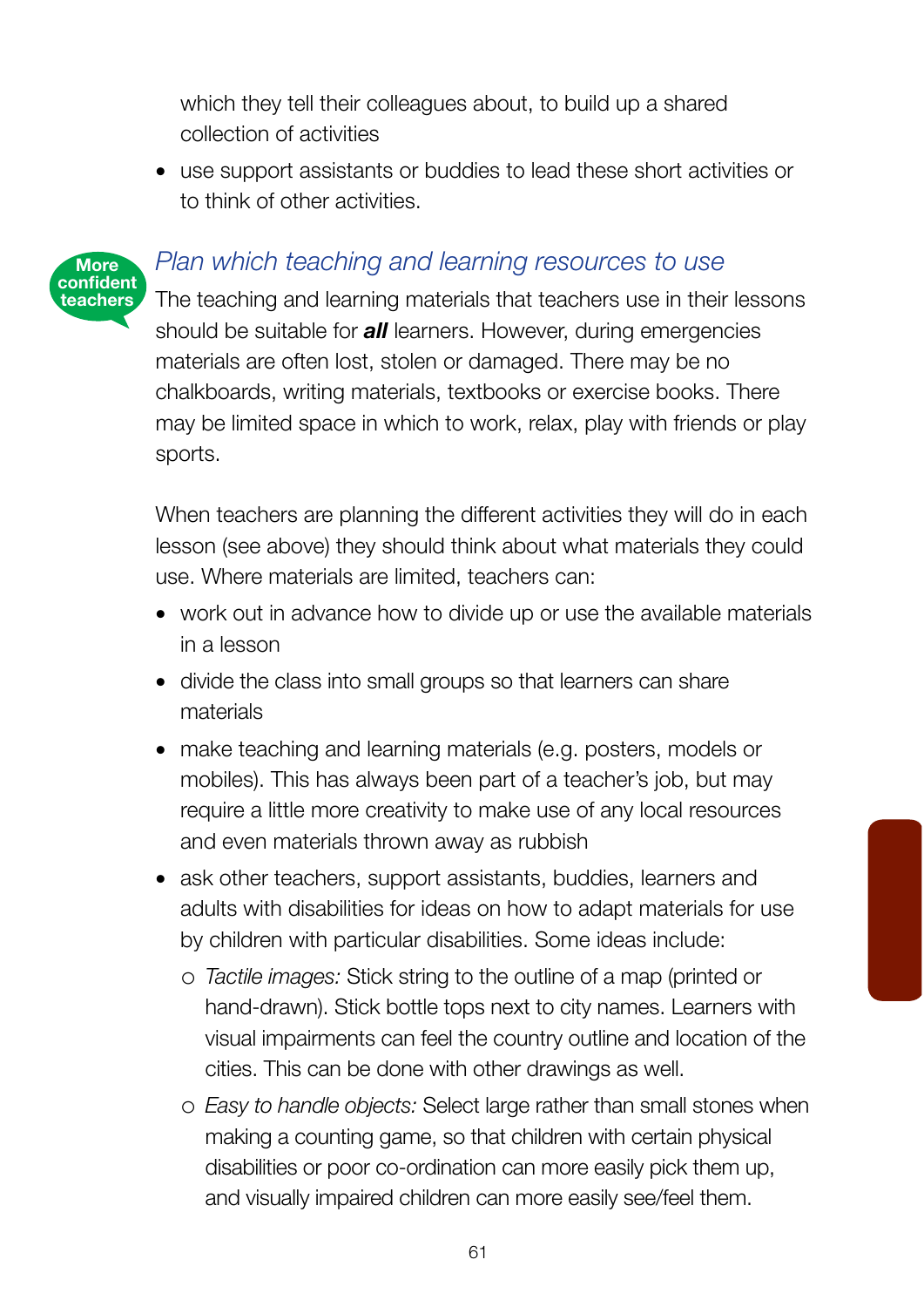which they tell their colleagues about, to build up a shared collection of activities

- use support assistants or buddies to lead these short activities or to think of other activities.

More confident teachers

### *Plan which teaching and learning resources to use*

The teaching and learning materials that teachers use in their lessons should be suitable for ***all*** learners. However, during emergencies materials are often lost, stolen or damaged. There may be no chalkboards, writing materials, textbooks or exercise books. There may be limited space in which to work, relax, play with friends or play sports.

When teachers are planning the different activities they will do in each lesson (see above) they should think about what materials they could use. Where materials are limited, teachers can:

- work out in advance how to divide up or use the available materials in a lesson
- divide the class into small groups so that learners can share materials
- make teaching and learning materials (e.g. posters, models or mobiles). This has always been part of a teacher's job, but may require a little more creativity to make use of any local resources and even materials thrown away as rubbish
- ask other teachers, support assistants, buddies, learners and adults with disabilities for ideas on how to adapt materials for use by children with particular disabilities. Some ideas include:
  - *Tactile images:* Stick string to the outline of a map (printed or hand-drawn). Stick bottle tops next to city names. Learners with visual impairments can feel the country outline and location of the cities. This can be done with other drawings as well.
  - *Easy to handle objects:* Select large rather than small stones when making a counting game, so that children with certain physical disabilities or poor co-ordination can more easily pick them up, and visually impaired children can more easily see/feel them.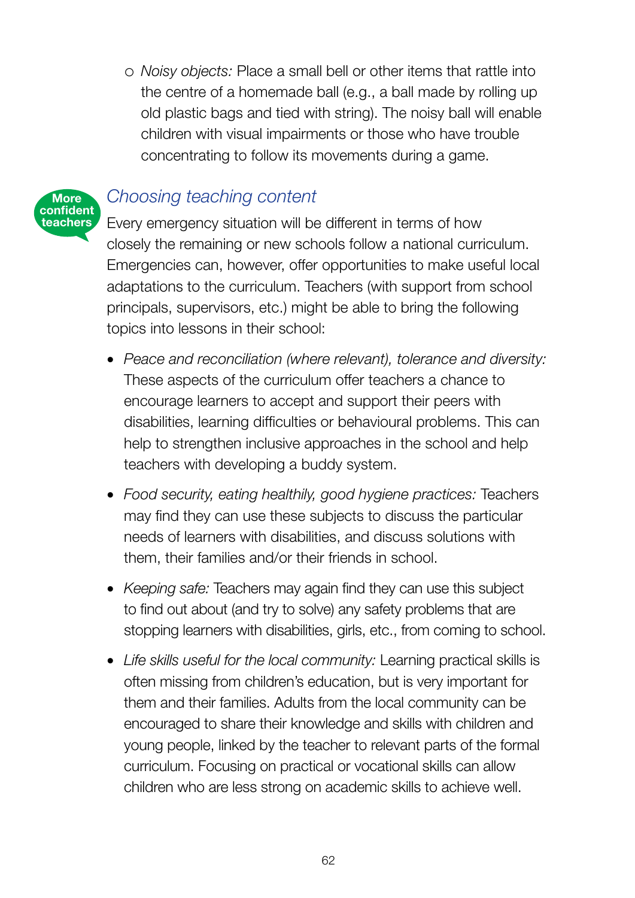- *Noisy objects:* Place a small bell or other items that rattle into the centre of a homemade ball (e.g., a ball made by rolling up old plastic bags and tied with string). The noisy ball will enable children with visual impairments or those who have trouble concentrating to follow its movements during a game.

**More confident teachers**

## *Choosing teaching content*

Every emergency situation will be different in terms of how closely the remaining or new schools follow a national curriculum. Emergencies can, however, offer opportunities to make useful local adaptations to the curriculum. Teachers (with support from school principals, supervisors, etc.) might be able to bring the following topics into lessons in their school:

- *Peace and reconciliation (where relevant), tolerance and diversity:* These aspects of the curriculum offer teachers a chance to encourage learners to accept and support their peers with disabilities, learning difficulties or behavioural problems. This can help to strengthen inclusive approaches in the school and help teachers with developing a buddy system.
- *Food security, eating healthily, good hygiene practices:* Teachers may find they can use these subjects to discuss the particular needs of learners with disabilities, and discuss solutions with them, their families and/or their friends in school.
- *Keeping safe:* Teachers may again find they can use this subject to find out about (and try to solve) any safety problems that are stopping learners with disabilities, girls, etc., from coming to school.
- *Life skills useful for the local community:* Learning practical skills is often missing from children's education, but is very important for them and their families. Adults from the local community can be encouraged to share their knowledge and skills with children and young people, linked by the teacher to relevant parts of the formal curriculum. Focusing on practical or vocational skills can allow children who are less strong on academic skills to achieve well.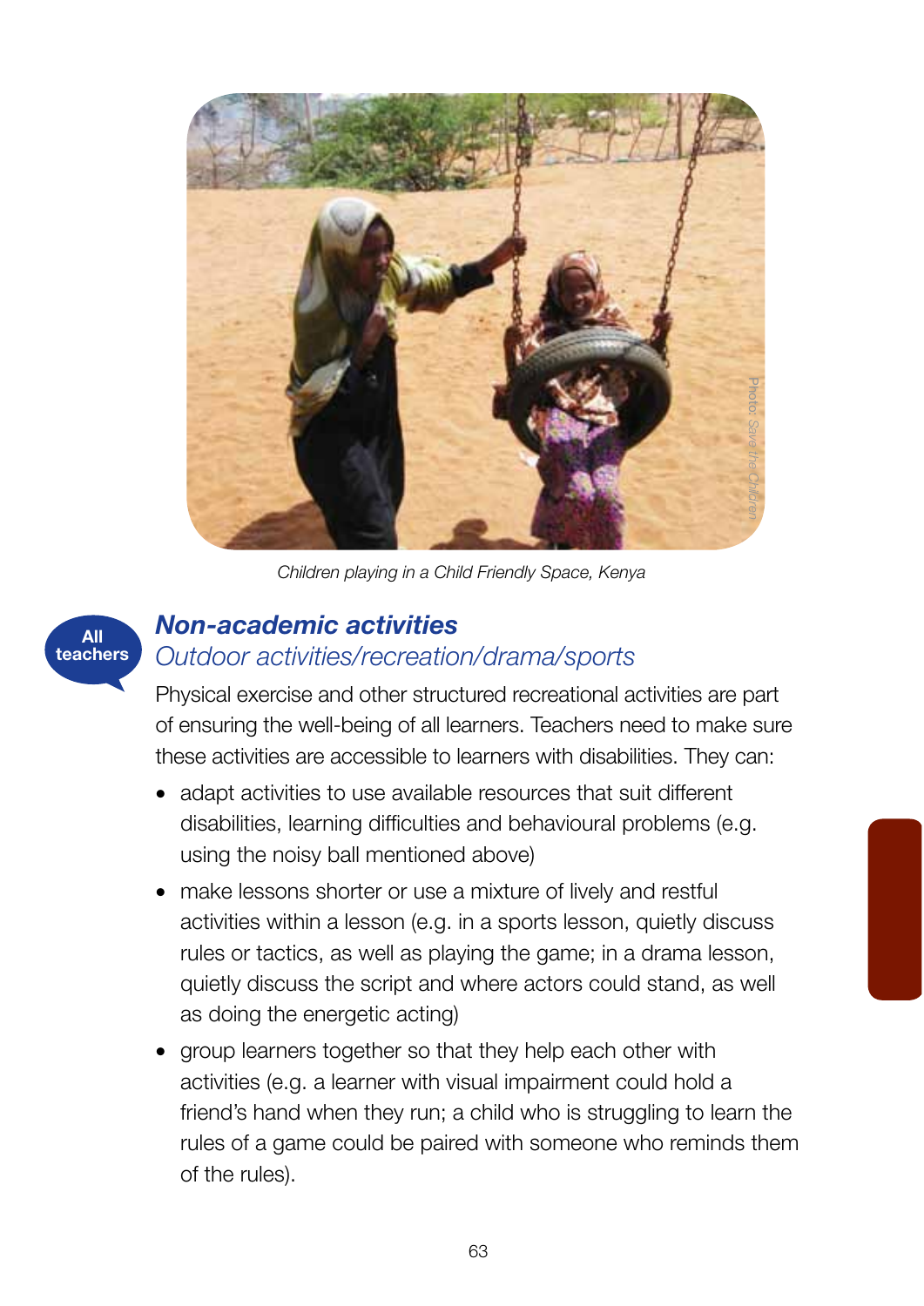Children playing in a Child Friendly Space, Kenya

All teachers

## *Non-academic activities*

*Outdoor activities/recreation/drama/sports*

Physical exercise and other structured recreational activities are part of ensuring the well-being of all learners. Teachers need to make sure these activities are accessible to learners with disabilities. They can:

- adapt activities to use available resources that suit different disabilities, learning difficulties and behavioural problems (e.g. using the noisy ball mentioned above)
- make lessons shorter or use a mixture of lively and restful activities within a lesson (e.g. in a sports lesson, quietly discuss rules or tactics, as well as playing the game; in a drama lesson, quietly discuss the script and where actors could stand, as well as doing the energetic acting)
- group learners together so that they help each other with activities (e.g. a learner with visual impairment could hold a friend's hand when they run; a child who is struggling to learn the rules of a game could be paired with someone who reminds them of the rules).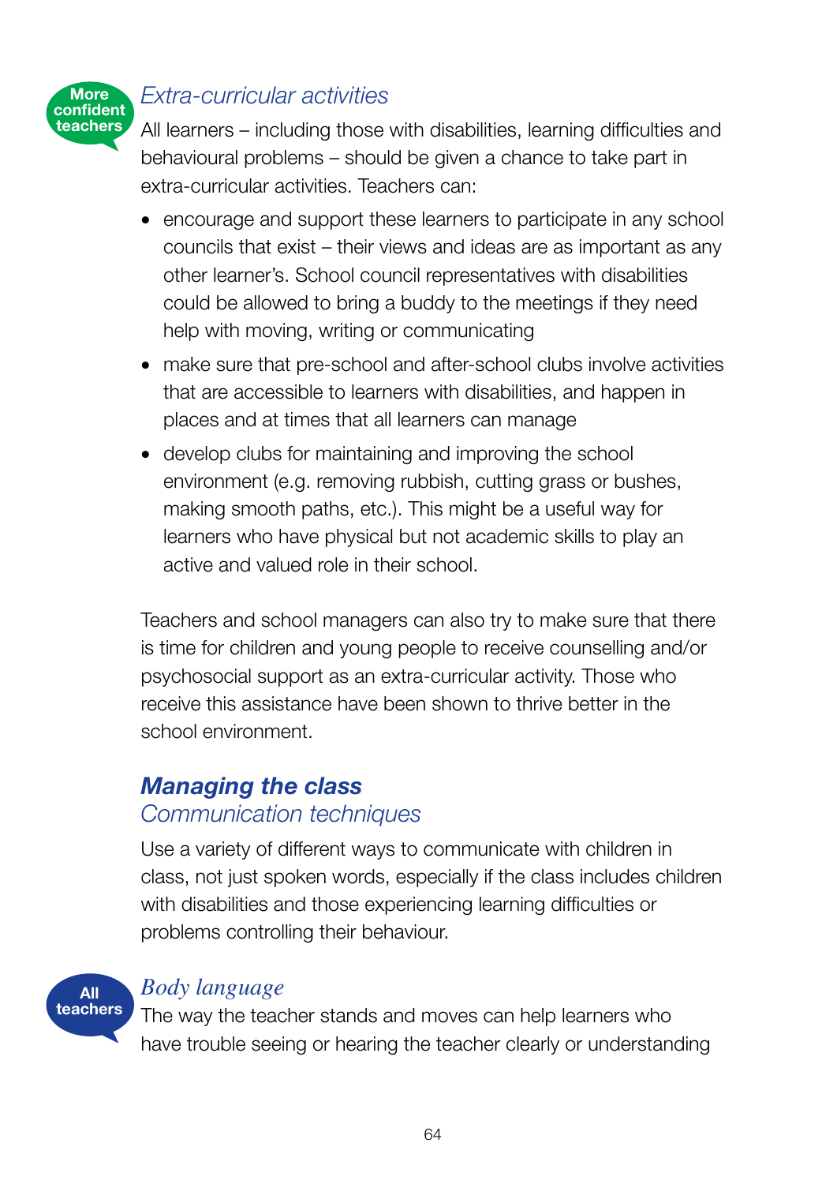More confident teachers

### *Extra-curricular activities*

All learners – including those with disabilities, learning difficulties and behavioural problems – should be given a chance to take part in extra-curricular activities. Teachers can:

- encourage and support these learners to participate in any school councils that exist – their views and ideas are as important as any other learner's. School council representatives with disabilities could be allowed to bring a buddy to the meetings if they need help with moving, writing or communicating
- make sure that pre-school and after-school clubs involve activities that are accessible to learners with disabilities, and happen in places and at times that all learners can manage
- develop clubs for maintaining and improving the school environment (e.g. removing rubbish, cutting grass or bushes, making smooth paths, etc.). This might be a useful way for learners who have physical but not academic skills to play an active and valued role in their school.

Teachers and school managers can also try to make sure that there is time for children and young people to receive counselling and/or psychosocial support as an extra-curricular activity. Those who receive this assistance have been shown to thrive better in the school environment.

## ***Managing the class***

### *Communication techniques*

Use a variety of different ways to communicate with children in class, not just spoken words, especially if the class includes children with disabilities and those experiencing learning difficulties or problems controlling their behaviour.

All teachers

### *Body language*

The way the teacher stands and moves can help learners who have trouble seeing or hearing the teacher clearly or understanding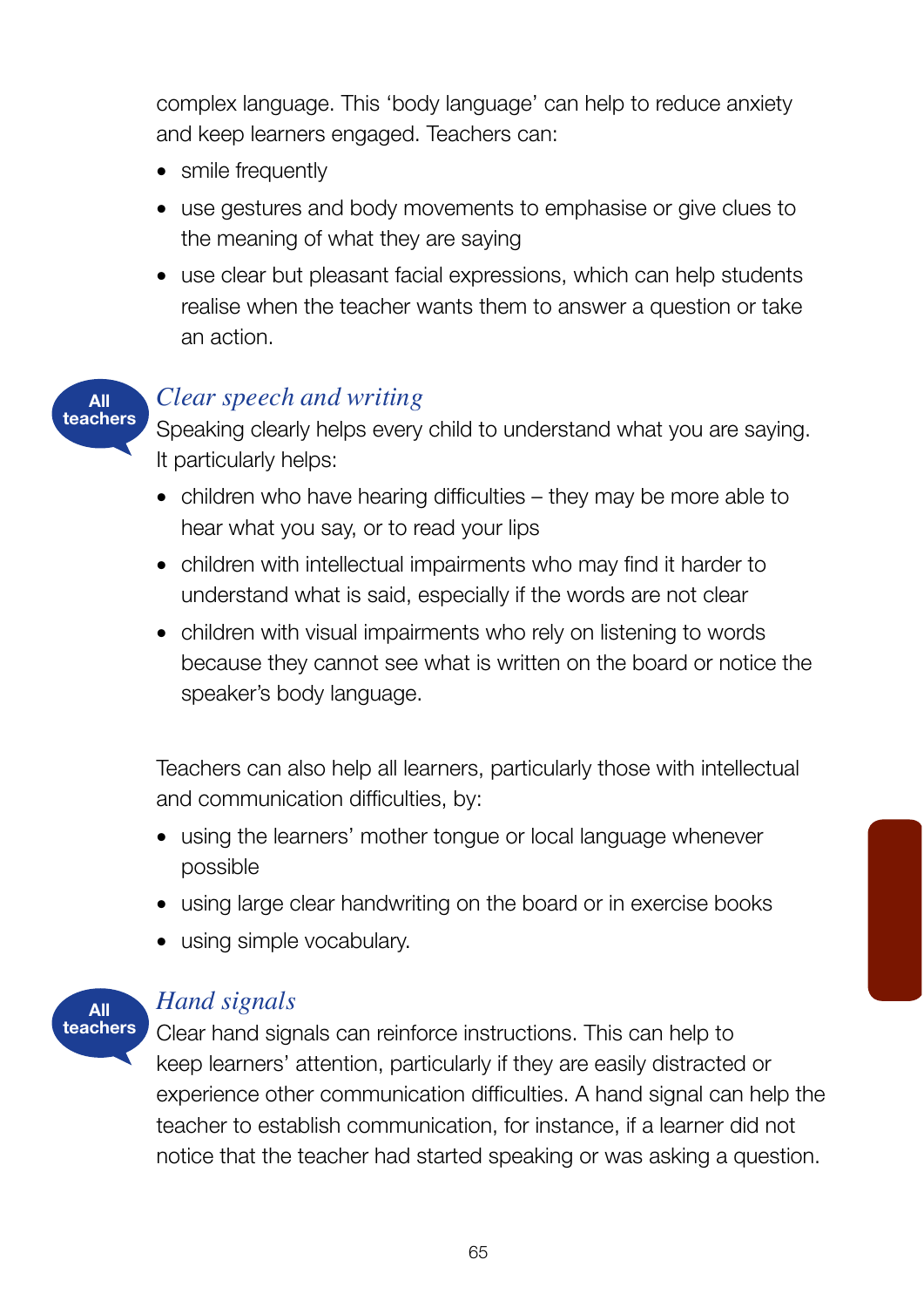complex language. This 'body language' can help to reduce anxiety and keep learners engaged. Teachers can:

- smile frequently
- use gestures and body movements to emphasise or give clues to the meaning of what they are saying
- use clear but pleasant facial expressions, which can help students realise when the teacher wants them to answer a question or take an action.

All teachers

### *Clear speech and writing*

Speaking clearly helps every child to understand what you are saying. It particularly helps:

- children who have hearing difficulties – they may be more able to hear what you say, or to read your lips
- children with intellectual impairments who may find it harder to understand what is said, especially if the words are not clear
- children with visual impairments who rely on listening to words because they cannot see what is written on the board or notice the speaker's body language.

Teachers can also help all learners, particularly those with intellectual and communication difficulties, by:

- using the learners' mother tongue or local language whenever possible
- using large clear handwriting on the board or in exercise books
- using simple vocabulary.

All teachers

### *Hand signals*

Clear hand signals can reinforce instructions. This can help to keep learners' attention, particularly if they are easily distracted or experience other communication difficulties. A hand signal can help the teacher to establish communication, for instance, if a learner did not notice that the teacher had started speaking or was asking a question.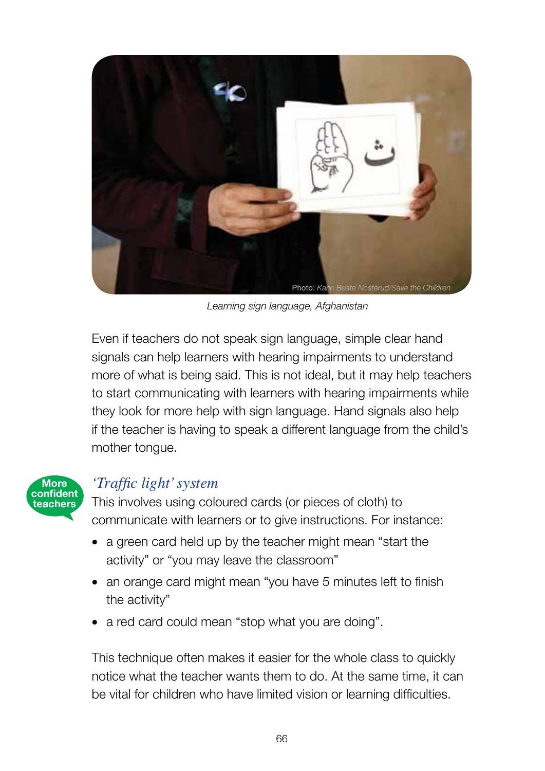Photo: Karin Beate Nosterud/Save the Children

*Learning sign language, Afghanistan*

Even if teachers do not speak sign language, simple clear hand signals can help learners with hearing impairments to understand more of what is being said. This is not ideal, but it may help teachers to start communicating with learners with hearing impairments while they look for more help with sign language. Hand signals also help if the teacher is having to speak a different language from the child's mother tongue.

**More confident teachers**

### *'Traffic light' system*

This involves using coloured cards (or pieces of cloth) to communicate with learners or to give instructions. For instance:

- a green card held up by the teacher might mean "start the activity" or "you may leave the classroom"
- an orange card might mean "you have 5 minutes left to finish the activity"
- a red card could mean "stop what you are doing".

This technique often makes it easier for the whole class to quickly notice what the teacher wants them to do. At the same time, it can be vital for children who have limited vision or learning difficulties.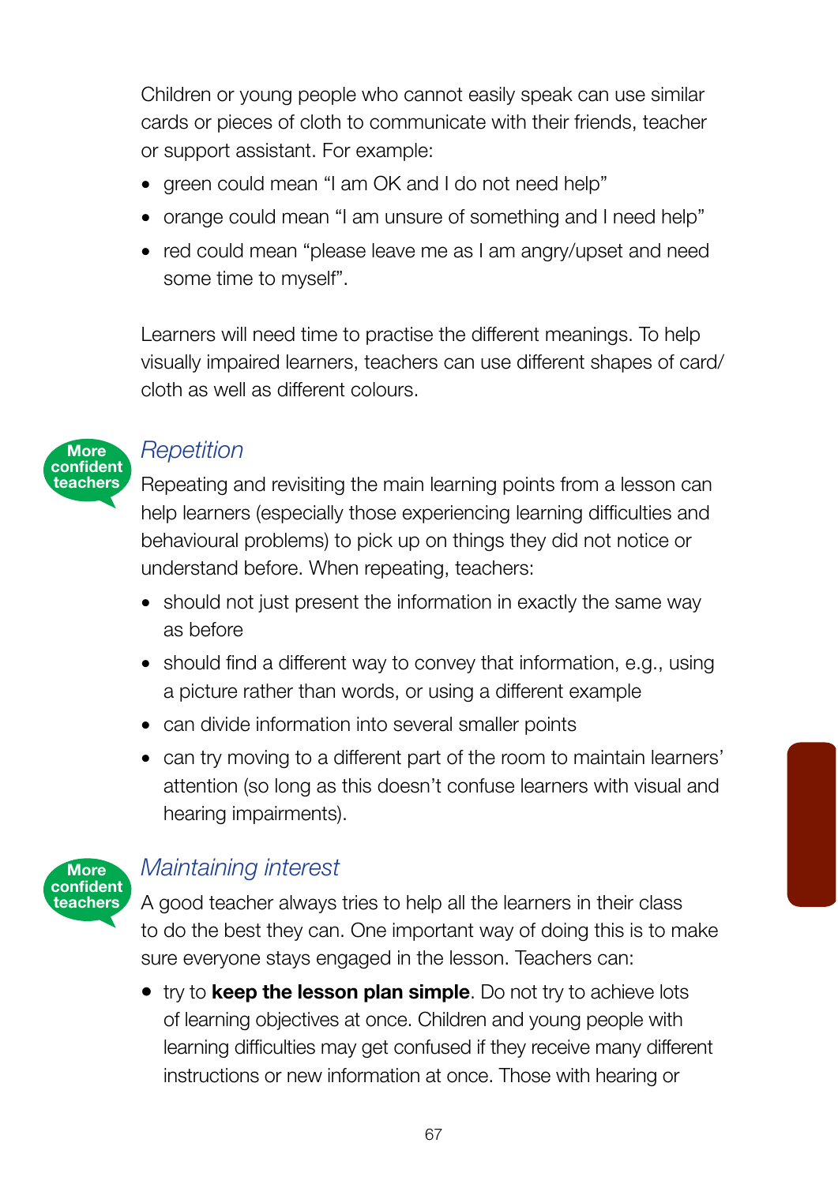Children or young people who cannot easily speak can use similar cards or pieces of cloth to communicate with their friends, teacher or support assistant. For example:

- green could mean "I am OK and I do not need help"
- orange could mean "I am unsure of something and I need help"
- red could mean "please leave me as I am angry/upset and need some time to myself".

Learners will need time to practise the different meanings. To help visually impaired learners, teachers can use different shapes of card/cloth as well as different colours.

More confident teachers

### *Repetition*

Repeating and revisiting the main learning points from a lesson can help learners (especially those experiencing learning difficulties and behavioural problems) to pick up on things they did not notice or understand before. When repeating, teachers:

- should not just present the information in exactly the same way as before
- should find a different way to convey that information, e.g., using a picture rather than words, or using a different example
- can divide information into several smaller points
- can try moving to a different part of the room to maintain learners' attention (so long as this doesn't confuse learners with visual and hearing impairments).

More confident teachers

### *Maintaining interest*

A good teacher always tries to help all the learners in their class to do the best they can. One important way of doing this is to make sure everyone stays engaged in the lesson. Teachers can:

- try to **keep the lesson plan simple**. Do not try to achieve lots of learning objectives at once. Children and young people with learning difficulties may get confused if they receive many different instructions or new information at once. Those with hearing or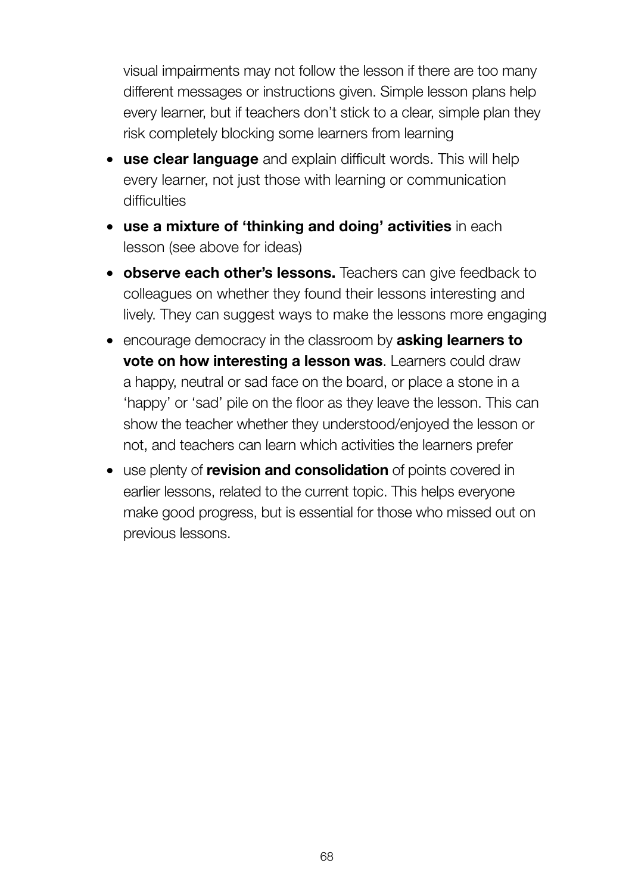visual impairments may not follow the lesson if there are too many different messages or instructions given. Simple lesson plans help every learner, but if teachers don't stick to a clear, simple plan they risk completely blocking some learners from learning

- **use clear language** and explain difficult words. This will help every learner, not just those with learning or communication difficulties
- **use a mixture of 'thinking and doing' activities** in each lesson (see above for ideas)
- **observe each other's lessons.** Teachers can give feedback to colleagues on whether they found their lessons interesting and lively. They can suggest ways to make the lessons more engaging
- encourage democracy in the classroom by **asking learners to vote on how interesting a lesson was**. Learners could draw a happy, neutral or sad face on the board, or place a stone in a 'happy' or 'sad' pile on the floor as they leave the lesson. This can show the teacher whether they understood/enjoyed the lesson or not, and teachers can learn which activities the learners prefer
- use plenty of **revision and consolidation** of points covered in earlier lessons, related to the current topic. This helps everyone make good progress, but is essential for those who missed out on previous lessons.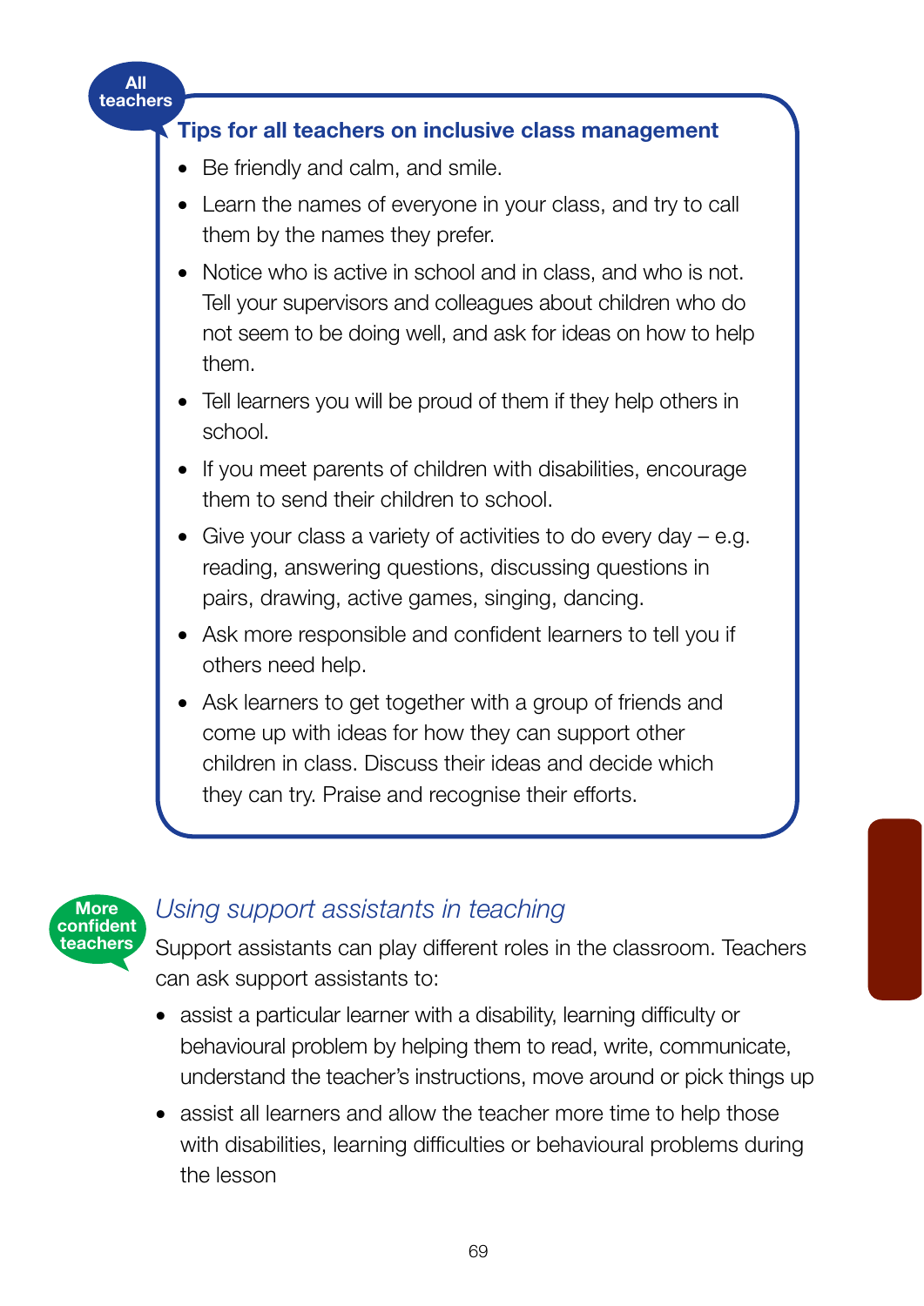All teachers

### Tips for all teachers on inclusive class management

- Be friendly and calm, and smile.
- Learn the names of everyone in your class, and try to call them by the names they prefer.
- Notice who is active in school and in class, and who is not. Tell your supervisors and colleagues about children who do not seem to be doing well, and ask for ideas on how to help them.
- Tell learners you will be proud of them if they help others in school.
- If you meet parents of children with disabilities, encourage them to send their children to school.
- Give your class a variety of activities to do every day – e.g. reading, answering questions, discussing questions in pairs, drawing, active games, singing, dancing.
- Ask more responsible and confident learners to tell you if others need help.
- Ask learners to get together with a group of friends and come up with ideas for how they can support other children in class. Discuss their ideas and decide which they can try. Praise and recognise their efforts.

More confident teachers

## *Using support assistants in teaching*

Support assistants can play different roles in the classroom. Teachers can ask support assistants to:

- assist a particular learner with a disability, learning difficulty or behavioural problem by helping them to read, write, communicate, understand the teacher's instructions, move around or pick things up
- assist all learners and allow the teacher more time to help those with disabilities, learning difficulties or behavioural problems during the lesson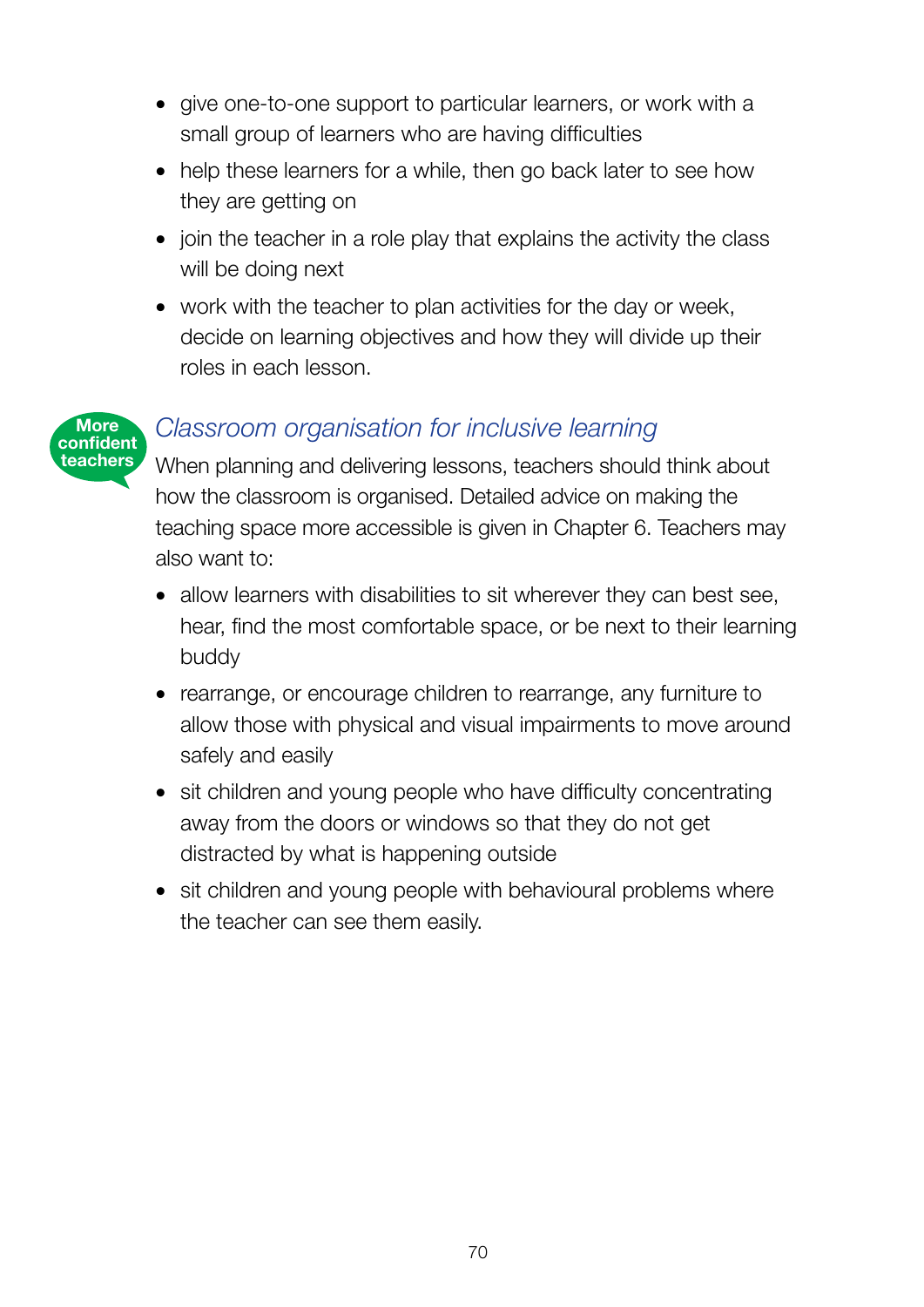- give one-to-one support to particular learners, or work with a small group of learners who are having difficulties
- help these learners for a while, then go back later to see how they are getting on
- join the teacher in a role play that explains the activity the class will be doing next
- work with the teacher to plan activities for the day or week, decide on learning objectives and how they will divide up their roles in each lesson.

More confident teachers

## *Classroom organisation for inclusive learning*

When planning and delivering lessons, teachers should think about how the classroom is organised. Detailed advice on making the teaching space more accessible is given in Chapter 6. Teachers may also want to:

- allow learners with disabilities to sit wherever they can best see, hear, find the most comfortable space, or be next to their learning buddy
- rearrange, or encourage children to rearrange, any furniture to allow those with physical and visual impairments to move around safely and easily
- sit children and young people who have difficulty concentrating away from the doors or windows so that they do not get distracted by what is happening outside
- sit children and young people with behavioural problems where the teacher can see them easily.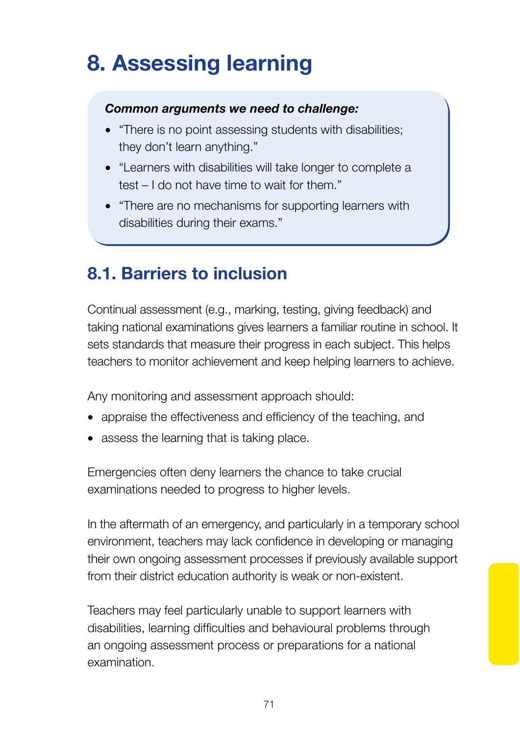# 8. Assessing learning

***Common arguments we need to challenge:***

- "There is no point assessing students with disabilities; they don't learn anything."
- "Learners with disabilities will take longer to complete a test – I do not have time to wait for them."
- "There are no mechanisms for supporting learners with disabilities during their exams."

## 8.1. Barriers to inclusion

Continual assessment (e.g., marking, testing, giving feedback) and taking national examinations gives learners a familiar routine in school. It sets standards that measure their progress in each subject. This helps teachers to monitor achievement and keep helping learners to achieve.

Any monitoring and assessment approach should:

- appraise the effectiveness and efficiency of the teaching, and
- assess the learning that is taking place.

Emergencies often deny learners the chance to take crucial examinations needed to progress to higher levels.

In the aftermath of an emergency, and particularly in a temporary school environment, teachers may lack confidence in developing or managing their own ongoing assessment processes if previously available support from their district education authority is weak or non-existent.

Teachers may feel particularly unable to support learners with disabilities, learning difficulties and behavioural problems through an ongoing assessment process or preparations for a national examination.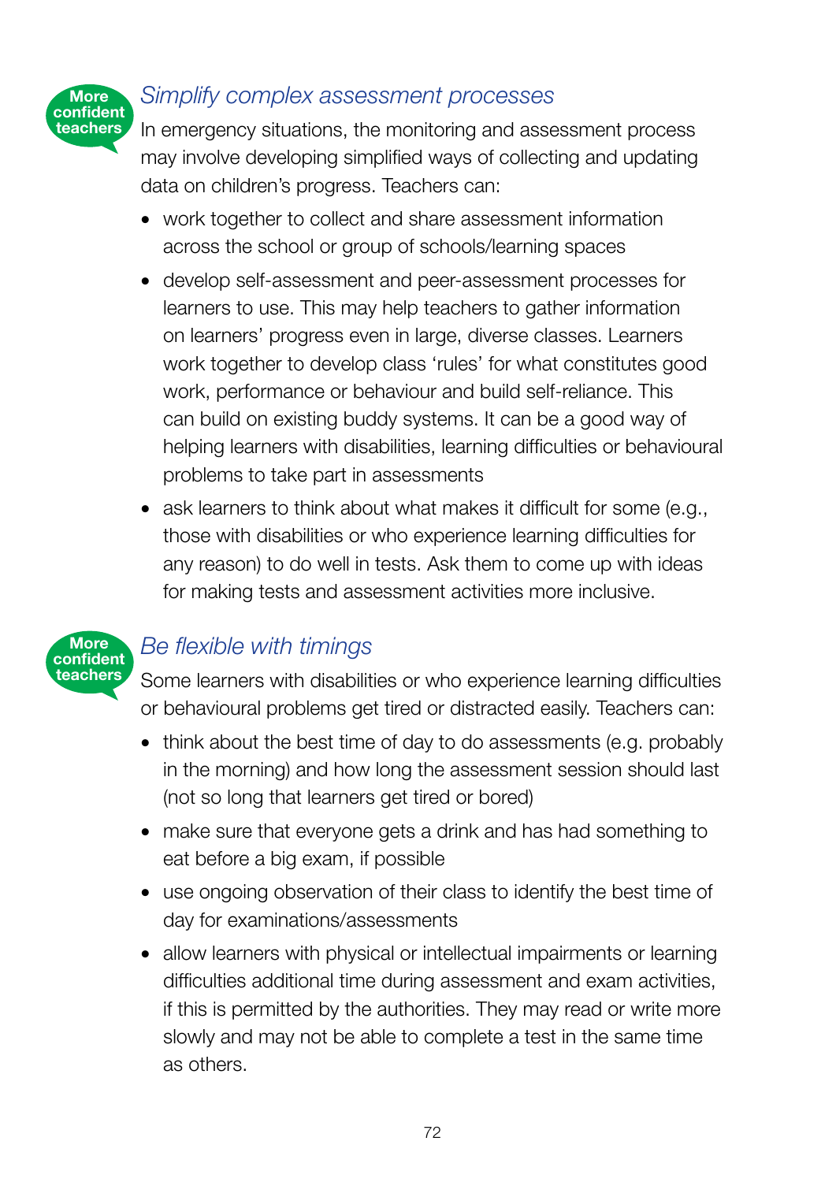More confident teachers

### *Simplify complex assessment processes*

In emergency situations, the monitoring and assessment process may involve developing simplified ways of collecting and updating data on children's progress. Teachers can:

- work together to collect and share assessment information across the school or group of schools/learning spaces
- develop self-assessment and peer-assessment processes for learners to use. This may help teachers to gather information on learners' progress even in large, diverse classes. Learners work together to develop class 'rules' for what constitutes good work, performance or behaviour and build self-reliance. This can build on existing buddy systems. It can be a good way of helping learners with disabilities, learning difficulties or behavioural problems to take part in assessments
- ask learners to think about what makes it difficult for some (e.g., those with disabilities or who experience learning difficulties for any reason) to do well in tests. Ask them to come up with ideas for making tests and assessment activities more inclusive.

More confident teachers

### *Be flexible with timings*

Some learners with disabilities or who experience learning difficulties or behavioural problems get tired or distracted easily. Teachers can:

- think about the best time of day to do assessments (e.g. probably in the morning) and how long the assessment session should last (not so long that learners get tired or bored)
- make sure that everyone gets a drink and has had something to eat before a big exam, if possible
- use ongoing observation of their class to identify the best time of day for examinations/assessments
- allow learners with physical or intellectual impairments or learning difficulties additional time during assessment and exam activities, if this is permitted by the authorities. They may read or write more slowly and may not be able to complete a test in the same time as others.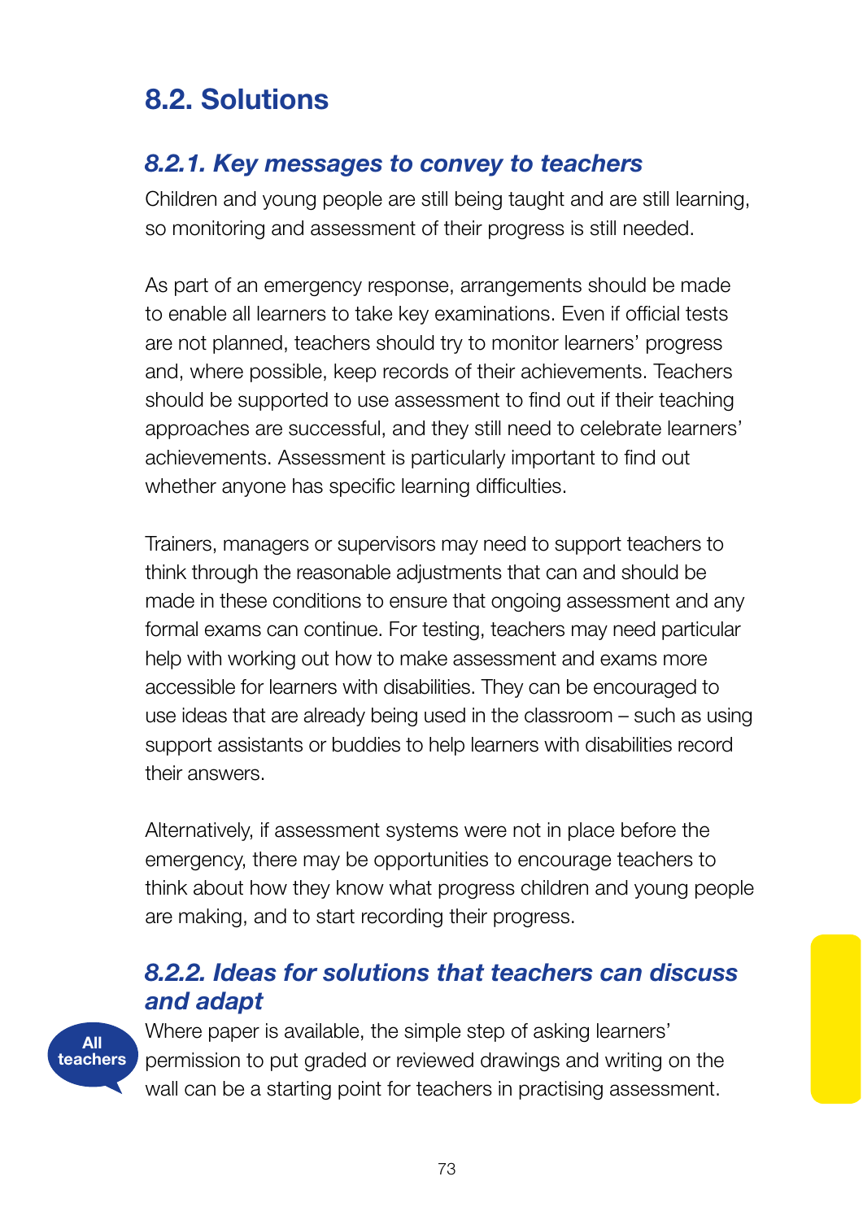## 8.2. Solutions

### *8.2.1. Key messages to convey to teachers*

Children and young people are still being taught and are still learning, so monitoring and assessment of their progress is still needed.

As part of an emergency response, arrangements should be made to enable all learners to take key examinations. Even if official tests are not planned, teachers should try to monitor learners' progress and, where possible, keep records of their achievements. Teachers should be supported to use assessment to find out if their teaching approaches are successful, and they still need to celebrate learners' achievements. Assessment is particularly important to find out whether anyone has specific learning difficulties.

Trainers, managers or supervisors may need to support teachers to think through the reasonable adjustments that can and should be made in these conditions to ensure that ongoing assessment and any formal exams can continue. For testing, teachers may need particular help with working out how to make assessment and exams more accessible for learners with disabilities. They can be encouraged to use ideas that are already being used in the classroom – such as using support assistants or buddies to help learners with disabilities record their answers.

Alternatively, if assessment systems were not in place before the emergency, there may be opportunities to encourage teachers to think about how they know what progress children and young people are making, and to start recording their progress.

### *8.2.2. Ideas for solutions that teachers can discuss and adapt*

All teachers

Where paper is available, the simple step of asking learners' permission to put graded or reviewed drawings and writing on the wall can be a starting point for teachers in practising assessment.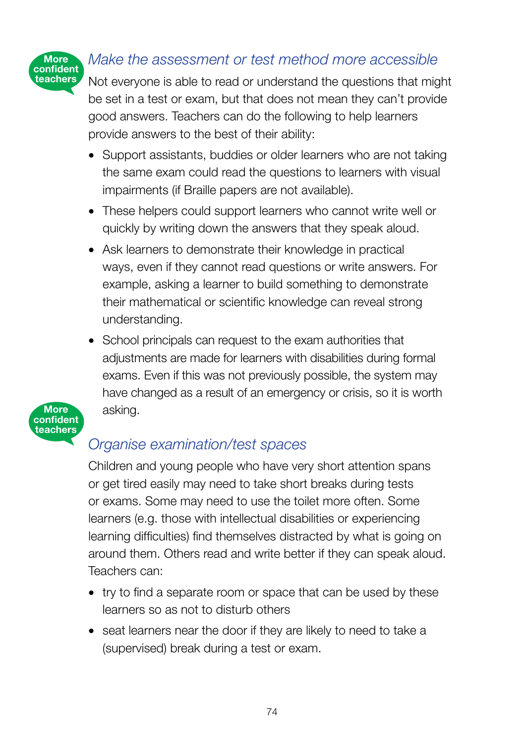More confident teachers

### *Make the assessment or test method more accessible*

Not everyone is able to read or understand the questions that might be set in a test or exam, but that does not mean they can't provide good answers. Teachers can do the following to help learners provide answers to the best of their ability:

- Support assistants, buddies or older learners who are not taking the same exam could read the questions to learners with visual impairments (if Braille papers are not available).
- These helpers could support learners who cannot write well or quickly by writing down the answers that they speak aloud.
- Ask learners to demonstrate their knowledge in practical ways, even if they cannot read questions or write answers. For example, asking a learner to build something to demonstrate their mathematical or scientific knowledge can reveal strong understanding.
- School principals can request to the exam authorities that adjustments are made for learners with disabilities during formal exams. Even if this was not previously possible, the system may have changed as a result of an emergency or crisis, so it is worth asking.

More confident teachers

### *Organise examination/test spaces*

Children and young people who have very short attention spans or get tired easily may need to take short breaks during tests or exams. Some may need to use the toilet more often. Some learners (e.g. those with intellectual disabilities or experiencing learning difficulties) find themselves distracted by what is going on around them. Others read and write better if they can speak aloud. Teachers can:

- try to find a separate room or space that can be used by these learners so as not to disturb others
- seat learners near the door if they are likely to need to take a (supervised) break during a test or exam.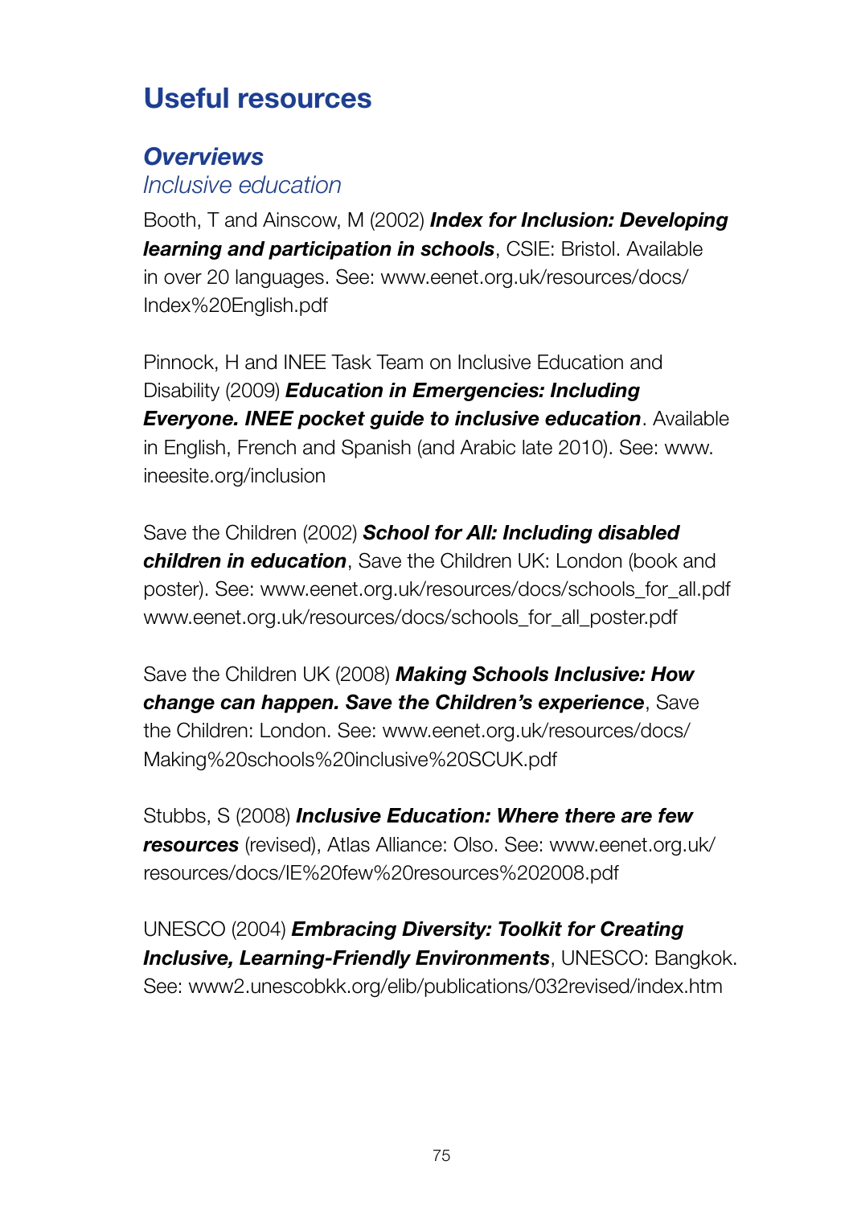# Useful resources

## *Overviews*

### *Inclusive education*

Booth, T and Ainscow, M (2002) ***Index for Inclusion: Developing learning and participation in schools***, CSIE: Bristol. Available in over 20 languages. See: www.eenet.org.uk/resources/docs/Index%20English.pdf

Pinnock, H and INEE Task Team on Inclusive Education and Disability (2009) ***Education in Emergencies: Including Everyone. INEE pocket guide to inclusive education***. Available in English, French and Spanish (and Arabic late 2010). See: www.ineesite.org/inclusion

Save the Children (2002) ***School for All: Including disabled children in education***, Save the Children UK: London (book and poster). See: www.eenet.org.uk/resources/docs/schools_for_all.pdf www.eenet.org.uk/resources/docs/schools_for_all_poster.pdf

Save the Children UK (2008) ***Making Schools Inclusive: How change can happen. Save the Children's experience***, Save the Children: London. See: www.eenet.org.uk/resources/docs/Making%20schools%20inclusive%20SCUK.pdf

Stubbs, S (2008) ***Inclusive Education: Where there are few resources*** (revised), Atlas Alliance: Olso. See: www.eenet.org.uk/resources/docs/IE%20few%20resources%202008.pdf

UNESCO (2004) ***Embracing Diversity: Toolkit for Creating Inclusive, Learning-Friendly Environments***, UNESCO: Bangkok. See: www2.unescobkk.org/elib/publications/032revised/index.htm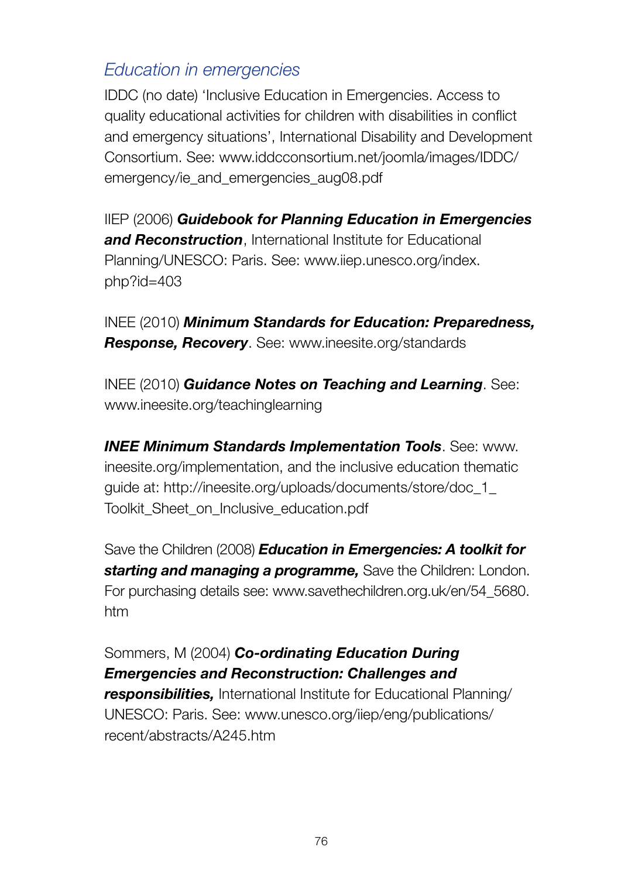## *Education in emergencies*

IDDC (no date) 'Inclusive Education in Emergencies. Access to quality educational activities for children with disabilities in conflict and emergency situations', International Disability and Development Consortium. See: www.iddcconsortium.net/joomla/images/IDDC/emergency/ie_and_emergencies_aug08.pdf

IIEP (2006) ***Guidebook for Planning Education in Emergencies and Reconstruction***, International Institute for Educational Planning/UNESCO: Paris. See: www.iiep.unesco.org/index.php?id=403

INEE (2010) ***Minimum Standards for Education: Preparedness, Response, Recovery***. See: www.ineesite.org/standards

INEE (2010) ***Guidance Notes on Teaching and Learning***. See: www.ineesite.org/teachinglearning

***INEE Minimum Standards Implementation Tools***. See: www.ineesite.org/implementation, and the inclusive education thematic guide at: http://ineesite.org/uploads/documents/store/doc_1_Toolkit_Sheet_on_Inclusive_education.pdf

Save the Children (2008) ***Education in Emergencies: A toolkit for starting and managing a programme,*** Save the Children: London. For purchasing details see: www.savethechildren.org.uk/en/54_5680.htm

Sommers, M (2004) ***Co-ordinating Education During Emergencies and Reconstruction: Challenges and responsibilities,*** International Institute for Educational Planning/UNESCO: Paris. See: www.unesco.org/iiep/eng/publications/recent/abstracts/A245.htm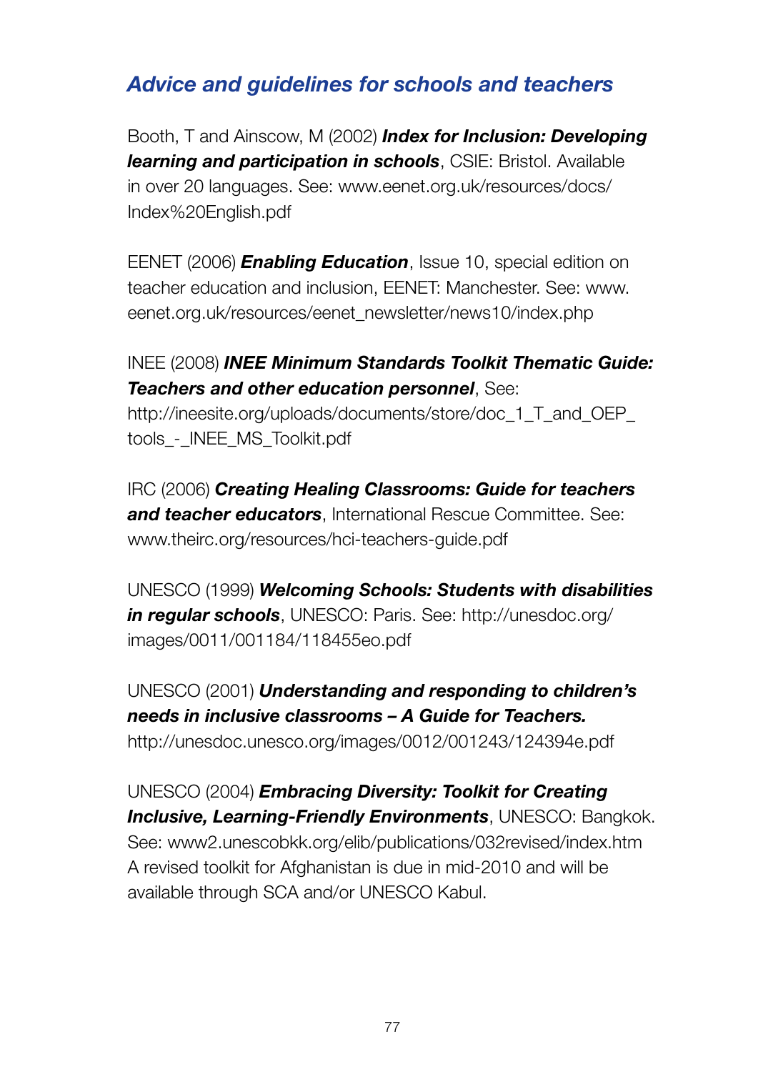## *Advice and guidelines for schools and teachers*

Booth, T and Ainscow, M (2002) ***Index for Inclusion: Developing learning and participation in schools***, CSIE: Bristol. Available in over 20 languages. See: www.eenet.org.uk/resources/docs/Index%20English.pdf

EENET (2006) ***Enabling Education***, Issue 10, special edition on teacher education and inclusion, EENET: Manchester. See: www.eenet.org.uk/resources/eenet_newsletter/news10/index.php

INEE (2008) ***INEE Minimum Standards Toolkit Thematic Guide: Teachers and other education personnel***, See: http://ineesite.org/uploads/documents/store/doc_1_T_and_OEP_tools_-_INEE_MS_Toolkit.pdf

IRC (2006) ***Creating Healing Classrooms: Guide for teachers and teacher educators***, International Rescue Committee. See: www.theirc.org/resources/hci-teachers-guide.pdf

UNESCO (1999) ***Welcoming Schools: Students with disabilities in regular schools***, UNESCO: Paris. See: http://unesdoc.org/images/0011/001184/118455eo.pdf

UNESCO (2001) ***Understanding and responding to children's needs in inclusive classrooms – A Guide for Teachers.*** http://unesdoc.unesco.org/images/0012/001243/124394e.pdf

UNESCO (2004) ***Embracing Diversity: Toolkit for Creating Inclusive, Learning-Friendly Environments***, UNESCO: Bangkok. See: www2.unescobkk.org/elib/publications/032revised/index.htm A revised toolkit for Afghanistan is due in mid-2010 and will be available through SCA and/or UNESCO Kabul.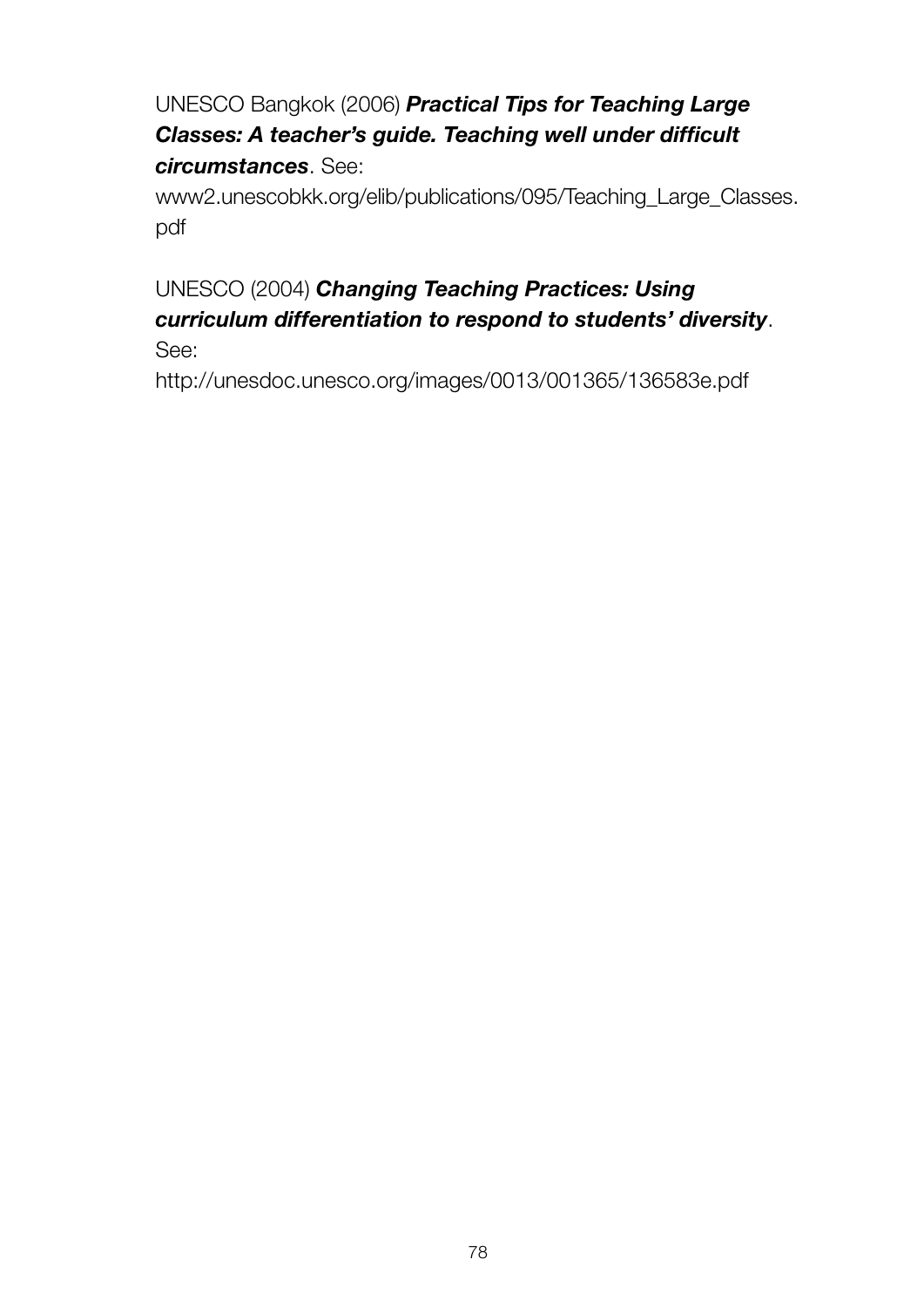UNESCO Bangkok (2006) ***Practical Tips for Teaching Large Classes: A teacher's guide. Teaching well under difficult circumstances***. See: www2.unescobkk.org/elib/publications/095/Teaching_Large_Classes.pdf

UNESCO (2004) ***Changing Teaching Practices: Using curriculum differentiation to respond to students' diversity***. See: http://unesdoc.unesco.org/images/0013/001365/136583e.pdf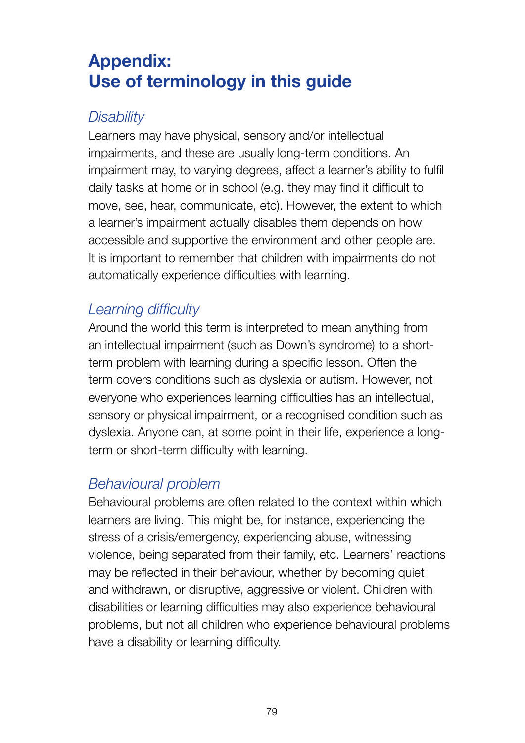# Appendix: Use of terminology in this guide

### *Disability*

Learners may have physical, sensory and/or intellectual impairments, and these are usually long-term conditions. An impairment may, to varying degrees, affect a learner's ability to fulfil daily tasks at home or in school (e.g. they may find it difficult to move, see, hear, communicate, etc). However, the extent to which a learner's impairment actually disables them depends on how accessible and supportive the environment and other people are. It is important to remember that children with impairments do not automatically experience difficulties with learning.

### *Learning difficulty*

Around the world this term is interpreted to mean anything from an intellectual impairment (such as Down's syndrome) to a short-term problem with learning during a specific lesson. Often the term covers conditions such as dyslexia or autism. However, not everyone who experiences learning difficulties has an intellectual, sensory or physical impairment, or a recognised condition such as dyslexia. Anyone can, at some point in their life, experience a long-term or short-term difficulty with learning.

### *Behavioural problem*

Behavioural problems are often related to the context within which learners are living. This might be, for instance, experiencing the stress of a crisis/emergency, experiencing abuse, witnessing violence, being separated from their family, etc. Learners' reactions may be reflected in their behaviour, whether by becoming quiet and withdrawn, or disruptive, aggressive or violent. Children with disabilities or learning difficulties may also experience behavioural problems, but not all children who experience behavioural problems have a disability or learning difficulty.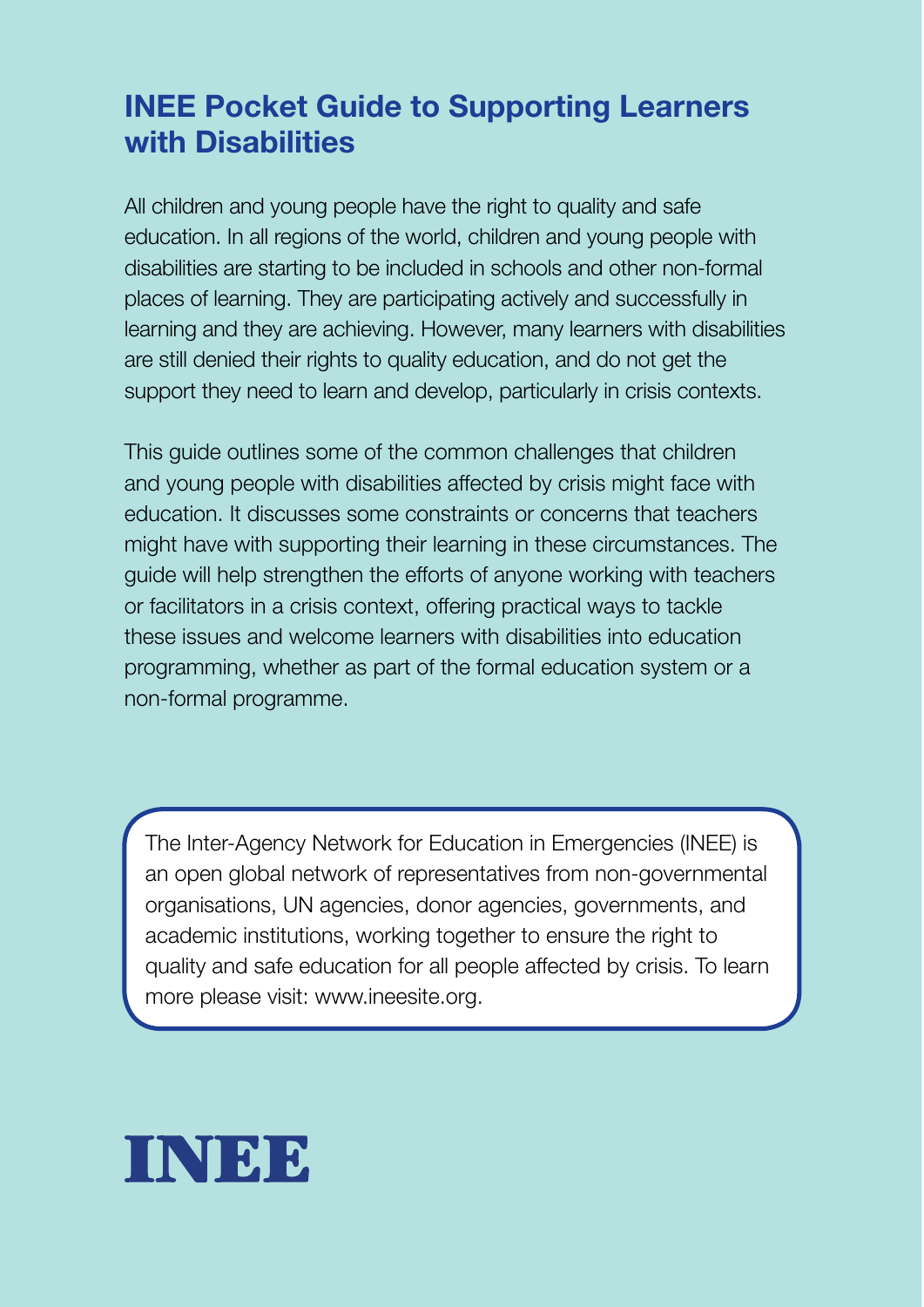## INEE Pocket Guide to Supporting Learners with Disabilities

All children and young people have the right to quality and safe education. In all regions of the world, children and young people with disabilities are starting to be included in schools and other non-formal places of learning. They are participating actively and successfully in learning and they are achieving. However, many learners with disabilities are still denied their rights to quality education, and do not get the support they need to learn and develop, particularly in crisis contexts.

This guide outlines some of the common challenges that children and young people with disabilities affected by crisis might face with education. It discusses some constraints or concerns that teachers might have with supporting their learning in these circumstances. The guide will help strengthen the efforts of anyone working with teachers or facilitators in a crisis context, offering practical ways to tackle these issues and welcome learners with disabilities into education programming, whether as part of the formal education system or a non-formal programme.

The Inter-Agency Network for Education in Emergencies (INEE) is an open global network of representatives from non-governmental organisations, UN agencies, donor agencies, governments, and academic institutions, working together to ensure the right to quality and safe education for all people affected by crisis. To learn more please visit: www.ineesite.org.

INEE